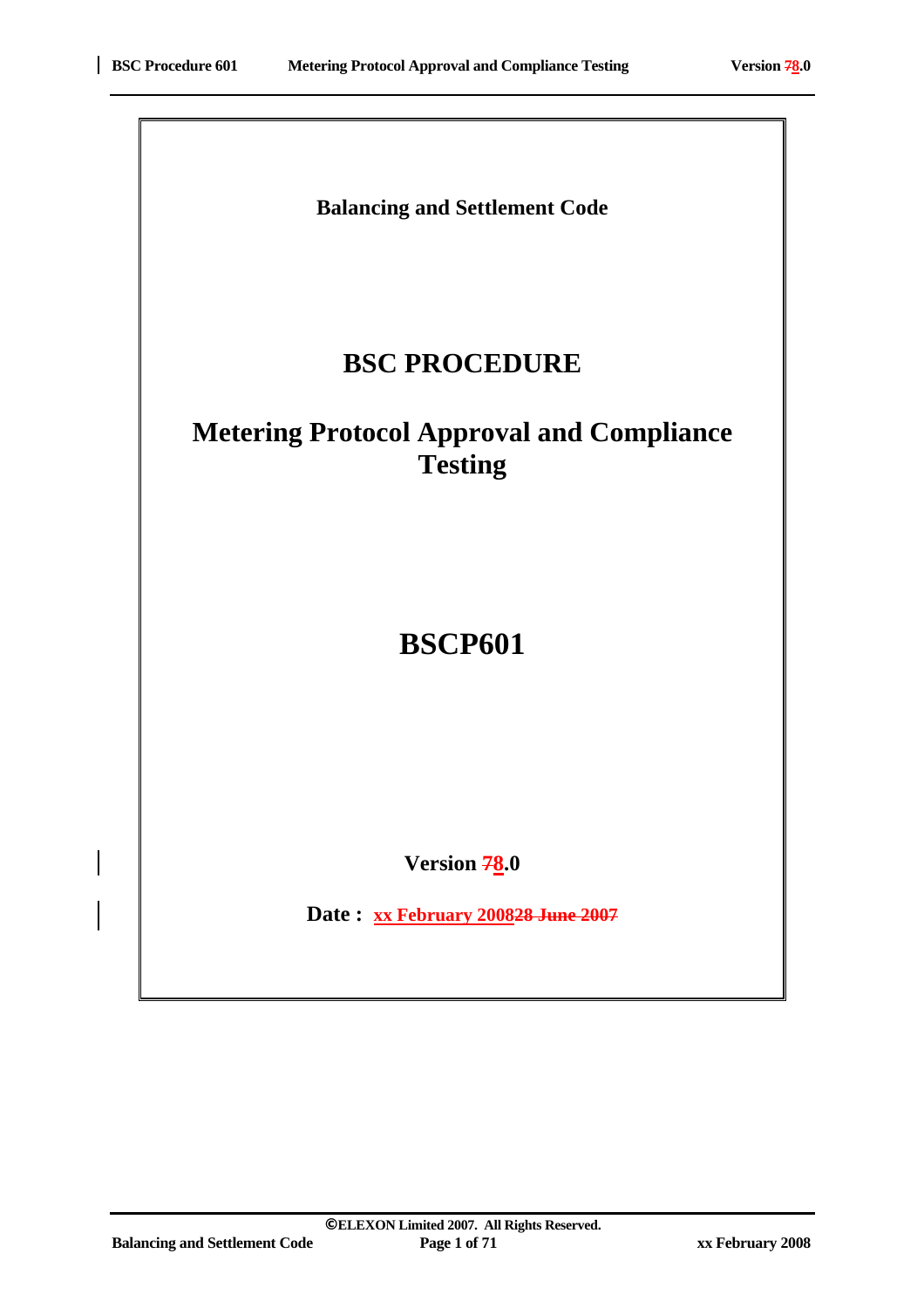**Balancing and Settlement Code**

# BSC PROCEDURE

# Metering Protocol Approval and Compliance Testing

# BSCP601

**Version ~~7~~8.0**

**Date : xx February 2008~~28 June 2007~~**

©ELEXON Limited 2007. All Rights Reserved.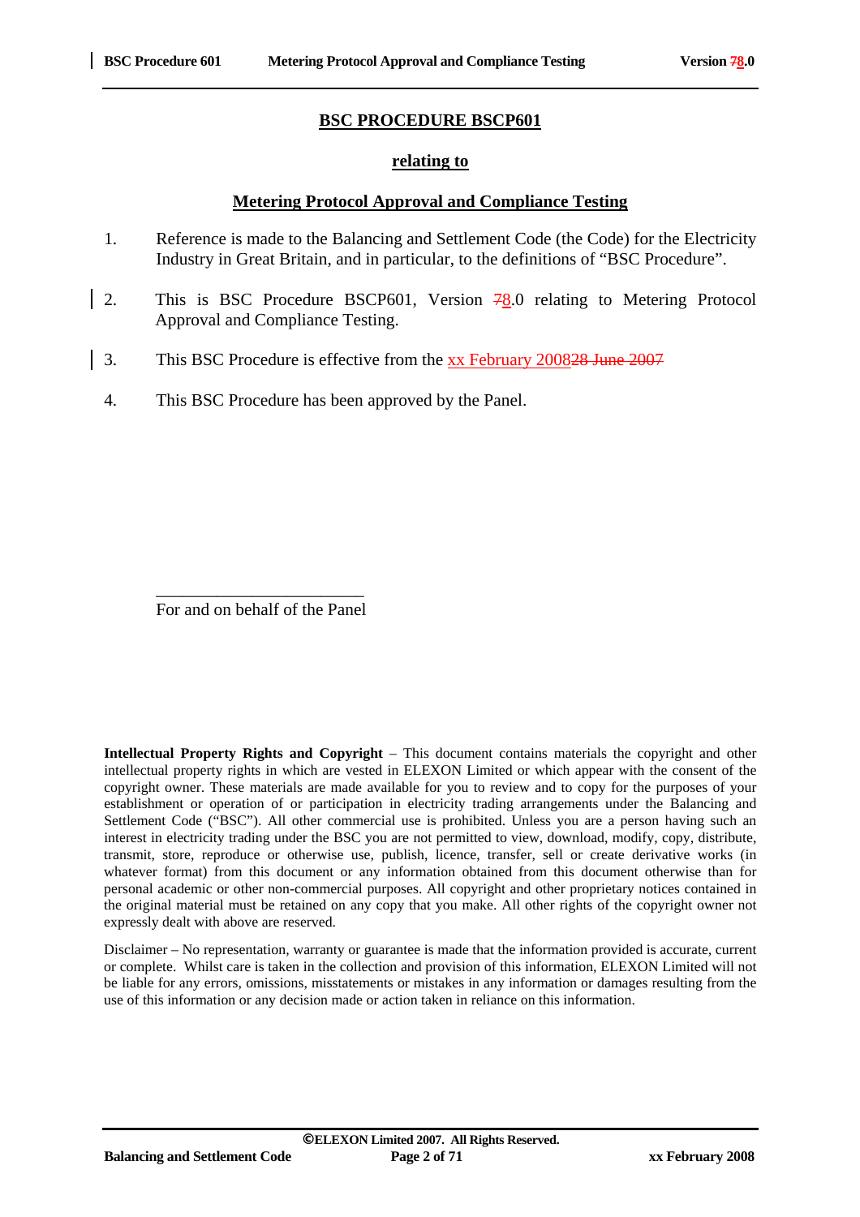# BSC PROCEDURE BSCP601

## relating to

## Metering Protocol Approval and Compliance Testing

1. Reference is made to the Balancing and Settlement Code (the Code) for the Electricity Industry in Great Britain, and in particular, to the definitions of "BSC Procedure".

2. This is BSC Procedure BSCP601, Version ~~7~~8.0 relating to Metering Protocol Approval and Compliance Testing.

3. This BSC Procedure is effective from the xx February 2008~~28 June 2007~~

4. This BSC Procedure has been approved by the Panel.

\_\_\_\_\_\_\_\_\_\_\_\_\_\_\_\_\_\_\_\_\_\_\_\_\_

For and on behalf of the Panel

**Intellectual Property Rights and Copyright** – This document contains materials the copyright and other intellectual property rights in which are vested in ELEXON Limited or which appear with the consent of the copyright owner. These materials are made available for you to review and to copy for the purposes of your establishment or operation of or participation in electricity trading arrangements under the Balancing and Settlement Code ("BSC"). All other commercial use is prohibited. Unless you are a person having such an interest in electricity trading under the BSC you are not permitted to view, download, modify, copy, distribute, transmit, store, reproduce or otherwise use, publish, licence, transfer, sell or create derivative works (in whatever format) from this document or any information obtained from this document otherwise than for personal academic or other non-commercial purposes. All copyright and other proprietary notices contained in the original material must be retained on any copy that you make. All other rights of the copyright owner not expressly dealt with above are reserved.

Disclaimer – No representation, warranty or guarantee is made that the information provided is accurate, current or complete. Whilst care is taken in the collection and provision of this information, ELEXON Limited will not be liable for any errors, omissions, misstatements or mistakes in any information or damages resulting from the use of this information or any decision made or action taken in reliance on this information.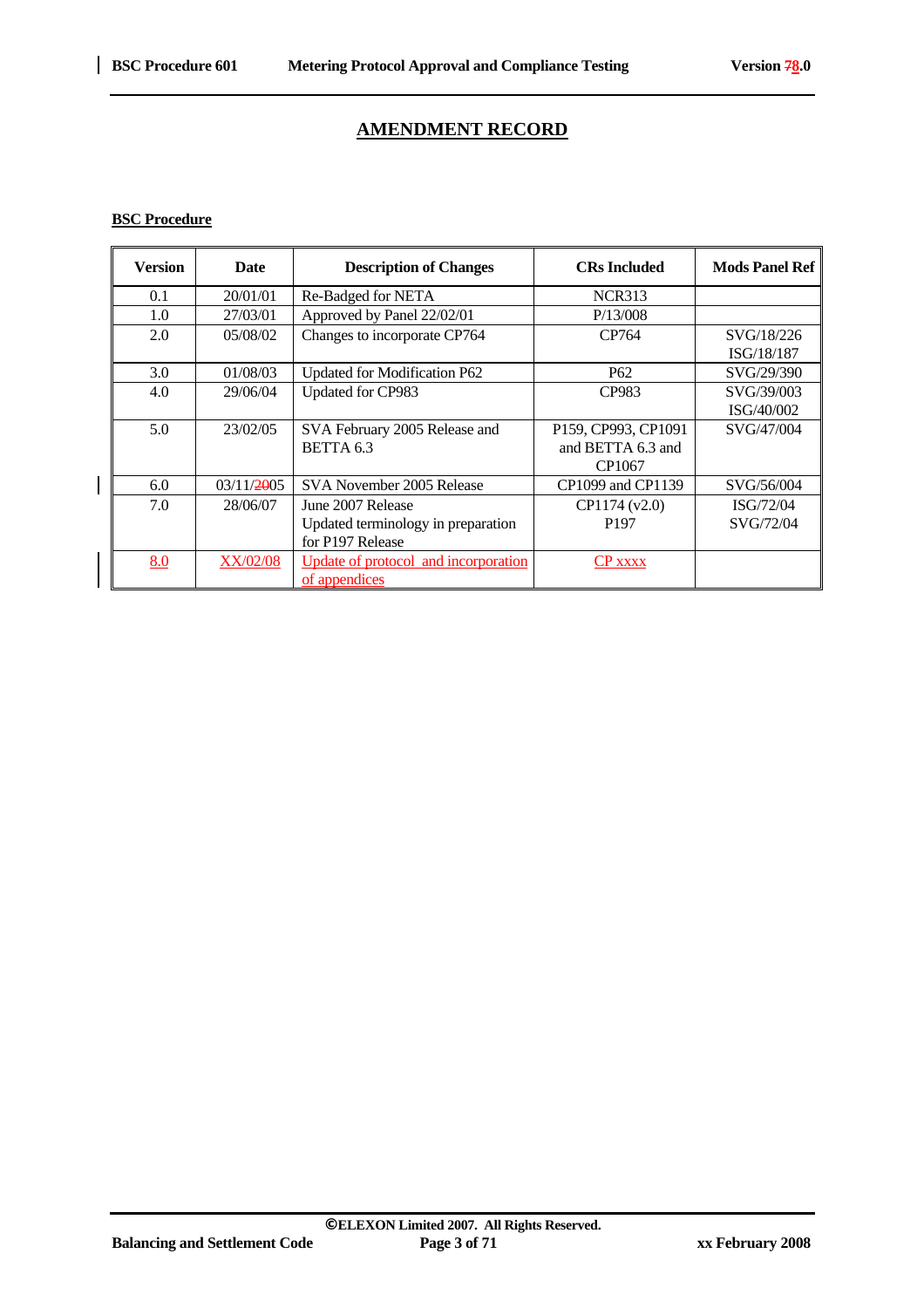# AMENDMENT RECORD

**BSC Procedure**

| Version | Date | Description of Changes | CRs Included | Mods Panel Ref |
|---|---|---|---|---|
| 0.1 | 20/01/01 | Re-Badged for NETA | NCR313 | |
| 1.0 | 27/03/01 | Approved by Panel 22/02/01 | P/13/008 | |
| 2.0 | 05/08/02 | Changes to incorporate CP764 | CP764 | SVG/18/226 ISG/18/187 |
| 3.0 | 01/08/03 | Updated for Modification P62 | P62 | SVG/29/390 |
| 4.0 | 29/06/04 | Updated for CP983 | CP983 | SVG/39/003 ISG/40/002 |
| 5.0 | 23/02/05 | SVA February 2005 Release and BETTA 6.3 | P159, CP993, CP1091 and BETTA 6.3 and CP1067 | SVG/47/004 |
| 6.0 | 03/11/2005 | SVA November 2005 Release | CP1099 and CP1139 | SVG/56/004 |
| 7.0 | 28/06/07 | June 2007 Release Updated terminology in preparation for P197 Release | CP1174 (v2.0) P197 | ISG/72/04 SVG/72/04 |
| 8.0 | XX/02/08 | Update of protocol and incorporation of appendices | CP xxxx | |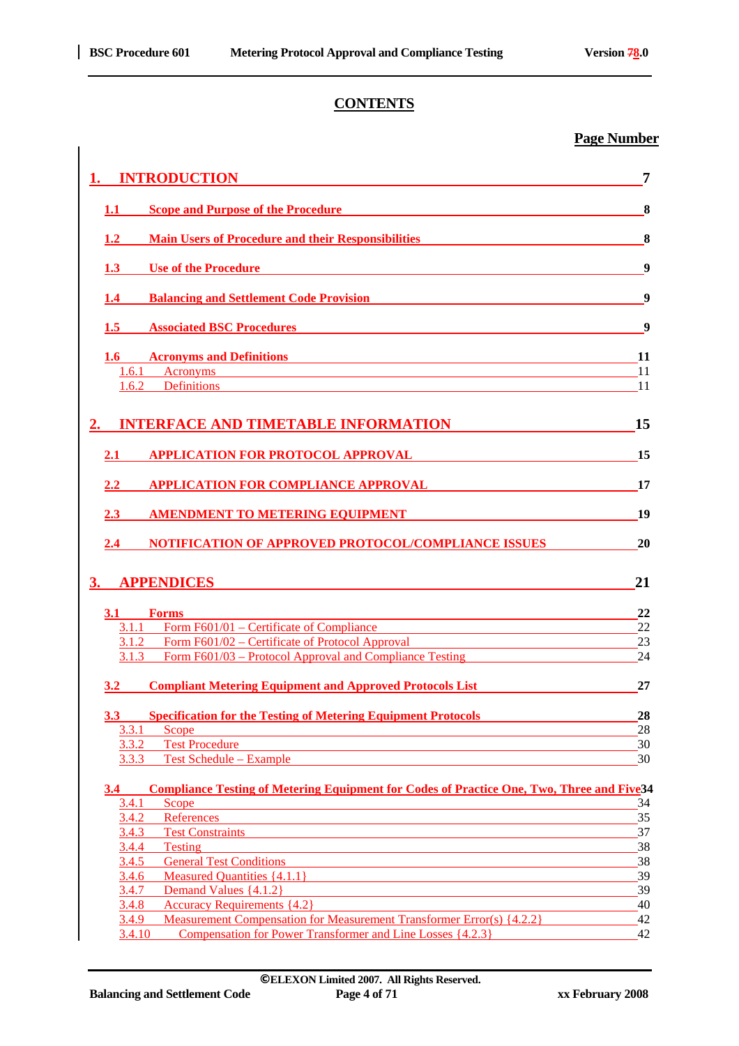## CONTENTS

**Page Number**

| | |
|---|---|
| **1. INTRODUCTION** | **7** |
| **1.1 Scope and Purpose of the Procedure** | **8** |
| **1.2 Main Users of Procedure and their Responsibilities** | **8** |
| **1.3 Use of the Procedure** | **9** |
| **1.4 Balancing and Settlement Code Provision** | **9** |
| **1.5 Associated BSC Procedures** | **9** |
| **1.6 Acronyms and Definitions** | **11** |
| 1.6.1 Acronyms | 11 |
| 1.6.2 Definitions | 11 |
| **2. INTERFACE AND TIMETABLE INFORMATION** | **15** |
| **2.1 APPLICATION FOR PROTOCOL APPROVAL** | **15** |
| **2.2 APPLICATION FOR COMPLIANCE APPROVAL** | **17** |
| **2.3 AMENDMENT TO METERING EQUIPMENT** | **19** |
| **2.4 NOTIFICATION OF APPROVED PROTOCOL/COMPLIANCE ISSUES** | **20** |
| **3. APPENDICES** | **21** |
| **3.1 Forms** | **22** |
| 3.1.1 Form F601/01 – Certificate of Compliance | 22 |
| 3.1.2 Form F601/02 – Certificate of Protocol Approval | 23 |
| 3.1.3 Form F601/03 – Protocol Approval and Compliance Testing | 24 |
| **3.2 Compliant Metering Equipment and Approved Protocols List** | **27** |
| **3.3 Specification for the Testing of Metering Equipment Protocols** | **28** |
| 3.3.1 Scope | 28 |
| 3.3.2 Test Procedure | 30 |
| 3.3.3 Test Schedule – Example | 30 |
| **3.4 Compliance Testing of Metering Equipment for Codes of Practice One, Two, Three and Five** | **34** |
| 3.4.1 Scope | 34 |
| 3.4.2 References | 35 |
| 3.4.3 Test Constraints | 37 |
| 3.4.4 Testing | 38 |
| 3.4.5 General Test Conditions | 38 |
| 3.4.6 Measured Quantities {4.1.1} | 39 |
| 3.4.7 Demand Values {4.1.2} | 39 |
| 3.4.8 Accuracy Requirements {4.2} | 40 |
| 3.4.9 Measurement Compensation for Measurement Transformer Error(s) {4.2.2} | 42 |
| 3.4.10 Compensation for Power Transformer and Line Losses {4.2.3} | 42 |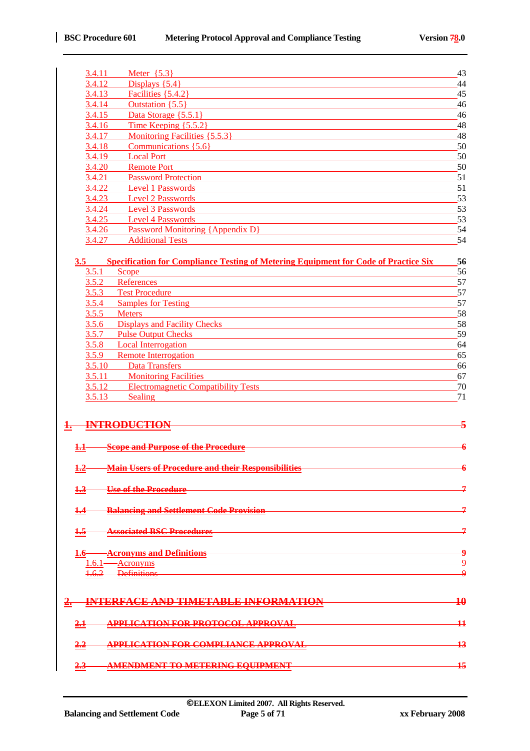3.4.11 Meter {5.3} 43
3.4.12 Displays {5.4} 44
3.4.13 Facilities {5.4.2} 45
3.4.14 Outstation {5.5} 46
3.4.15 Data Storage {5.5.1} 46
3.4.16 Time Keeping {5.5.2} 48
3.4.17 Monitoring Facilities {5.5.3} 48
3.4.18 Communications {5.6} 50
3.4.19 Local Port 50
3.4.20 Remote Port 50
3.4.21 Password Protection 51
3.4.22 Level 1 Passwords 51
3.4.23 Level 2 Passwords 53
3.4.24 Level 3 Passwords 53
3.4.25 Level 4 Passwords 53
3.4.26 Password Monitoring {Appendix D} 54
3.4.27 Additional Tests 54

**3.5 Specification for Compliance Testing of Metering Equipment for Code of Practice Six 56**

3.5.1 Scope 56
3.5.2 References 57
3.5.3 Test Procedure 57
3.5.4 Samples for Testing 57
3.5.5 Meters 58
3.5.6 Displays and Facility Checks 58
3.5.7 Pulse Output Checks 59
3.5.8 Local Interrogation 64
3.5.9 Remote Interrogation 65
3.5.10 Data Transfers 66
3.5.11 Monitoring Facilities 67
3.5.12 Electromagnetic Compatibility Tests 70
3.5.13 Sealing 71

~~**1. INTRODUCTION 5**~~

~~**1.1 Scope and Purpose of the Procedure 6**~~

~~**1.2 Main Users of Procedure and their Responsibilities 6**~~

~~**1.3 Use of the Procedure 7**~~

~~**1.4 Balancing and Settlement Code Provision 7**~~

~~**1.5 Associated BSC Procedures 7**~~

~~**1.6 Acronyms and Definitions 9**~~

~~1.6.1 Acronyms 9~~
~~1.6.2 Definitions 9~~

~~**2. INTERFACE AND TIMETABLE INFORMATION 10**~~

~~**2.1 APPLICATION FOR PROTOCOL APPROVAL 11**~~

~~**2.2 APPLICATION FOR COMPLIANCE APPROVAL 13**~~

~~**2.3 AMENDMENT TO METERING EQUIPMENT 15**~~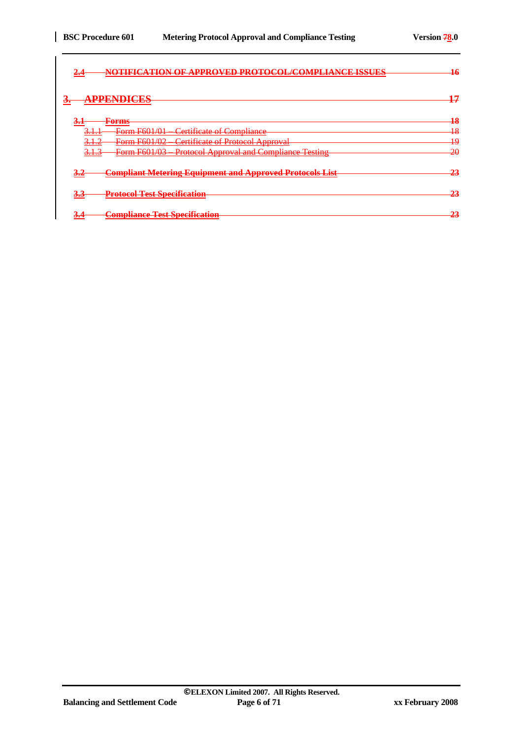2.4 NOTIFICATION OF APPROVED PROTOCOL/COMPLIANCE ISSUES 16

3. APPENDICES 17

3.1 Forms 18

3.1.1 Form F601/01 – Certificate of Compliance 18

3.1.2 Form F601/02 – Certificate of Protocol Approval 19

3.1.3 Form F601/03 – Protocol Approval and Compliance Testing 20

3.2 Compliant Metering Equipment and Approved Protocols List 23

3.3 Protocol Test Specification 23

3.4 Compliance Test Specification 23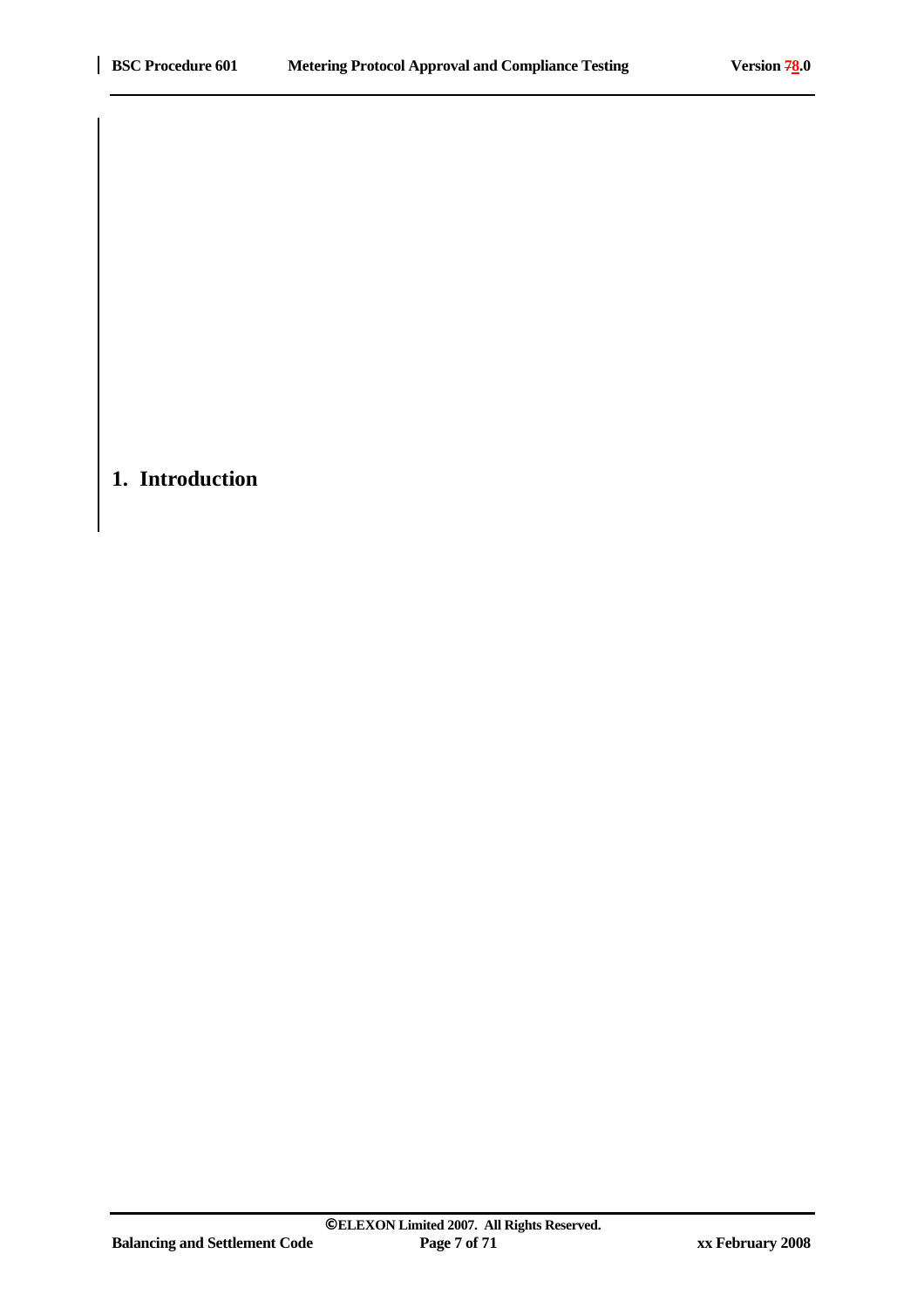# 1. Introduction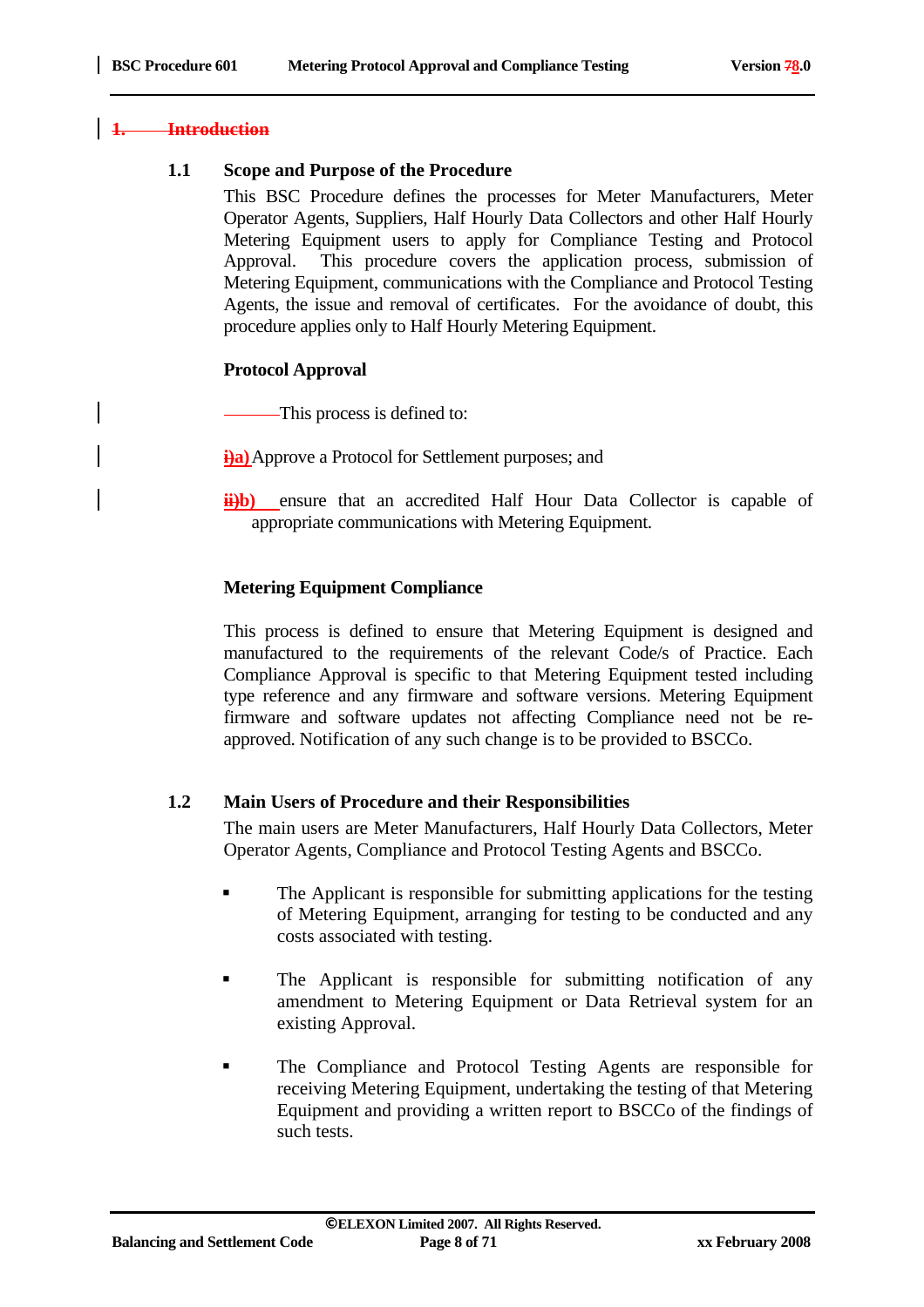# 1. Introduction

## 1.1 Scope and Purpose of the Procedure

This BSC Procedure defines the processes for Meter Manufacturers, Meter Operator Agents, Suppliers, Half Hourly Data Collectors and other Half Hourly Metering Equipment users to apply for Compliance Testing and Protocol Approval. This procedure covers the application process, submission of Metering Equipment, communications with the Compliance and Protocol Testing Agents, the issue and removal of certificates. For the avoidance of doubt, this procedure applies only to Half Hourly Metering Equipment.

**Protocol Approval**

This process is defined to:

i)a) Approve a Protocol for Settlement purposes; and

ii)b) ensure that an accredited Half Hour Data Collector is capable of appropriate communications with Metering Equipment.

**Metering Equipment Compliance**

This process is defined to ensure that Metering Equipment is designed and manufactured to the requirements of the relevant Code/s of Practice. Each Compliance Approval is specific to that Metering Equipment tested including type reference and any firmware and software versions. Metering Equipment firmware and software updates not affecting Compliance need not be re-approved. Notification of any such change is to be provided to BSCCo.

## 1.2 Main Users of Procedure and their Responsibilities

The main users are Meter Manufacturers, Half Hourly Data Collectors, Meter Operator Agents, Compliance and Protocol Testing Agents and BSCCo.

- The Applicant is responsible for submitting applications for the testing of Metering Equipment, arranging for testing to be conducted and any costs associated with testing.
- The Applicant is responsible for submitting notification of any amendment to Metering Equipment or Data Retrieval system for an existing Approval.
- The Compliance and Protocol Testing Agents are responsible for receiving Metering Equipment, undertaking the testing of that Metering Equipment and providing a written report to BSCCo of the findings of such tests.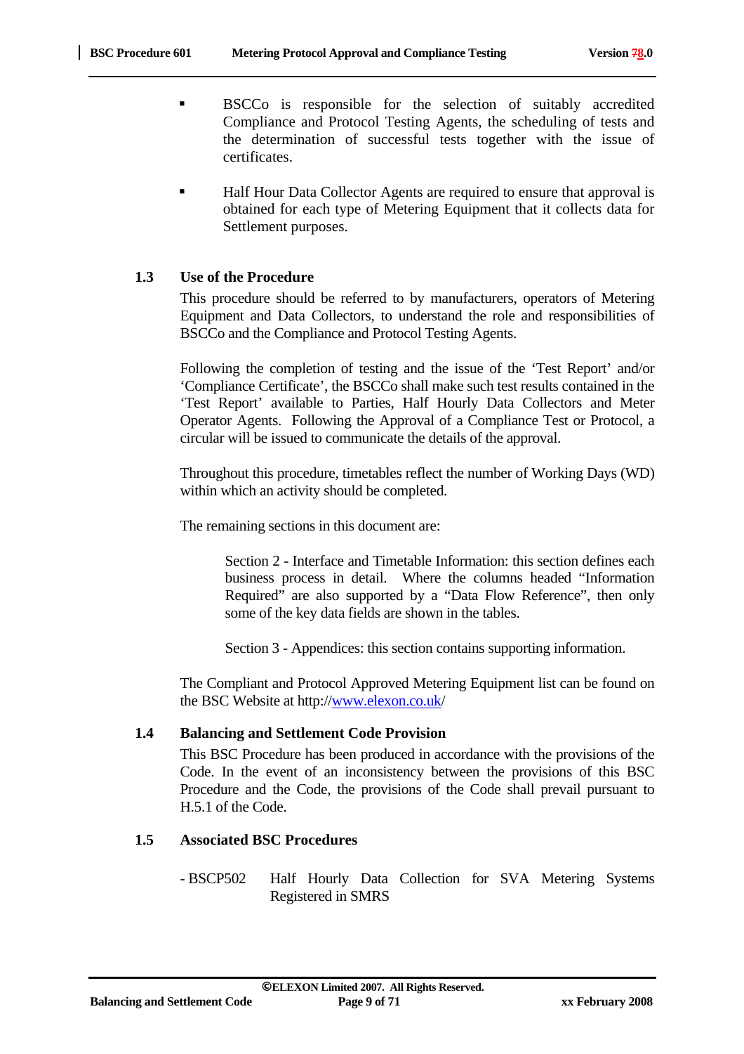- BSCCo is responsible for the selection of suitably accredited Compliance and Protocol Testing Agents, the scheduling of tests and the determination of successful tests together with the issue of certificates.

- Half Hour Data Collector Agents are required to ensure that approval is obtained for each type of Metering Equipment that it collects data for Settlement purposes.

## 1.3 Use of the Procedure

This procedure should be referred to by manufacturers, operators of Metering Equipment and Data Collectors, to understand the role and responsibilities of BSCCo and the Compliance and Protocol Testing Agents.

Following the completion of testing and the issue of the 'Test Report' and/or 'Compliance Certificate', the BSCCo shall make such test results contained in the 'Test Report' available to Parties, Half Hourly Data Collectors and Meter Operator Agents. Following the Approval of a Compliance Test or Protocol, a circular will be issued to communicate the details of the approval.

Throughout this procedure, timetables reflect the number of Working Days (WD) within which an activity should be completed.

The remaining sections in this document are:

> Section 2 - Interface and Timetable Information: this section defines each business process in detail. Where the columns headed "Information Required" are also supported by a "Data Flow Reference", then only some of the key data fields are shown in the tables.
>
> Section 3 - Appendices: this section contains supporting information.

The Compliant and Protocol Approved Metering Equipment list can be found on the BSC Website at http://www.elexon.co.uk/

## 1.4 Balancing and Settlement Code Provision

This BSC Procedure has been produced in accordance with the provisions of the Code. In the event of an inconsistency between the provisions of this BSC Procedure and the Code, the provisions of the Code shall prevail pursuant to H.5.1 of the Code.

## 1.5 Associated BSC Procedures

| | |
|---|---|
| - BSCP502 | Half Hourly Data Collection for SVA Metering Systems Registered in SMRS |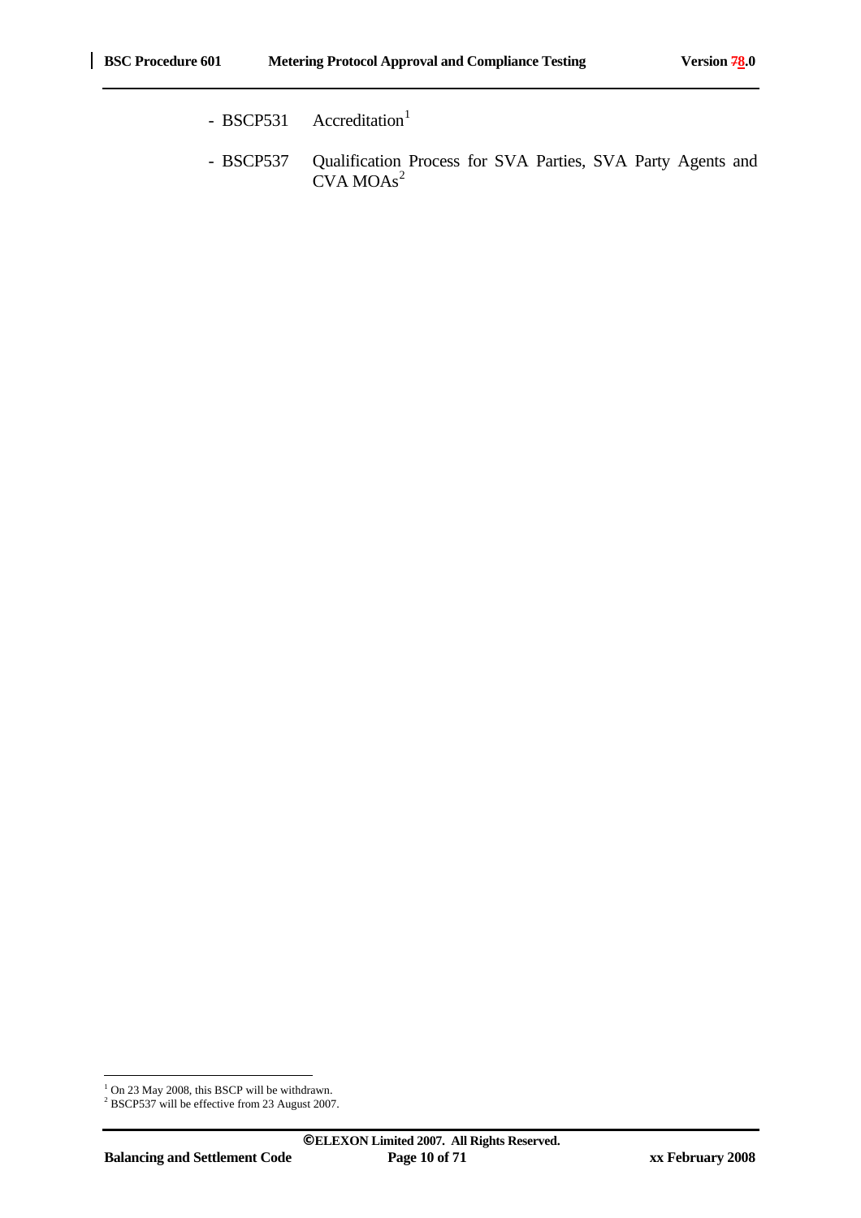- BSCP531 Accreditation[1]

- BSCP537 Qualification Process for SVA Parties, SVA Party Agents and CVA MOAs[2]

[1] On 23 May 2008, this BSCP will be withdrawn.

[2] BSCP537 will be effective from 23 August 2007.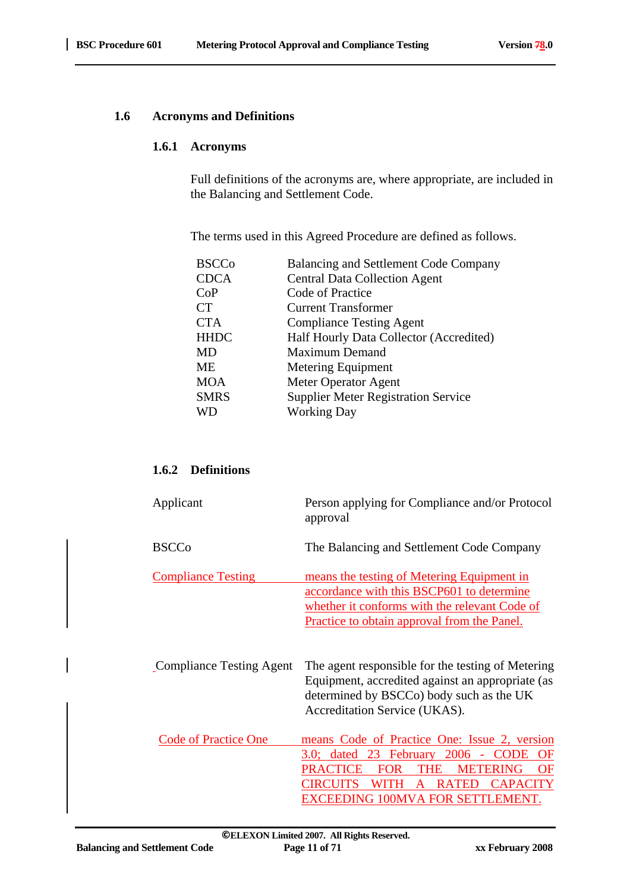## 1.6 Acronyms and Definitions

### 1.6.1 Acronyms

Full definitions of the acronyms are, where appropriate, are included in the Balancing and Settlement Code.

The terms used in this Agreed Procedure are defined as follows.

| | |
|---|---|
| BSCCo | Balancing and Settlement Code Company |
| CDCA | Central Data Collection Agent |
| CoP | Code of Practice |
| CT | Current Transformer |
| CTA | Compliance Testing Agent |
| HHDC | Half Hourly Data Collector (Accredited) |
| MD | Maximum Demand |
| ME | Metering Equipment |
| MOA | Meter Operator Agent |
| SMRS | Supplier Meter Registration Service |
| WD | Working Day |

### 1.6.2 Definitions

| | |
|---|---|
| Applicant | Person applying for Compliance and/or Protocol approval |
| BSCCo | The Balancing and Settlement Code Company |
| Compliance Testing | means the testing of Metering Equipment in accordance with this BSCP601 to determine whether it conforms with the relevant Code of Practice to obtain approval from the Panel. |
| Compliance Testing Agent | The agent responsible for the testing of Metering Equipment, accredited against an appropriate (as determined by BSCCo) body such as the UK Accreditation Service (UKAS). |
| Code of Practice One | means Code of Practice One: Issue 2, version 3.0; dated 23 February 2006 - CODE OF PRACTICE FOR THE METERING OF CIRCUITS WITH A RATED CAPACITY EXCEEDING 100MVA FOR SETTLEMENT. |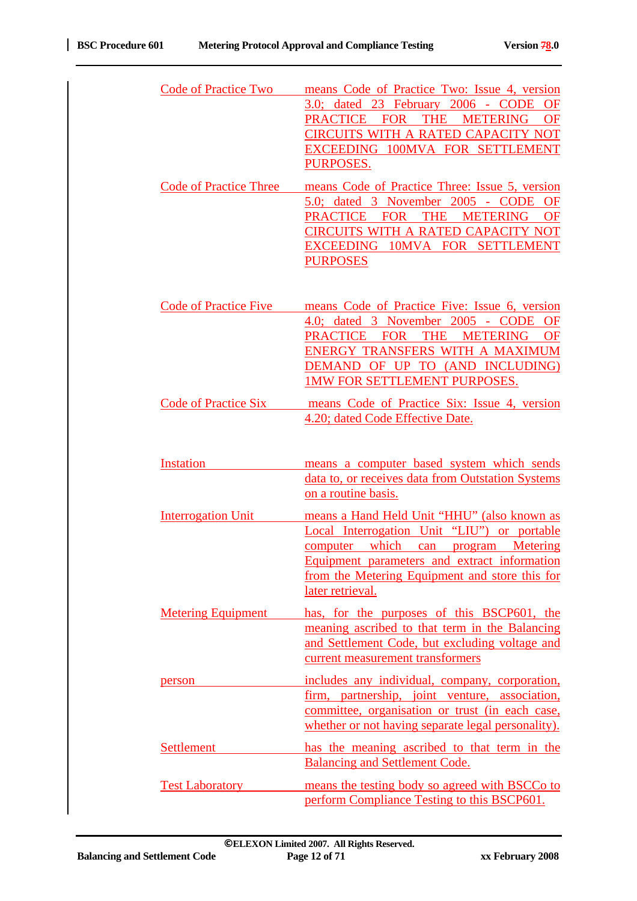| | |
|---|---|
| Code of Practice Two | means Code of Practice Two: Issue 4, version 3.0; dated 23 February 2006 - CODE OF PRACTICE FOR THE METERING OF CIRCUITS WITH A RATED CAPACITY NOT EXCEEDING 100MVA FOR SETTLEMENT PURPOSES. |
| Code of Practice Three | means Code of Practice Three: Issue 5, version 5.0; dated 3 November 2005 - CODE OF PRACTICE FOR THE METERING OF CIRCUITS WITH A RATED CAPACITY NOT EXCEEDING 10MVA FOR SETTLEMENT PURPOSES |
| Code of Practice Five | means Code of Practice Five: Issue 6, version 4.0; dated 3 November 2005 - CODE OF PRACTICE FOR THE METERING OF ENERGY TRANSFERS WITH A MAXIMUM DEMAND OF UP TO (AND INCLUDING) 1MW FOR SETTLEMENT PURPOSES. |
| Code of Practice Six | means Code of Practice Six: Issue 4, version 4.20; dated Code Effective Date. |
| Instation | means a computer based system which sends data to, or receives data from Outstation Systems on a routine basis. |
| Interrogation Unit | means a Hand Held Unit "HHU" (also known as Local Interrogation Unit "LIU") or portable computer which can program Metering Equipment parameters and extract information from the Metering Equipment and store this for later retrieval. |
| Metering Equipment | has, for the purposes of this BSCP601, the meaning ascribed to that term in the Balancing and Settlement Code, but excluding voltage and current measurement transformers |
| person | includes any individual, company, corporation, firm, partnership, joint venture, association, committee, organisation or trust (in each case, whether or not having separate legal personality). |
| Settlement | has the meaning ascribed to that term in the Balancing and Settlement Code. |
| Test Laboratory | means the testing body so agreed with BSCCo to perform Compliance Testing to this BSCP601. |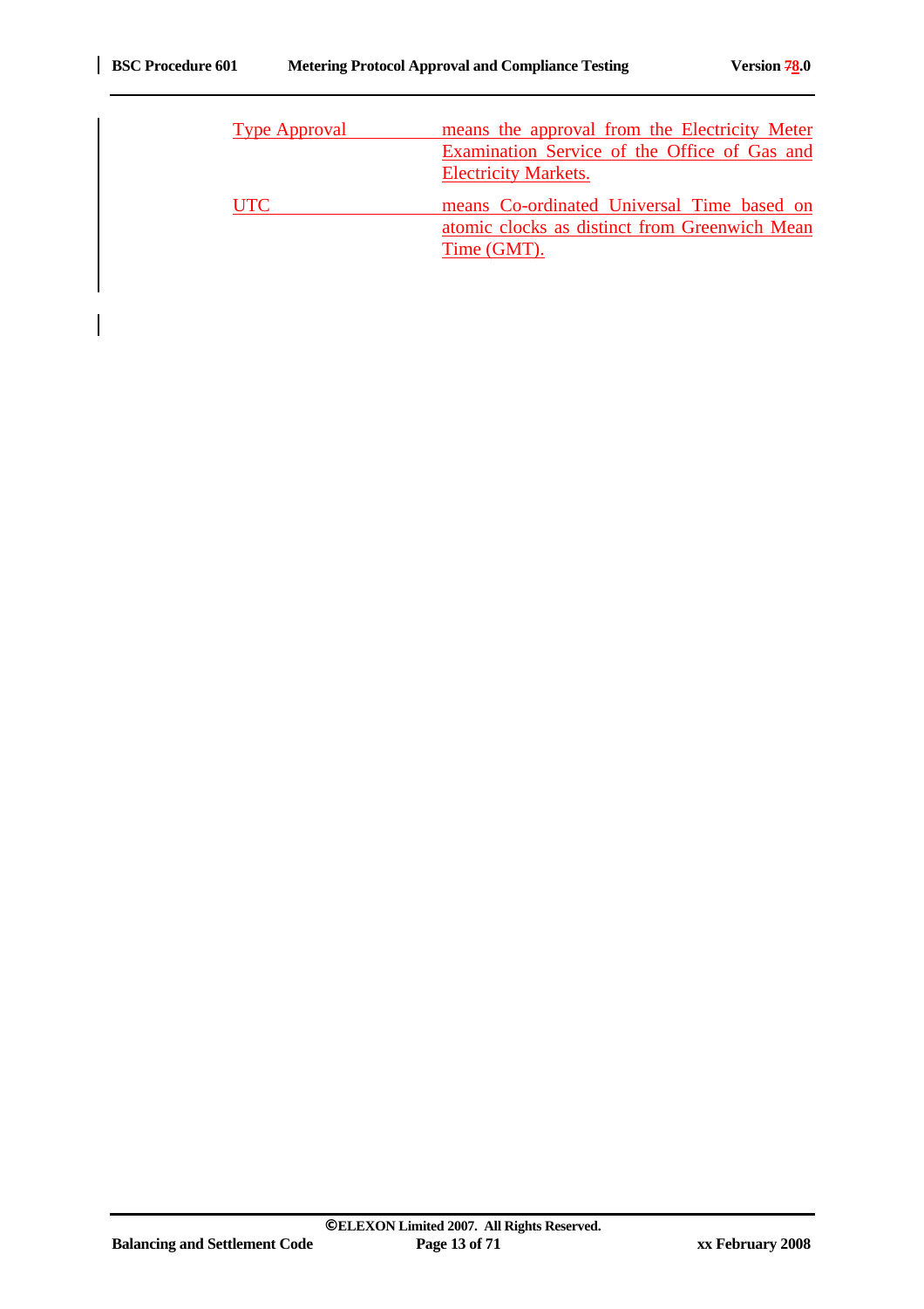| | |
|---|---|
| Type Approval | means the approval from the Electricity Meter Examination Service of the Office of Gas and Electricity Markets. |
| UTC | means Co-ordinated Universal Time based on atomic clocks as distinct from Greenwich Mean Time (GMT). |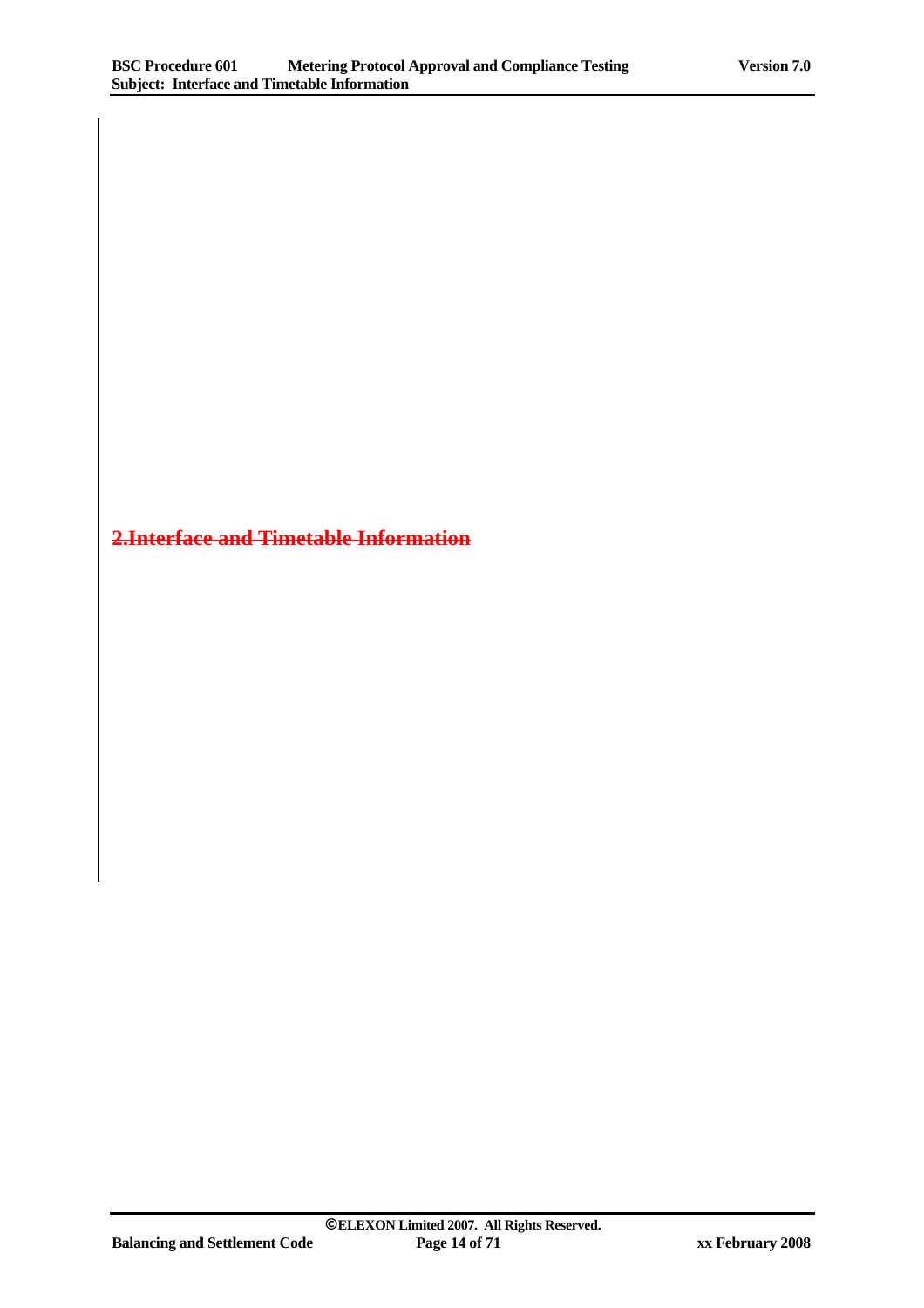# ~~2.Interface and Timetable Information~~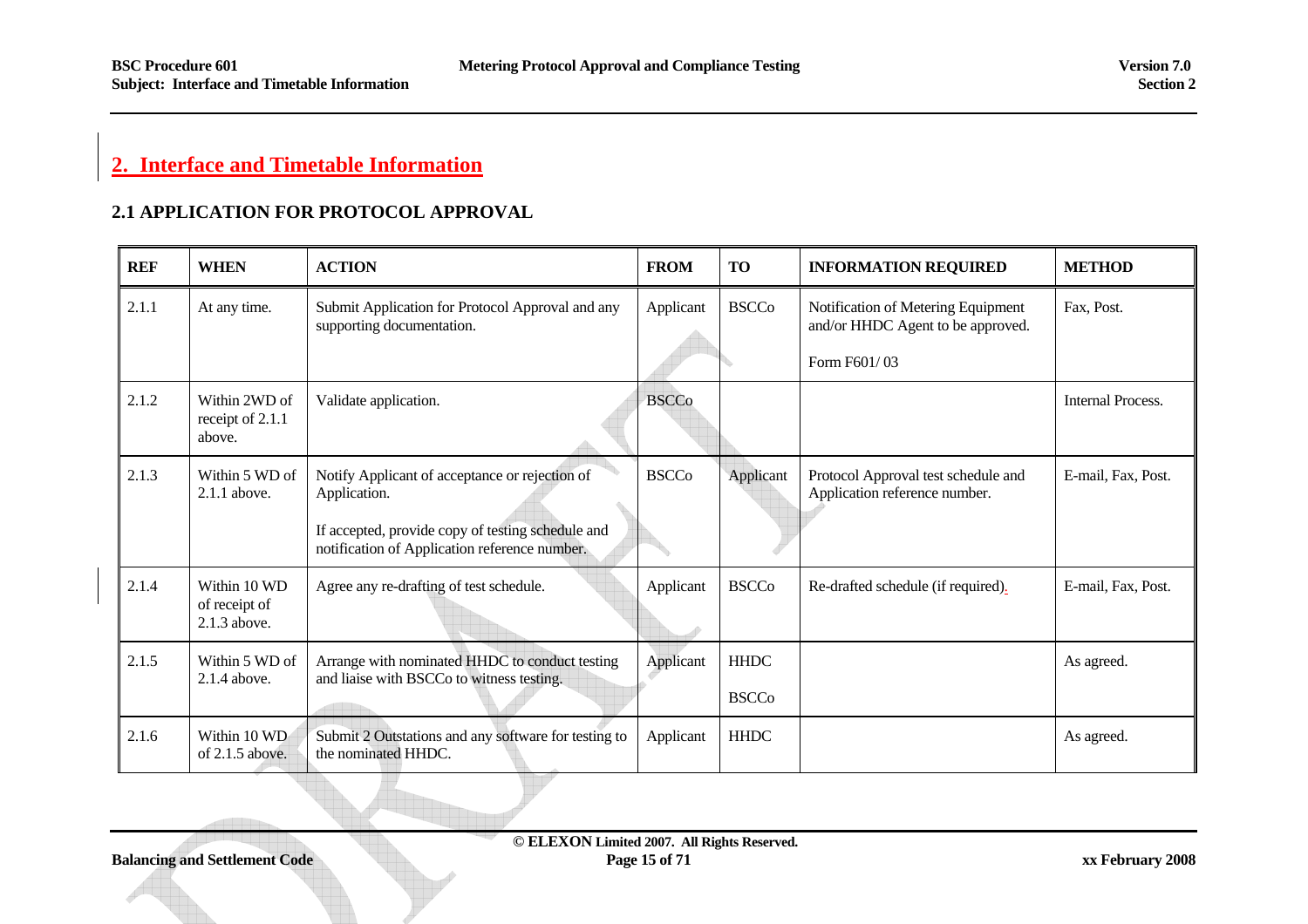# 2. Interface and Timetable Information

## 2.1 APPLICATION FOR PROTOCOL APPROVAL

| REF | WHEN | ACTION | FROM | TO | INFORMATION REQUIRED | METHOD |
|---|---|---|---|---|---|---|
| 2.1.1 | At any time. | Submit Application for Protocol Approval and any supporting documentation. | Applicant | BSCCo | Notification of Metering Equipment and/or HHDC Agent to be approved.<br><br>Form F601/ 03 | Fax, Post. |
| 2.1.2 | Within 2WD of receipt of 2.1.1 above. | Validate application. | BSCCo | | | Internal Process. |
| 2.1.3 | Within 5 WD of 2.1.1 above. | Notify Applicant of acceptance or rejection of Application.<br><br>If accepted, provide copy of testing schedule and notification of Application reference number. | BSCCo | Applicant | Protocol Approval test schedule and Application reference number. | E-mail, Fax, Post. |
| 2.1.4 | Within 10 WD of receipt of 2.1.3 above. | Agree any re-drafting of test schedule. | Applicant | BSCCo | Re-drafted schedule (if required). | E-mail, Fax, Post. |
| 2.1.5 | Within 5 WD of 2.1.4 above. | Arrange with nominated HHDC to conduct testing and liaise with BSCCo to witness testing. | Applicant | HHDC<br><br>BSCCo | | As agreed. |
| 2.1.6 | Within 10 WD of 2.1.5 above. | Submit 2 Outstations and any software for testing to the nominated HHDC. | Applicant | HHDC | | As agreed. |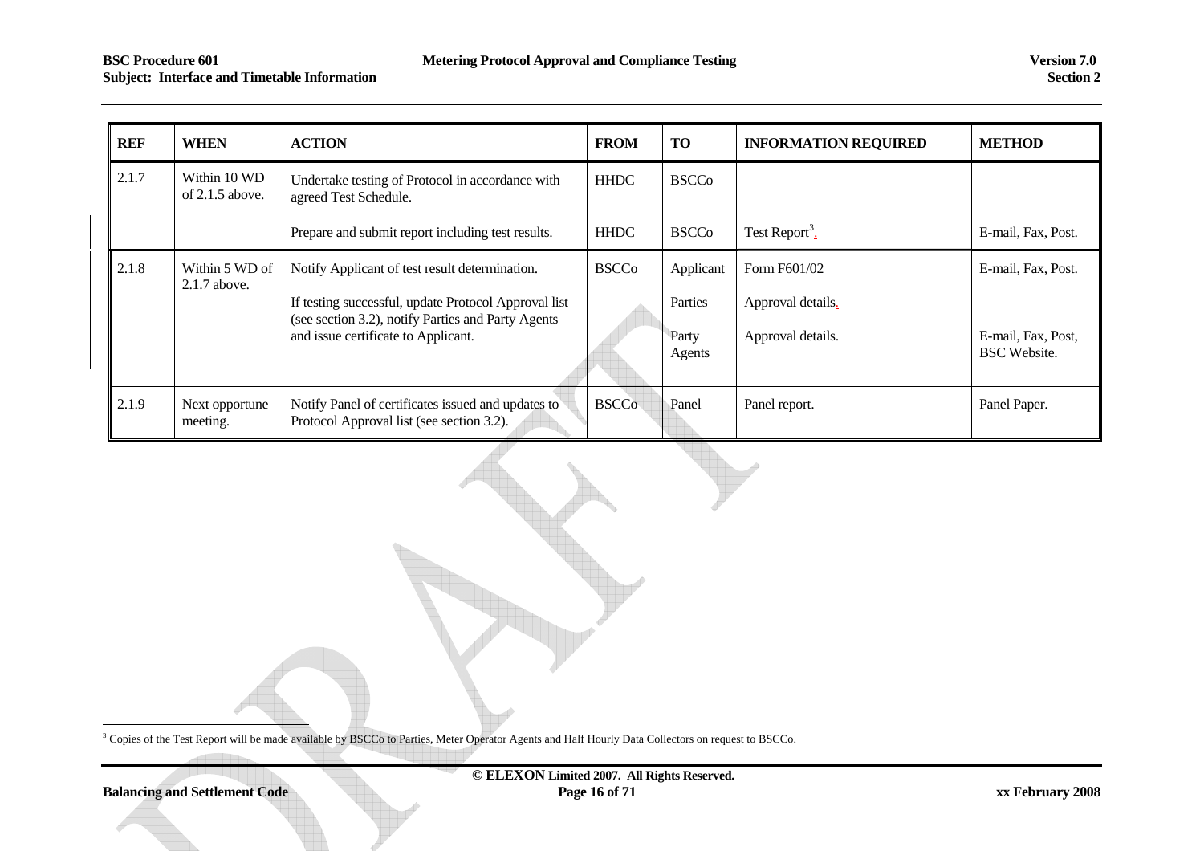| REF | WHEN | ACTION | FROM | TO | INFORMATION REQUIRED | METHOD |
|---|---|---|---|---|---|---|
| 2.1.7 | Within 10 WD of 2.1.5 above. | Undertake testing of Protocol in accordance with agreed Test Schedule. | HHDC | BSCCo | | |
| | | Prepare and submit report including test results. | HHDC | BSCCo | Test Report[3]. | E-mail, Fax, Post. |
| 2.1.8 | Within 5 WD of 2.1.7 above. | Notify Applicant of test result determination. | BSCCo | Applicant | Form F601/02 | E-mail, Fax, Post. |
| | | If testing successful, update Protocol Approval list (see section 3.2), notify Parties and Party Agents and issue certificate to Applicant. | | Parties | Approval details. | |
| | | | | Party Agents | Approval details. | E-mail, Fax, Post, BSC Website. |
| 2.1.9 | Next opportune meeting. | Notify Panel of certificates issued and updates to Protocol Approval list (see section 3.2). | BSCCo | Panel | Panel report. | Panel Paper. |

[3] Copies of the Test Report will be made available by BSCCo to Parties, Meter Operator Agents and Half Hourly Data Collectors on request to BSCCo.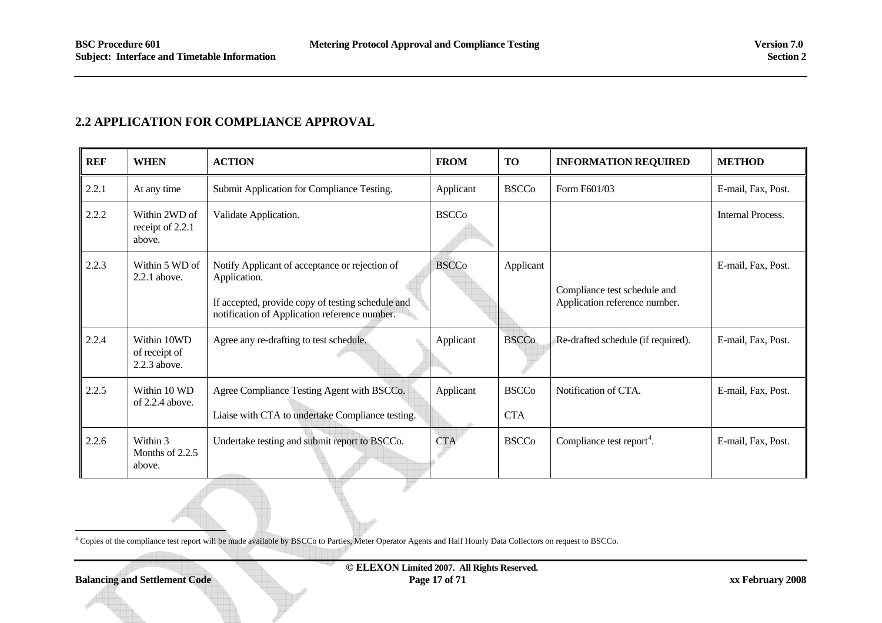## 2.2 APPLICATION FOR COMPLIANCE APPROVAL

| REF | WHEN | ACTION | FROM | TO | INFORMATION REQUIRED | METHOD |
|---|---|---|---|---|---|---|
| 2.2.1 | At any time | Submit Application for Compliance Testing. | Applicant | BSCCo | Form F601/03 | E-mail, Fax, Post. |
| 2.2.2 | Within 2WD of receipt of 2.2.1 above. | Validate Application. | BSCCo | | | Internal Process. |
| 2.2.3 | Within 5 WD of 2.2.1 above. | Notify Applicant of acceptance or rejection of Application.<br><br>If accepted, provide copy of testing schedule and notification of Application reference number. | BSCCo | Applicant | Compliance test schedule and Application reference number. | E-mail, Fax, Post. |
| 2.2.4 | Within 10WD of receipt of 2.2.3 above. | Agree any re-drafting to test schedule. | Applicant | BSCCo | Re-drafted schedule (if required). | E-mail, Fax, Post. |
| 2.2.5 | Within 10 WD of 2.2.4 above. | Agree Compliance Testing Agent with BSCCo.<br><br>Liaise with CTA to undertake Compliance testing. | Applicant | BSCCo<br><br>CTA | Notification of CTA. | E-mail, Fax, Post. |
| 2.2.6 | Within 3 Months of 2.2.5 above. | Undertake testing and submit report to BSCCo. | CTA | BSCCo | Compliance test report[4]. | E-mail, Fax, Post. |

[4] Copies of the compliance test report will be made available by BSCCo to Parties, Meter Operator Agents and Half Hourly Data Collectors on request to BSCCo.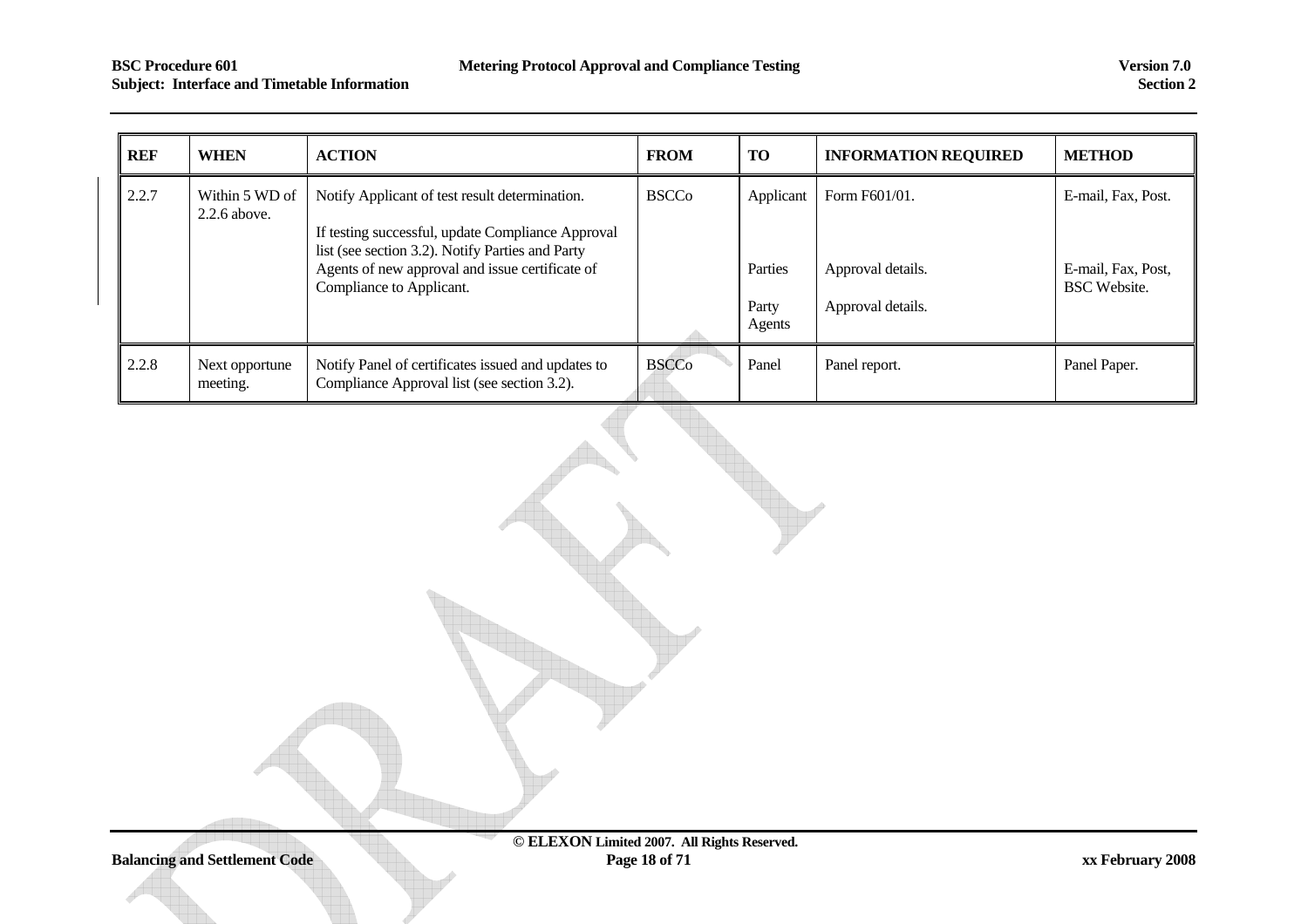| REF | WHEN | ACTION | FROM | TO | INFORMATION REQUIRED | METHOD |
|---|---|---|---|---|---|---|
| 2.2.7 | Within 5 WD of 2.2.6 above. | Notify Applicant of test result determination. | BSCCo | Applicant | Form F601/01. | E-mail, Fax, Post. |
| | | If testing successful, update Compliance Approval list (see section 3.2). Notify Parties and Party Agents of new approval and issue certificate of Compliance to Applicant. | | Parties | Approval details. | E-mail, Fax, Post, BSC Website. |
| | | | | Party Agents | Approval details. | |
| 2.2.8 | Next opportune meeting. | Notify Panel of certificates issued and updates to Compliance Approval list (see section 3.2). | BSCCo | Panel | Panel report. | Panel Paper. |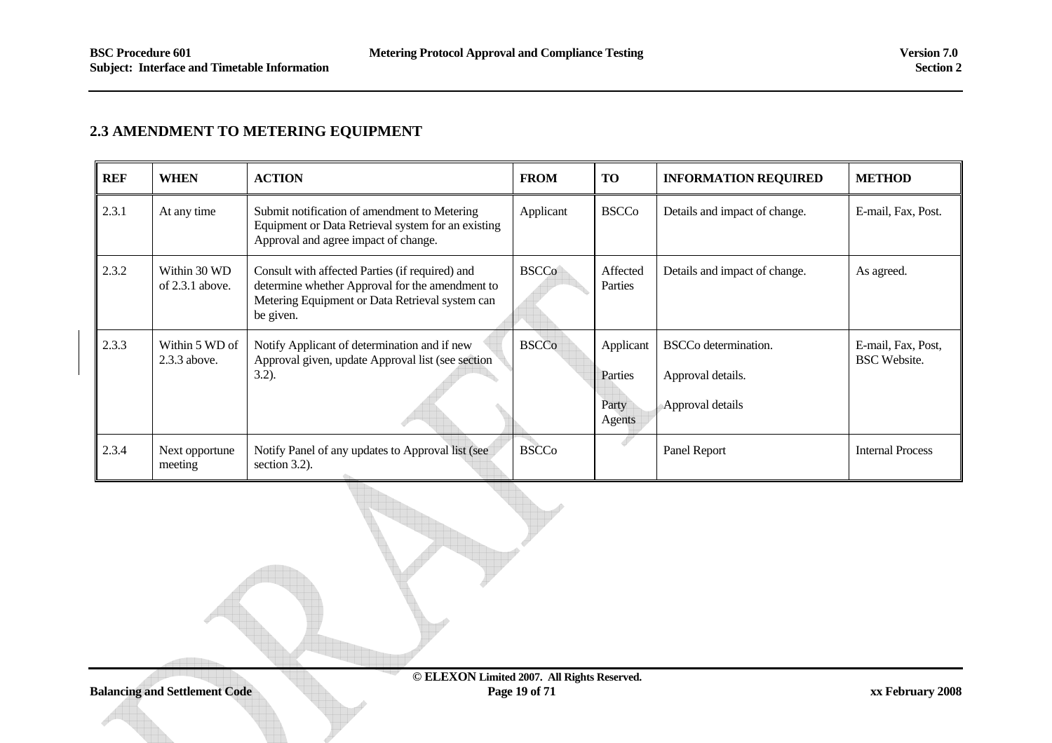## 2.3 AMENDMENT TO METERING EQUIPMENT

| REF | WHEN | ACTION | FROM | TO | INFORMATION REQUIRED | METHOD |
|---|---|---|---|---|---|---|
| 2.3.1 | At any time | Submit notification of amendment to Metering Equipment or Data Retrieval system for an existing Approval and agree impact of change. | Applicant | BSCCo | Details and impact of change. | E-mail, Fax, Post. |
| 2.3.2 | Within 30 WD of 2.3.1 above. | Consult with affected Parties (if required) and determine whether Approval for the amendment to Metering Equipment or Data Retrieval system can be given. | BSCCo | Affected Parties | Details and impact of change. | As agreed. |
| 2.3.3 | Within 5 WD of 2.3.3 above. | Notify Applicant of determination and if new Approval given, update Approval list (see section 3.2). | BSCCo | Applicant<br><br>Parties<br><br>Party Agents | BSCCo determination.<br><br>Approval details.<br><br>Approval details | E-mail, Fax, Post, BSC Website. |
| 2.3.4 | Next opportune meeting | Notify Panel of any updates to Approval list (see section 3.2). | BSCCo | | Panel Report | Internal Process |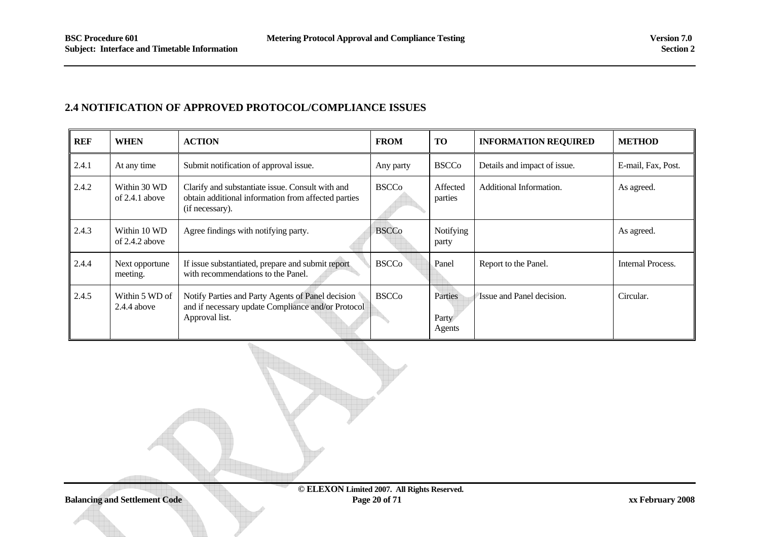## 2.4 NOTIFICATION OF APPROVED PROTOCOL/COMPLIANCE ISSUES

| REF | WHEN | ACTION | FROM | TO | INFORMATION REQUIRED | METHOD |
|---|---|---|---|---|---|---|
| 2.4.1 | At any time | Submit notification of approval issue. | Any party | BSCCo | Details and impact of issue. | E-mail, Fax, Post. |
| 2.4.2 | Within 30 WD of 2.4.1 above | Clarify and substantiate issue. Consult with and obtain additional information from affected parties (if necessary). | BSCCo | Affected parties | Additional Information. | As agreed. |
| 2.4.3 | Within 10 WD of 2.4.2 above | Agree findings with notifying party. | BSCCo | Notifying party | | As agreed. |
| 2.4.4 | Next opportune meeting. | If issue substantiated, prepare and submit report with recommendations to the Panel. | BSCCo | Panel | Report to the Panel. | Internal Process. |
| 2.4.5 | Within 5 WD of 2.4.4 above | Notify Parties and Party Agents of Panel decision and if necessary update Compliance and/or Protocol Approval list. | BSCCo | Parties<br><br>Party Agents | Issue and Panel decision. | Circular. |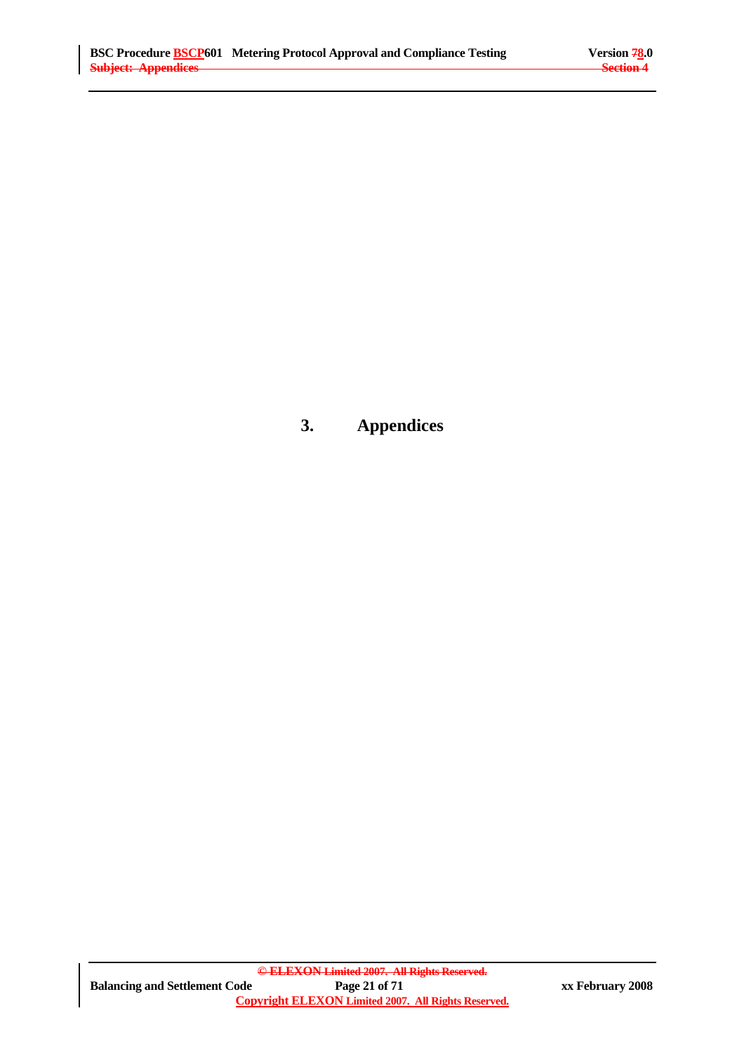# 3. Appendices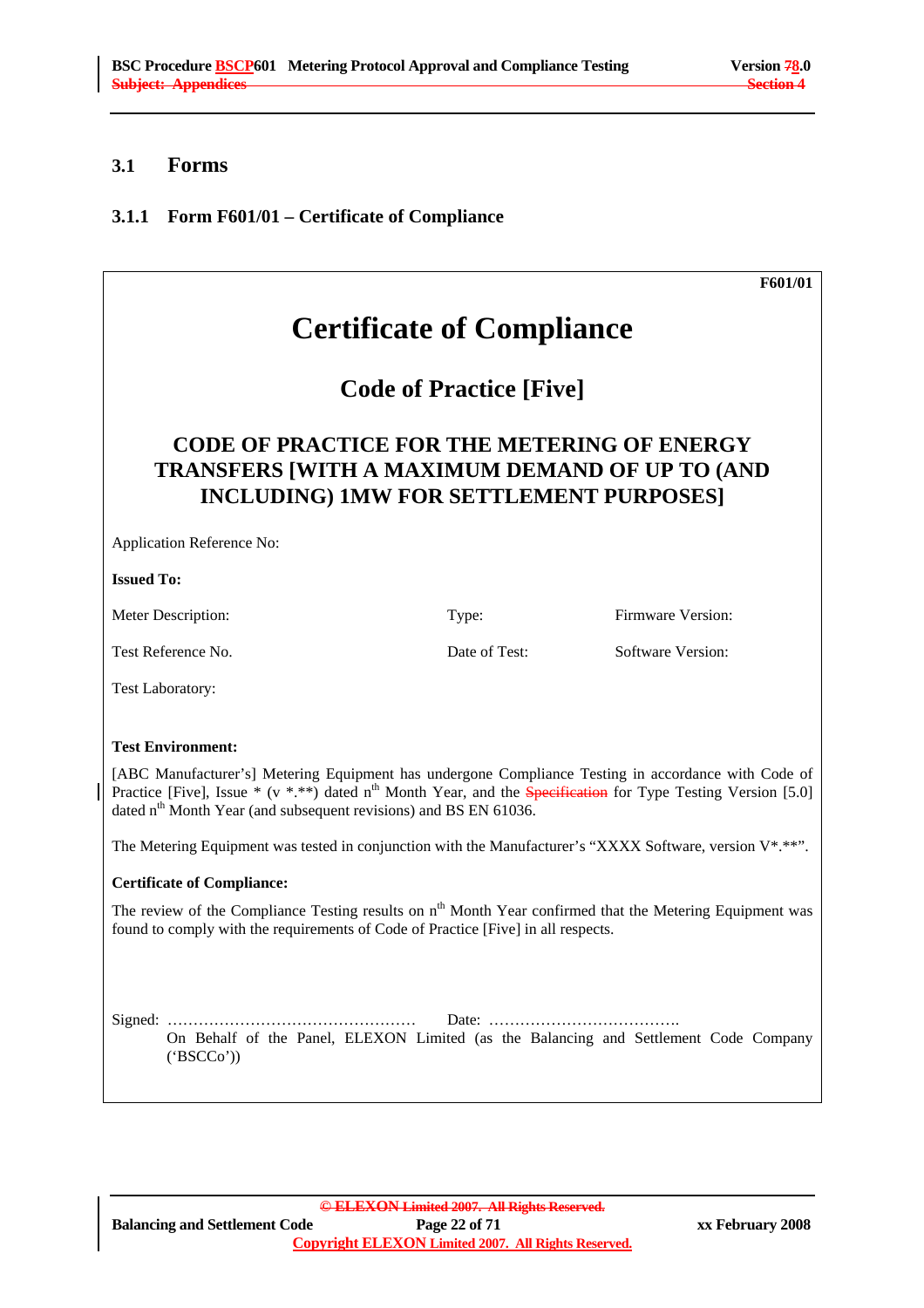## 3.1 Forms

### 3.1.1 Form F601/01 – Certificate of Compliance

F601/01

# Certificate of Compliance

## Code of Practice [Five]

## CODE OF PRACTICE FOR THE METERING OF ENERGY TRANSFERS [WITH A MAXIMUM DEMAND OF UP TO (AND INCLUDING) 1MW FOR SETTLEMENT PURPOSES]

Application Reference No:

**Issued To:**

| Meter Description: | Type: | Firmware Version: |
|---|---|---|
| Test Reference No. | Date of Test: | Software Version: |

Test Laboratory:

**Test Environment:**

[ABC Manufacturer's] Metering Equipment has undergone Compliance Testing in accordance with Code of Practice [Five], Issue * (v *.**) dated n[th] Month Year, and the ~~Specification~~ for Type Testing Version [5.0] dated n[th] Month Year (and subsequent revisions) and BS EN 61036.

The Metering Equipment was tested in conjunction with the Manufacturer's "XXXX Software, version V*.**".

**Certificate of Compliance:**

The review of the Compliance Testing results on n[th] Month Year confirmed that the Metering Equipment was found to comply with the requirements of Code of Practice [Five] in all respects.

Signed: …………………………………………  Date: ……………………………….

On Behalf of the Panel, ELEXON Limited (as the Balancing and Settlement Code Company ('BSCCo'))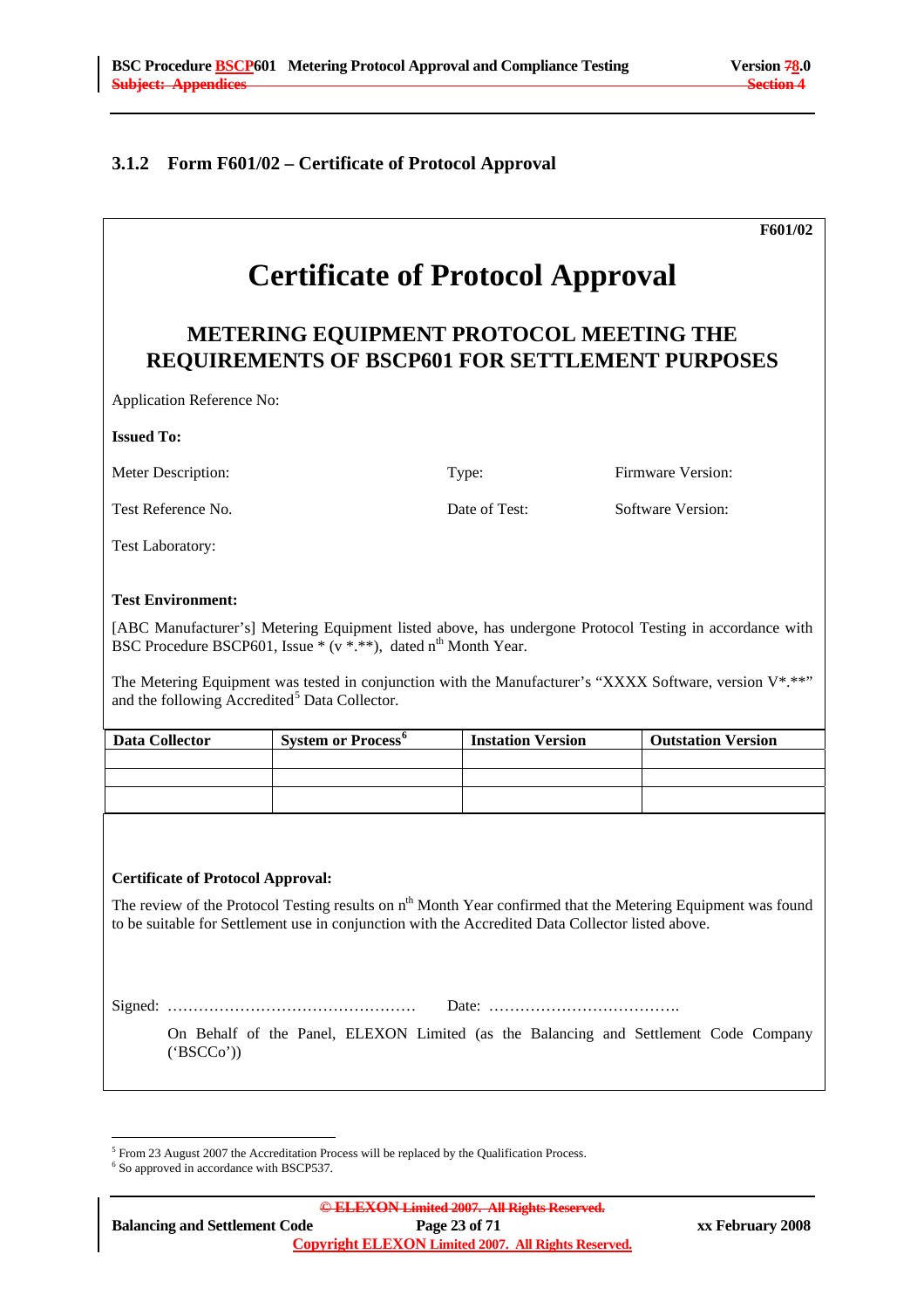### 3.1.2 Form F601/02 – Certificate of Protocol Approval

F601/02

# Certificate of Protocol Approval

## METERING EQUIPMENT PROTOCOL MEETING THE REQUIREMENTS OF BSCP601 FOR SETTLEMENT PURPOSES

Application Reference No:

**Issued To:**

Meter Description: Type: Firmware Version:

Test Reference No. Date of Test: Software Version:

Test Laboratory:

**Test Environment:**

[ABC Manufacturer's] Metering Equipment listed above, has undergone Protocol Testing in accordance with BSC Procedure BSCP601, Issue * (v *.**), dated n$^{th}$ Month Year.

The Metering Equipment was tested in conjunction with the Manufacturer's "XXXX Software, version V*.**" and the following Accredited[5] Data Collector.

| Data Collector | System or Process[6] | Instation Version | Outstation Version |
|---|---|---|---|
| | | | |
| | | | |
| | | | |

**Certificate of Protocol Approval:**

The review of the Protocol Testing results on n$^{th}$ Month Year confirmed that the Metering Equipment was found to be suitable for Settlement use in conjunction with the Accredited Data Collector listed above.

Signed: ………………………………………… Date: ……………………………….

On Behalf of the Panel, ELEXON Limited (as the Balancing and Settlement Code Company ('BSCCo'))

[5] From 23 August 2007 the Accreditation Process will be replaced by the Qualification Process.

[6] So approved in accordance with BSCP537.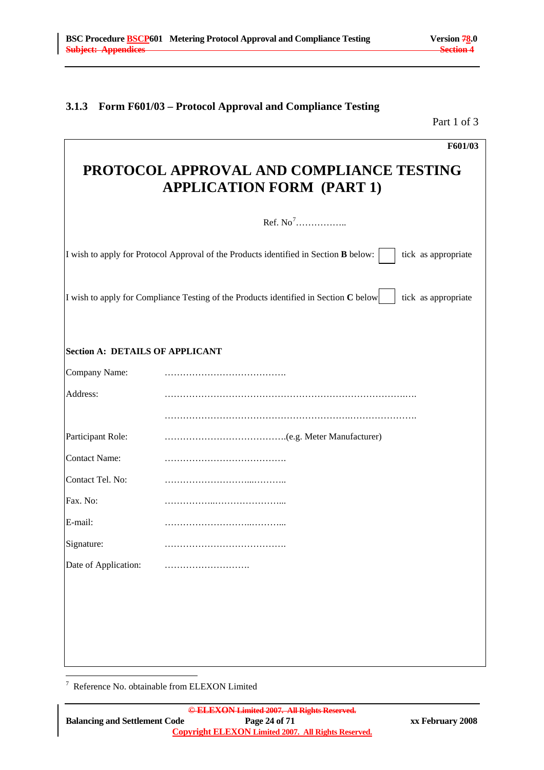### 3.1.3 Form F601/03 – Protocol Approval and Compliance Testing

Part 1 of 3

F601/03

# PROTOCOL APPROVAL AND COMPLIANCE TESTING APPLICATION FORM (PART 1)

Ref. No[7]……………..

I wish to apply for Protocol Approval of the Products identified in Section **B** below: ☐ tick as appropriate

I wish to apply for Compliance Testing of the Products identified in Section **C** below ☐ tick as appropriate

**Section A: DETAILS OF APPLICANT**

Company Name: ………………………………….

Address: …………………………………………………………………….….

…………………………………………………..………………….

Participant Role: ………………………………….(e.g. Meter Manufacturer)

Contact Name: ………………………………….

Contact Tel. No: ……………………...………..

Fax. No: ……………..…………………...

E-mail: ……………………..………...

Signature: ………………………………….

Date of Application: ……………………….

---

[7] Reference No. obtainable from ELEXON Limited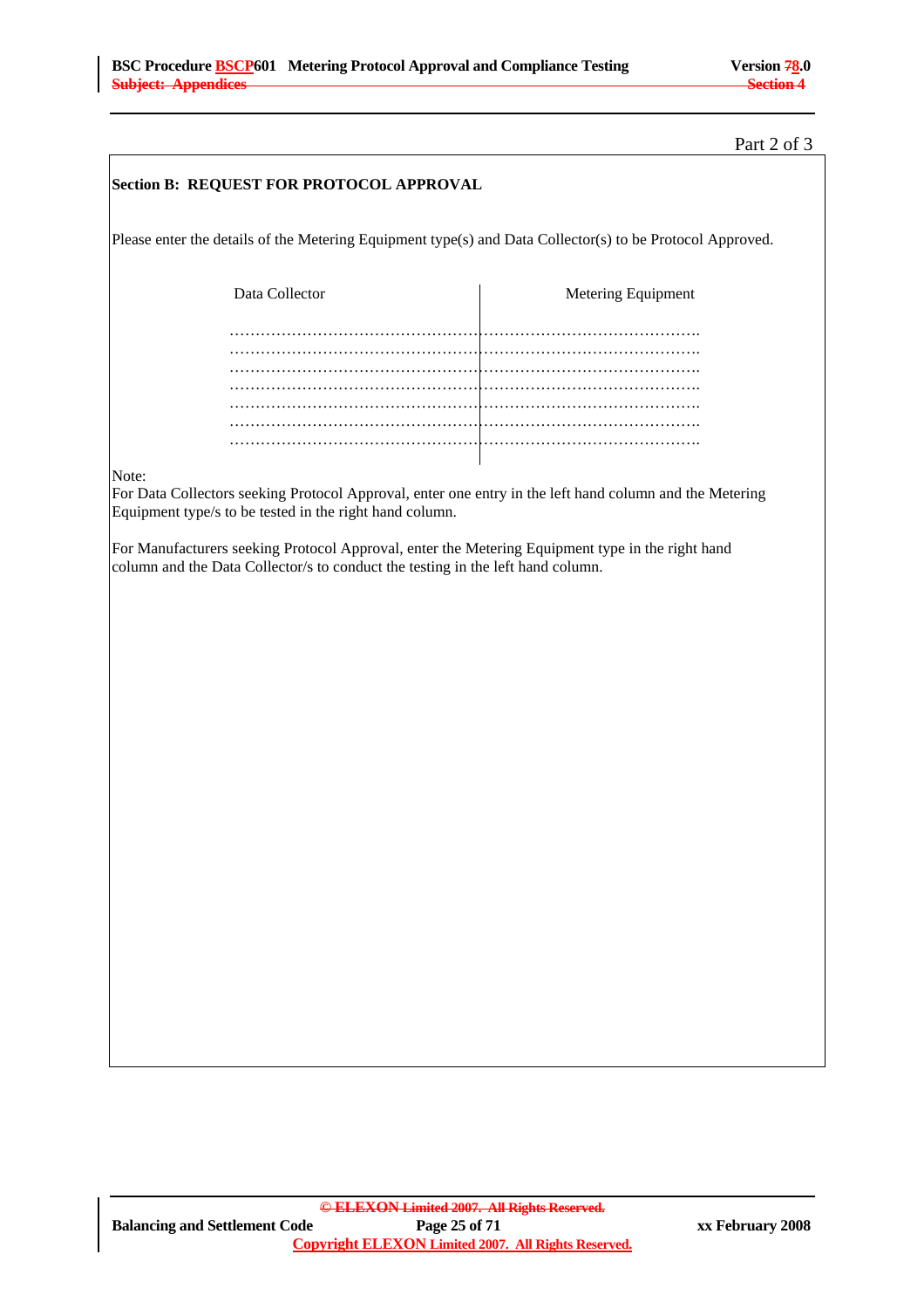Part 2 of 3

**Section B: REQUEST FOR PROTOCOL APPROVAL**

Please enter the details of the Metering Equipment type(s) and Data Collector(s) to be Protocol Approved.

| Data Collector | Metering Equipment |
|---|---|
| ………………………………………… | …………………………………… |
| ………………………………………… | …………………………………… |
| ………………………………………… | …………………………………… |
| ………………………………………… | …………………………………… |
| ………………………………………… | …………………………………… |
| ………………………………………… | …………………………………… |
| ………………………………………… | …………………………………… |

Note:
For Data Collectors seeking Protocol Approval, enter one entry in the left hand column and the Metering Equipment type/s to be tested in the right hand column.

For Manufacturers seeking Protocol Approval, enter the Metering Equipment type in the right hand column and the Data Collector/s to conduct the testing in the left hand column.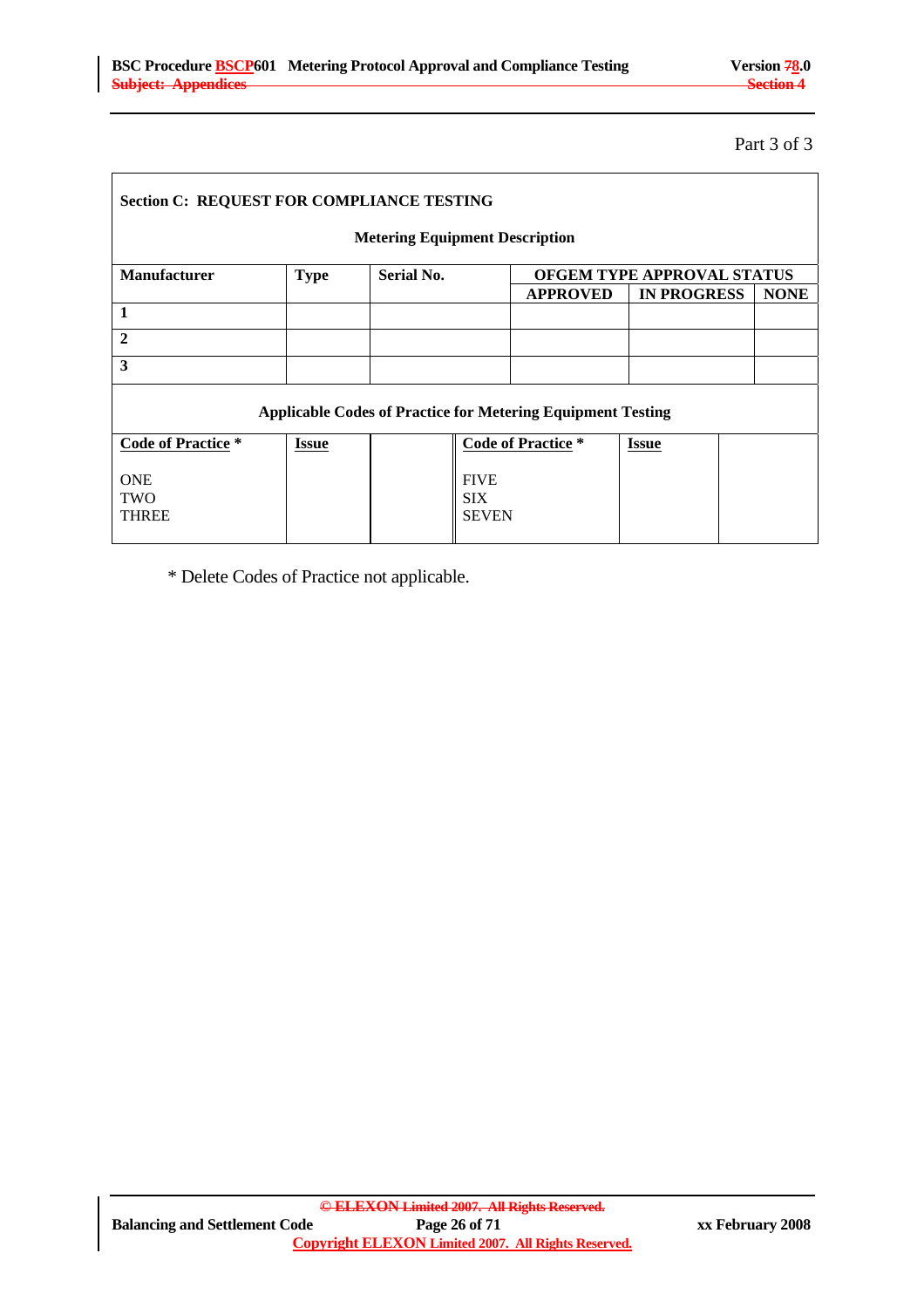Part 3 of 3

**Section C: REQUEST FOR COMPLIANCE TESTING**

**Metering Equipment Description**

| **Manufacturer** | **Type** | **Serial No.** | **OFGEM TYPE APPROVAL STATUS** | | |
|---|---|---|---|---|---|
| | | | **APPROVED** | **IN PROGRESS** | **NONE** |
| **1** | | | | | |
| **2** | | | | | |
| **3** | | | | | |

**Applicable Codes of Practice for Metering Equipment Testing**

| **Code of Practice *** | **Issue** | | **Code of Practice *** | **Issue** | |
|---|---|---|---|---|---|
| ONE<br>TWO<br>THREE | | | FIVE<br>SIX<br>SEVEN | | |

* Delete Codes of Practice not applicable.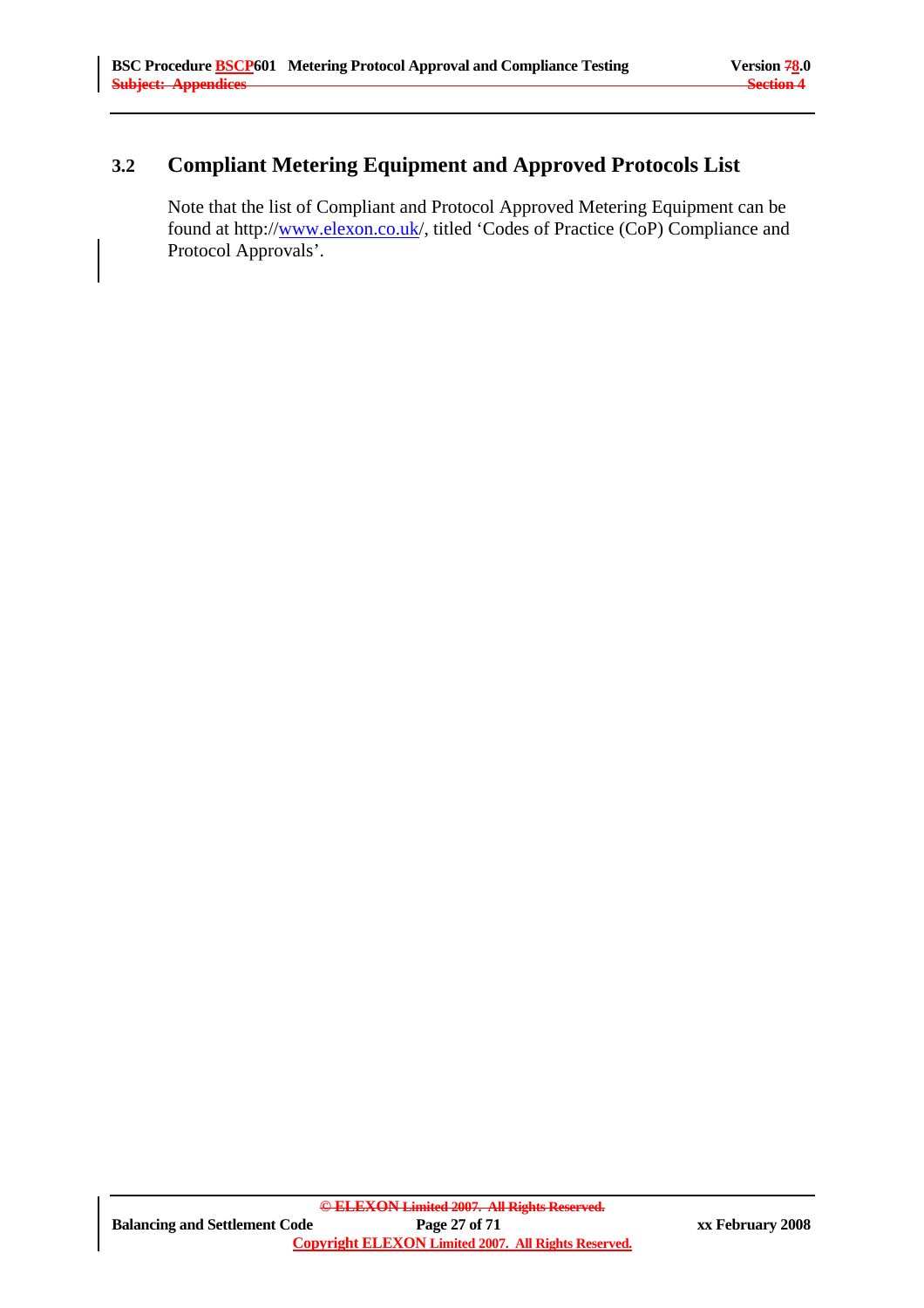## 3.2 Compliant Metering Equipment and Approved Protocols List

Note that the list of Compliant and Protocol Approved Metering Equipment can be found at http://www.elexon.co.uk/, titled 'Codes of Practice (CoP) Compliance and Protocol Approvals'.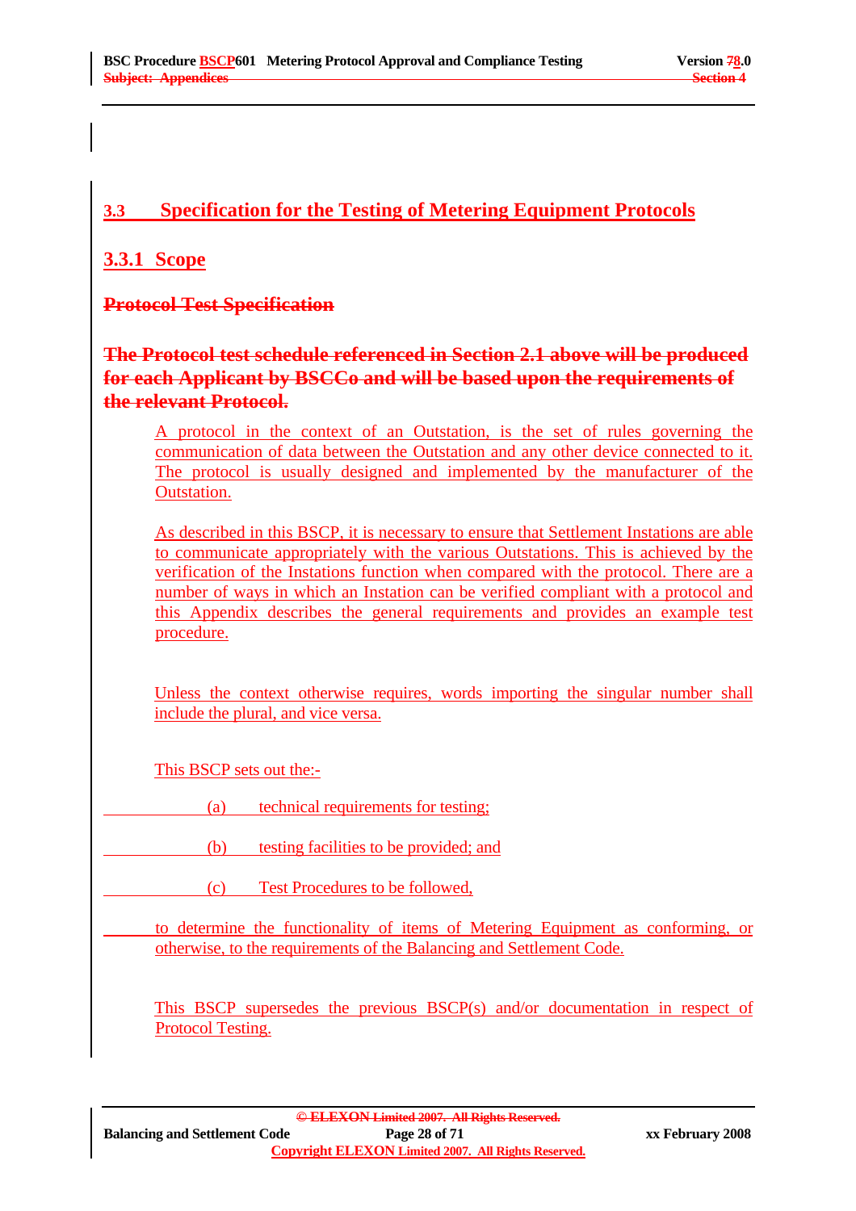## 3.3 Specification for the Testing of Metering Equipment Protocols

### 3.3.1 Scope

**Protocol Test Specification**

**The Protocol test schedule referenced in Section 2.1 above will be produced for each Applicant by BSCCo and will be based upon the requirements of the relevant Protocol.**

A protocol in the context of an Outstation, is the set of rules governing the communication of data between the Outstation and any other device connected to it. The protocol is usually designed and implemented by the manufacturer of the Outstation.

As described in this BSCP, it is necessary to ensure that Settlement Instations are able to communicate appropriately with the various Outstations. This is achieved by the verification of the Instations function when compared with the protocol. There are a number of ways in which an Instation can be verified compliant with a protocol and this Appendix describes the general requirements and provides an example test procedure.

Unless the context otherwise requires, words importing the singular number shall include the plural, and vice versa.

This BSCP sets out the:-

(a) technical requirements for testing;

(b) testing facilities to be provided; and

(c) Test Procedures to be followed,

to determine the functionality of items of Metering Equipment as conforming, or otherwise, to the requirements of the Balancing and Settlement Code.

This BSCP supersedes the previous BSCP(s) and/or documentation in respect of Protocol Testing.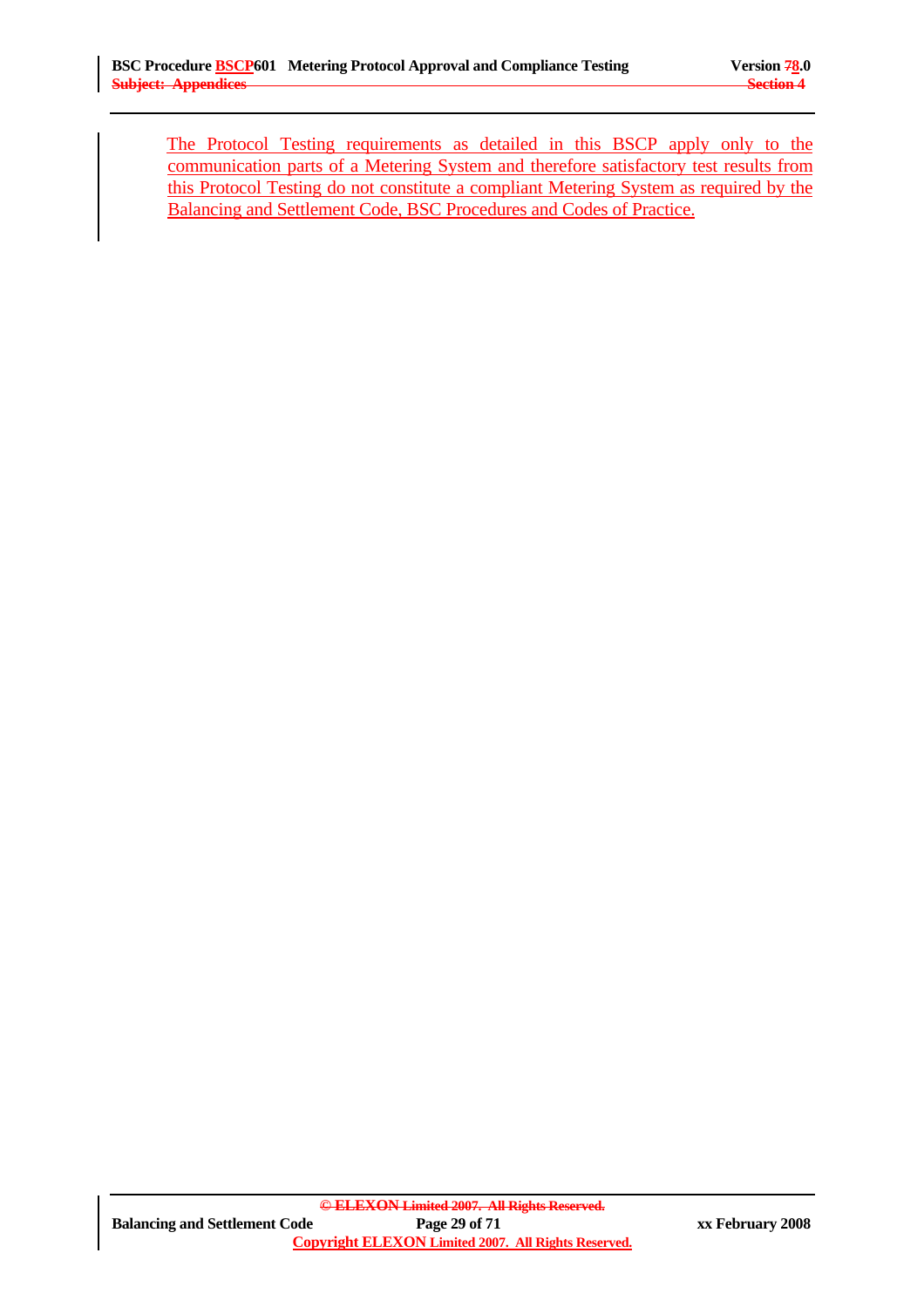The Protocol Testing requirements as detailed in this BSCP apply only to the communication parts of a Metering System and therefore satisfactory test results from this Protocol Testing do not constitute a compliant Metering System as required by the Balancing and Settlement Code, BSC Procedures and Codes of Practice.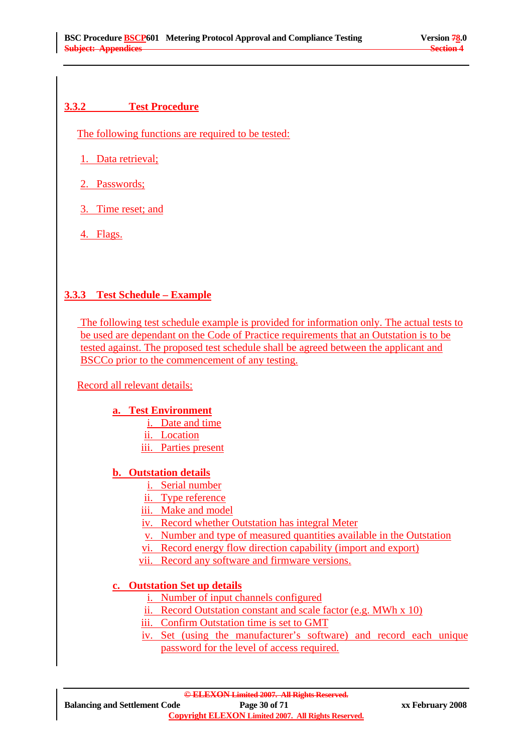### 3.3.2 Test Procedure

The following functions are required to be tested:

1. Data retrieval;
2. Passwords;
3. Time reset; and
4. Flags.

### 3.3.3 Test Schedule – Example

The following test schedule example is provided for information only. The actual tests to be used are dependant on the Code of Practice requirements that an Outstation is to be tested against. The proposed test schedule shall be agreed between the applicant and BSCCo prior to the commencement of any testing.

Record all relevant details:

**a. Test Environment**

- i. Date and time
- ii. Location
- iii. Parties present

**b. Outstation details**

- i. Serial number
- ii. Type reference
- iii. Make and model
- iv. Record whether Outstation has integral Meter
- v. Number and type of measured quantities available in the Outstation
- vi. Record energy flow direction capability (import and export)
- vii. Record any software and firmware versions.

**c. Outstation Set up details**

- i. Number of input channels configured
- ii. Record Outstation constant and scale factor (e.g. MWh x 10)
- iii. Confirm Outstation time is set to GMT
- iv. Set (using the manufacturer's software) and record each unique password for the level of access required.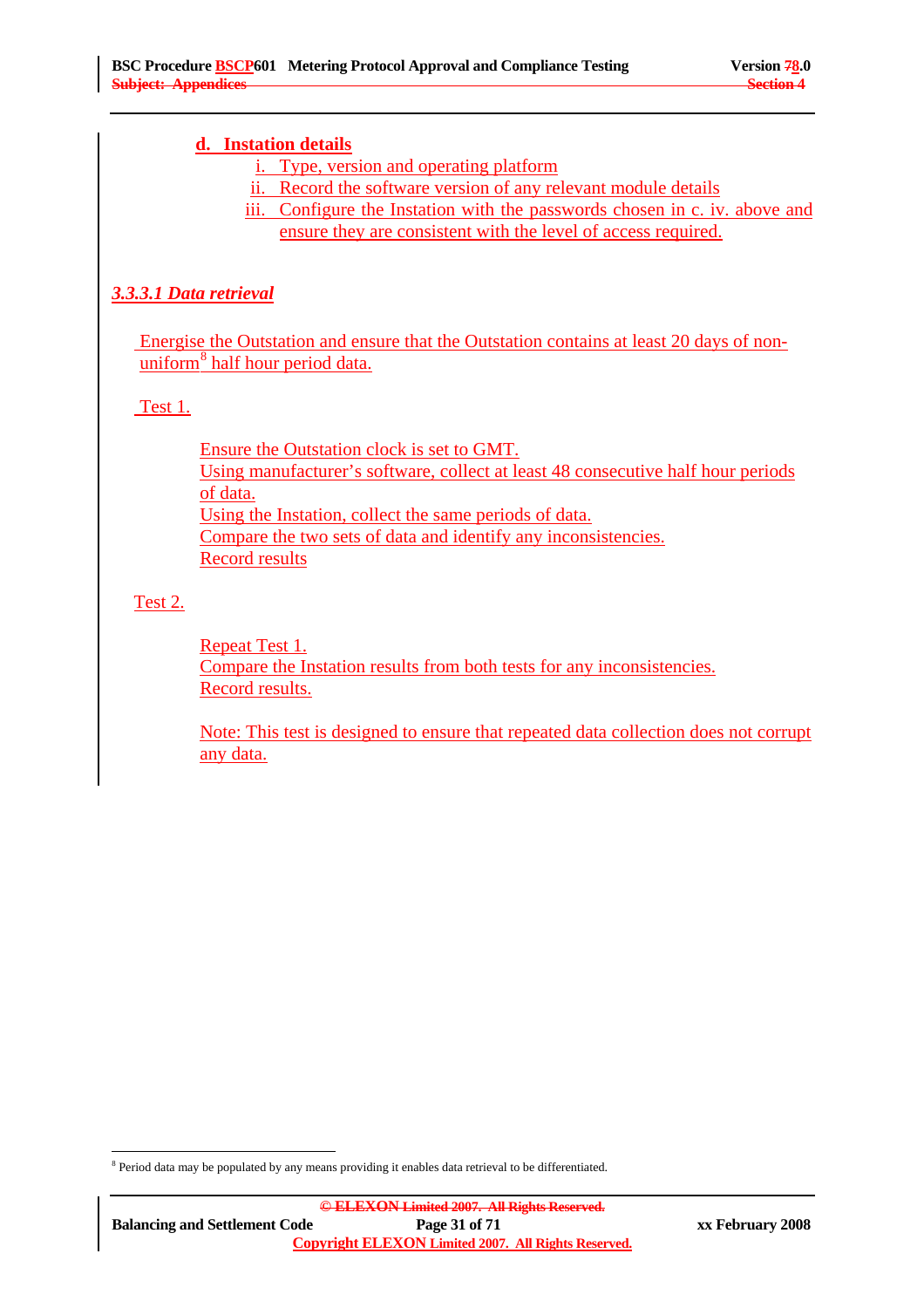**d. Instation details**

i. Type, version and operating platform

ii. Record the software version of any relevant module details

iii. Configure the Instation with the passwords chosen in c. iv. above and ensure they are consistent with the level of access required.

### *3.3.3.1 Data retrieval*

Energise the Outstation and ensure that the Outstation contains at least 20 days of non-uniform[8] half hour period data.

Test 1.

Ensure the Outstation clock is set to GMT.
Using manufacturer's software, collect at least 48 consecutive half hour periods of data.
Using the Instation, collect the same periods of data.
Compare the two sets of data and identify any inconsistencies.
Record results

Test 2.

Repeat Test 1.
Compare the Instation results from both tests for any inconsistencies.
Record results.

Note: This test is designed to ensure that repeated data collection does not corrupt any data.

[8] Period data may be populated by any means providing it enables data retrieval to be differentiated.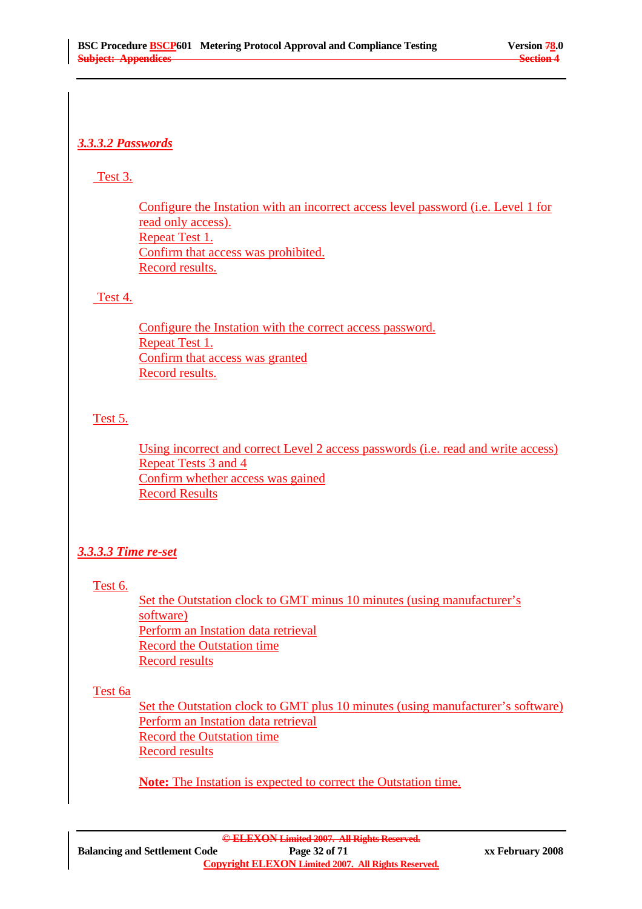### *3.3.3.2 Passwords*

Test 3.

Configure the Instation with an incorrect access level password (i.e. Level 1 for read only access).
Repeat Test 1.
Confirm that access was prohibited.
Record results.

Test 4.

Configure the Instation with the correct access password.
Repeat Test 1.
Confirm that access was granted
Record results.

Test 5.

Using incorrect and correct Level 2 access passwords (i.e. read and write access)
Repeat Tests 3 and 4
Confirm whether access was gained
Record Results

### *3.3.3.3 Time re-set*

Test 6.

Set the Outstation clock to GMT minus 10 minutes (using manufacturer's software)
Perform an Instation data retrieval
Record the Outstation time
Record results

Test 6a

Set the Outstation clock to GMT plus 10 minutes (using manufacturer's software)
Perform an Instation data retrieval
Record the Outstation time
Record results

**Note:** The Instation is expected to correct the Outstation time.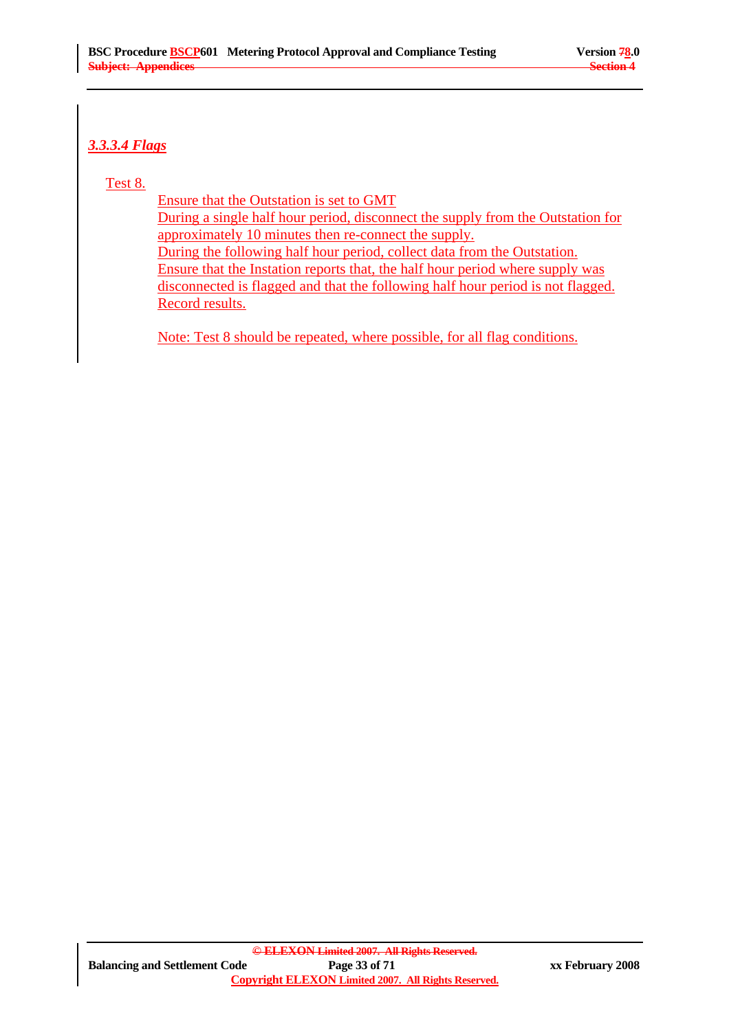*3.3.3.4 Flags*

Test 8.

Ensure that the Outstation is set to GMT
During a single half hour period, disconnect the supply from the Outstation for approximately 10 minutes then re-connect the supply.
During the following half hour period, collect data from the Outstation.
Ensure that the Instation reports that, the half hour period where supply was disconnected is flagged and that the following half hour period is not flagged.
Record results.

Note: Test 8 should be repeated, where possible, for all flag conditions.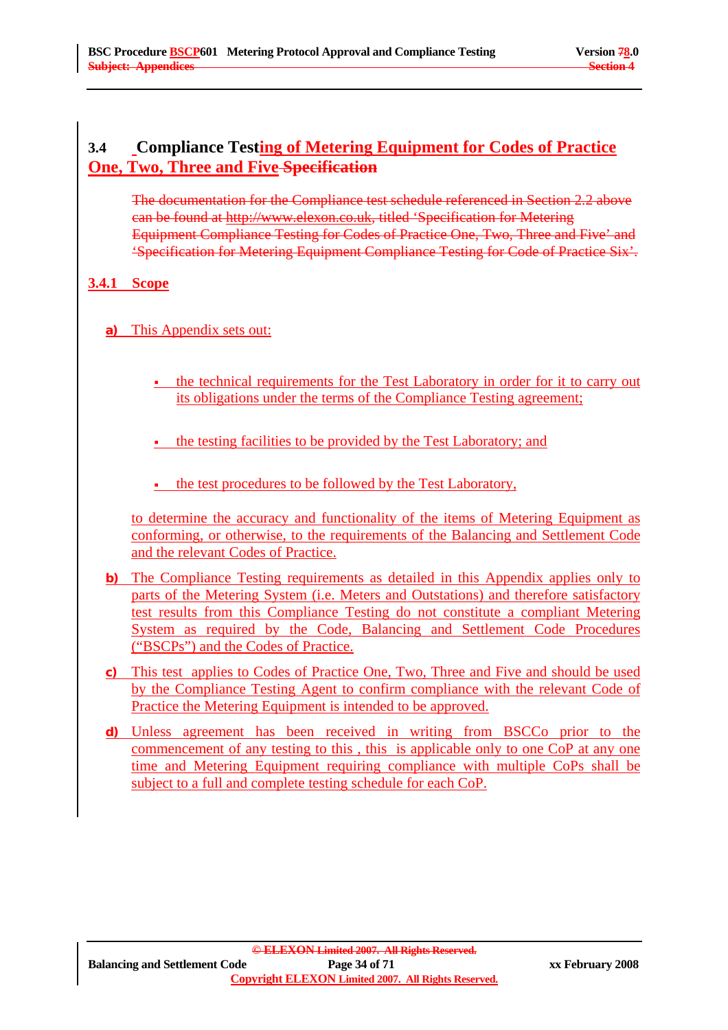## 3.4 Compliance Testing of Metering Equipment for Codes of Practice One, Two, Three and Five Specification

The documentation for the Compliance test schedule referenced in Section 2.2 above can be found at http://www.elexon.co.uk, titled 'Specification for Metering Equipment Compliance Testing for Codes of Practice One, Two, Three and Five' and 'Specification for Metering Equipment Compliance Testing for Code of Practice Six'.

### 3.4.1 Scope

a) This Appendix sets out:

- the technical requirements for the Test Laboratory in order for it to carry out its obligations under the terms of the Compliance Testing agreement;
- the testing facilities to be provided by the Test Laboratory; and
- the test procedures to be followed by the Test Laboratory,

to determine the accuracy and functionality of the items of Metering Equipment as conforming, or otherwise, to the requirements of the Balancing and Settlement Code and the relevant Codes of Practice.

b) The Compliance Testing requirements as detailed in this Appendix applies only to parts of the Metering System (i.e. Meters and Outstations) and therefore satisfactory test results from this Compliance Testing do not constitute a compliant Metering System as required by the Code, Balancing and Settlement Code Procedures ("BSCPs") and the Codes of Practice.

c) This test applies to Codes of Practice One, Two, Three and Five and should be used by the Compliance Testing Agent to confirm compliance with the relevant Code of Practice the Metering Equipment is intended to be approved.

d) Unless agreement has been received in writing from BSCCo prior to the commencement of any testing to this , this is applicable only to one CoP at any one time and Metering Equipment requiring compliance with multiple CoPs shall be subject to a full and complete testing schedule for each CoP.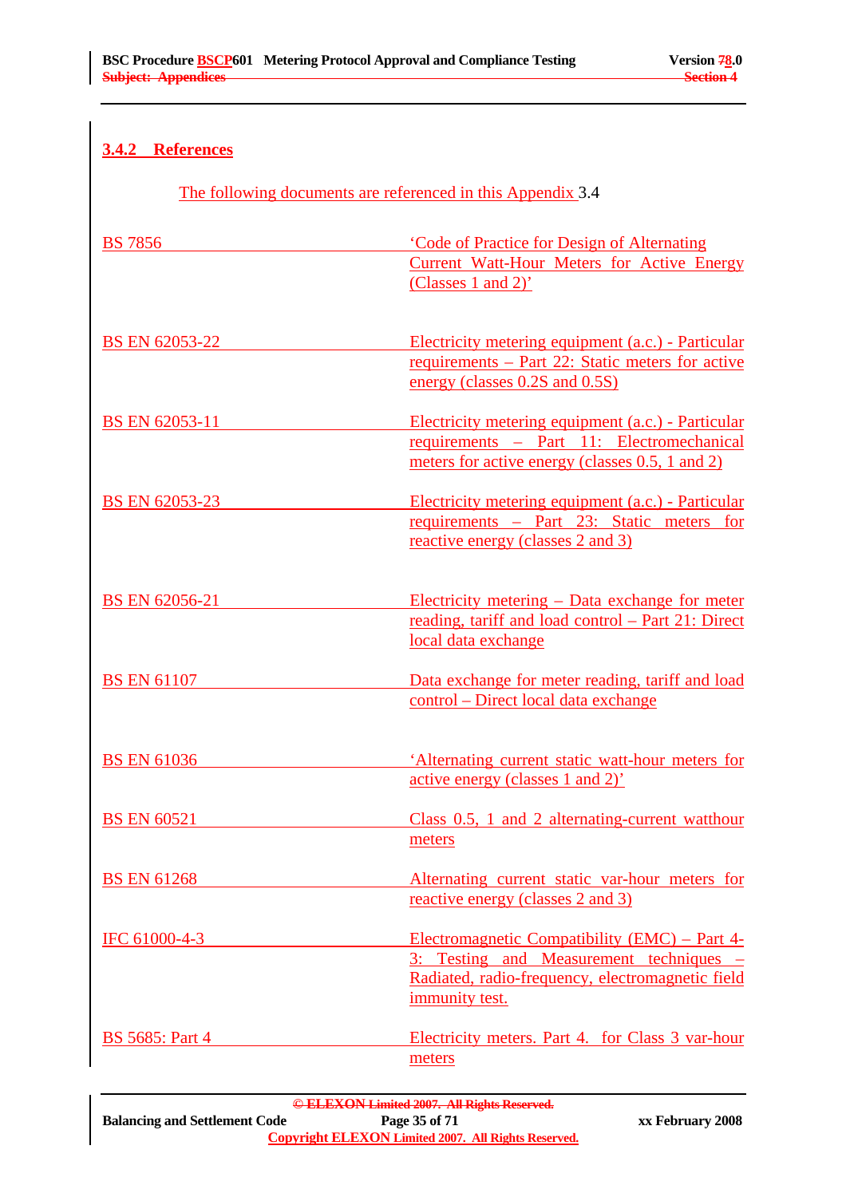### 3.4.2 References

The following documents are referenced in this Appendix 3.4

| | |
|---|---|
| BS 7856 | 'Code of Practice for Design of Alternating Current Watt-Hour Meters for Active Energy (Classes 1 and 2)' |
| BS EN 62053-22 | Electricity metering equipment (a.c.) - Particular requirements – Part 22: Static meters for active energy (classes 0.2S and 0.5S) |
| BS EN 62053-11 | Electricity metering equipment (a.c.) - Particular requirements – Part 11: Electromechanical meters for active energy (classes 0.5, 1 and 2) |
| BS EN 62053-23 | Electricity metering equipment (a.c.) - Particular requirements – Part 23: Static meters for reactive energy (classes 2 and 3) |
| BS EN 62056-21 | Electricity metering – Data exchange for meter reading, tariff and load control – Part 21: Direct local data exchange |
| BS EN 61107 | Data exchange for meter reading, tariff and load control – Direct local data exchange |
| BS EN 61036 | 'Alternating current static watt-hour meters for active energy (classes 1 and 2)' |
| BS EN 60521 | Class 0.5, 1 and 2 alternating-current watthour meters |
| BS EN 61268 | Alternating current static var-hour meters for reactive energy (classes 2 and 3) |
| IFC 61000-4-3 | Electromagnetic Compatibility (EMC) – Part 4-3: Testing and Measurement techniques – Radiated, radio-frequency, electromagnetic field immunity test. |
| BS 5685: Part 4 | Electricity meters. Part 4. for Class 3 var-hour meters |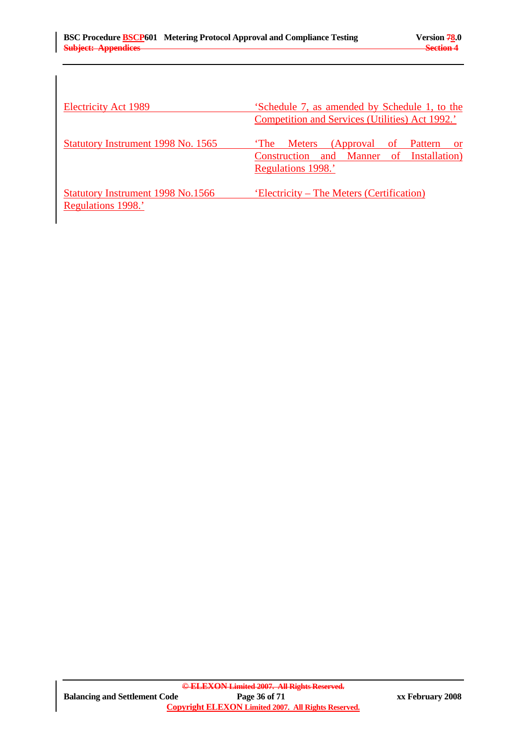| | |
|---|---|
| Electricity Act 1989 | 'Schedule 7, as amended by Schedule 1, to the Competition and Services (Utilities) Act 1992.' |
| Statutory Instrument 1998 No. 1565 | 'The Meters (Approval of Pattern or Construction and Manner of Installation) Regulations 1998.' |
| Statutory Instrument 1998 No.1566 | 'Electricity – The Meters (Certification) Regulations 1998.' |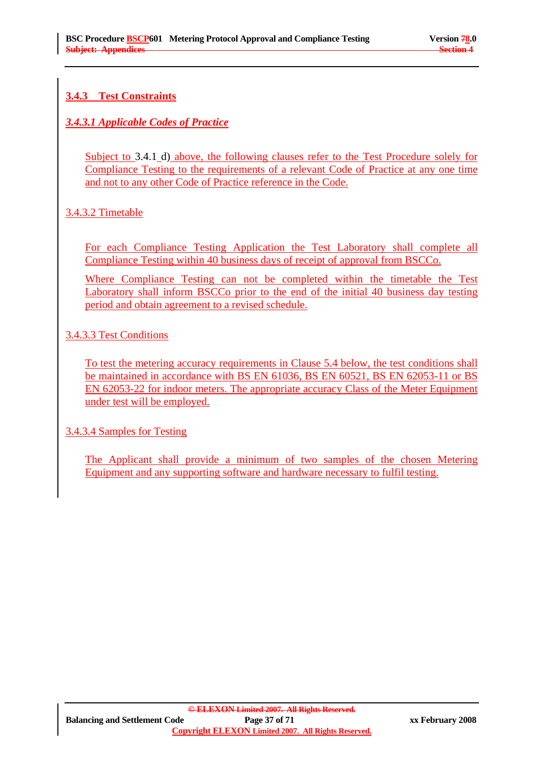### 3.4.3 Test Constraints

#### *3.4.3.1 Applicable Codes of Practice*

Subject to 3.4.1 d) above, the following clauses refer to the Test Procedure solely for Compliance Testing to the requirements of a relevant Code of Practice at any one time and not to any other Code of Practice reference in the Code.

#### 3.4.3.2 Timetable

For each Compliance Testing Application the Test Laboratory shall complete all Compliance Testing within 40 business days of receipt of approval from BSCCo.

Where Compliance Testing can not be completed within the timetable the Test Laboratory shall inform BSCCo prior to the end of the initial 40 business day testing period and obtain agreement to a revised schedule.

#### 3.4.3.3 Test Conditions

To test the metering accuracy requirements in Clause 5.4 below, the test conditions shall be maintained in accordance with BS EN 61036, BS EN 60521, BS EN 62053-11 or BS EN 62053-22 for indoor meters. The appropriate accuracy Class of the Meter Equipment under test will be employed.

#### 3.4.3.4 Samples for Testing

The Applicant shall provide a minimum of two samples of the chosen Metering Equipment and any supporting software and hardware necessary to fulfil testing.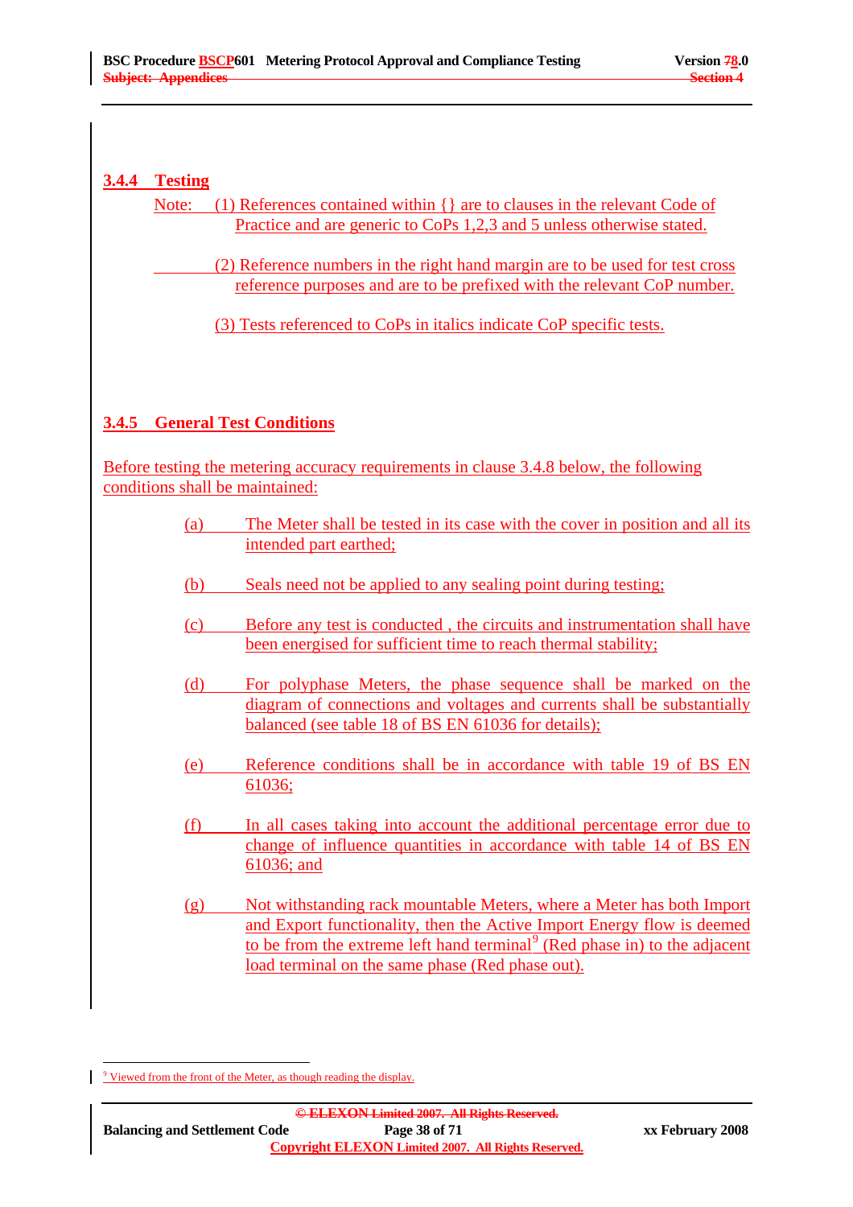### 3.4.4 Testing

Note: (1) References contained within {} are to clauses in the relevant Code of Practice and are generic to CoPs 1,2,3 and 5 unless otherwise stated.

(2) Reference numbers in the right hand margin are to be used for test cross reference purposes and are to be prefixed with the relevant CoP number.

(3) Tests referenced to CoPs in italics indicate CoP specific tests.

### 3.4.5 General Test Conditions

Before testing the metering accuracy requirements in clause 3.4.8 below, the following conditions shall be maintained:

(a) The Meter shall be tested in its case with the cover in position and all its intended part earthed;

(b) Seals need not be applied to any sealing point during testing;

(c) Before any test is conducted , the circuits and instrumentation shall have been energised for sufficient time to reach thermal stability;

(d) For polyphase Meters, the phase sequence shall be marked on the diagram of connections and voltages and currents shall be substantially balanced (see table 18 of BS EN 61036 for details);

(e) Reference conditions shall be in accordance with table 19 of BS EN 61036;

(f) In all cases taking into account the additional percentage error due to change of influence quantities in accordance with table 14 of BS EN 61036; and

(g) Not withstanding rack mountable Meters, where a Meter has both Import and Export functionality, then the Active Import Energy flow is deemed to be from the extreme left hand terminal[9] (Red phase in) to the adjacent load terminal on the same phase (Red phase out).

---

[9] Viewed from the front of the Meter, as though reading the display.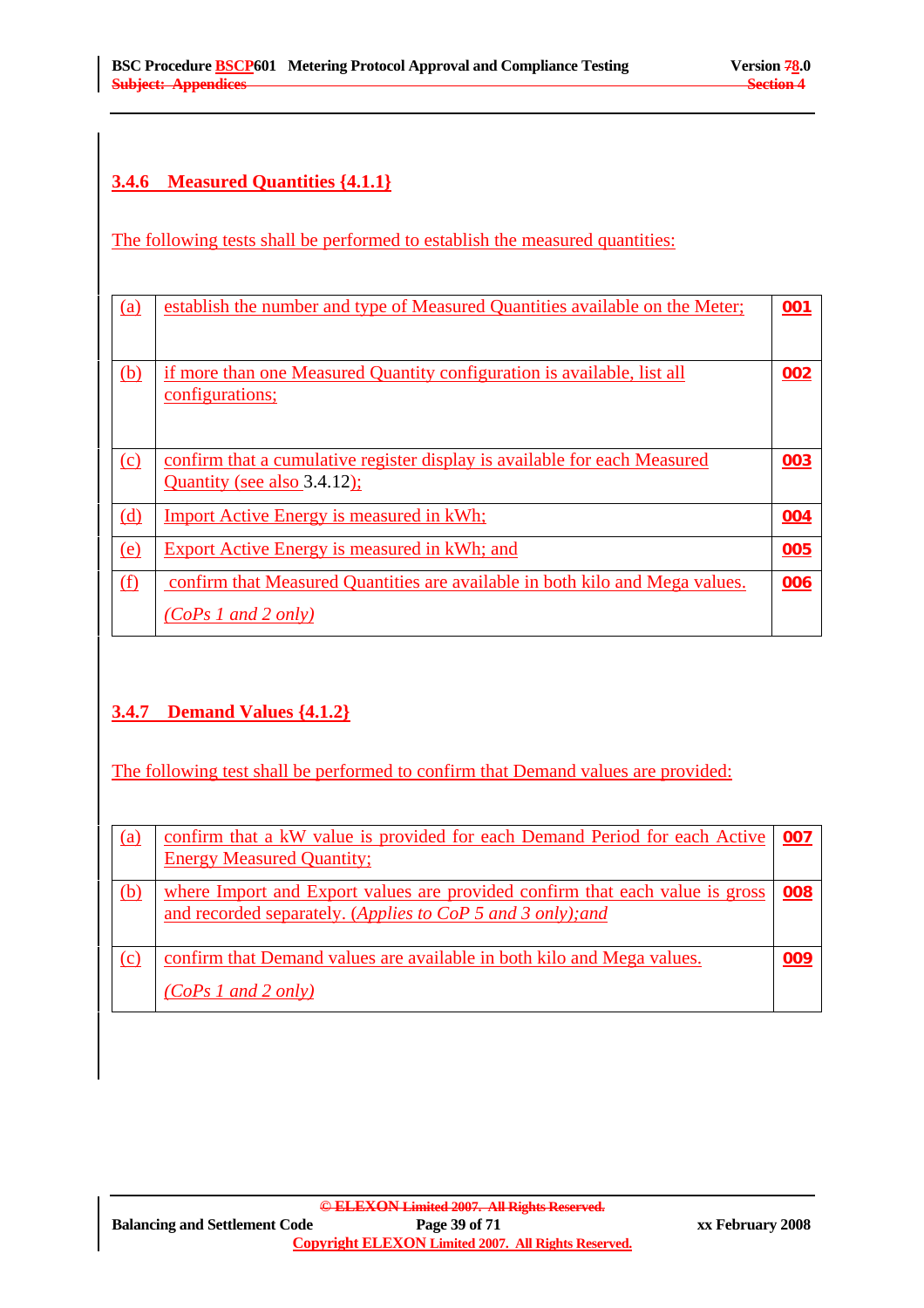### 3.4.6 Measured Quantities {4.1.1}

The following tests shall be performed to establish the measured quantities:

| | | |
|---|---|---|
| (a) | establish the number and type of Measured Quantities available on the Meter; | **001** |
| (b) | if more than one Measured Quantity configuration is available, list all configurations; | **002** |
| (c) | confirm that a cumulative register display is available for each Measured Quantity (see also 3.4.12); | **003** |
| (d) | Import Active Energy is measured in kWh; | **004** |
| (e) | Export Active Energy is measured in kWh; and | **005** |
| (f) | confirm that Measured Quantities are available in both kilo and Mega values. *(CoPs 1 and 2 only)* | **006** |

### 3.4.7 Demand Values {4.1.2}

The following test shall be performed to confirm that Demand values are provided:

| | | |
|---|---|---|
| (a) | confirm that a kW value is provided for each Demand Period for each Active Energy Measured Quantity; | **007** |
| (b) | where Import and Export values are provided confirm that each value is gross and recorded separately. (*Applies to CoP 5 and 3 only);and* | **008** |
| (c) | confirm that Demand values are available in both kilo and Mega values. *(CoPs 1 and 2 only)* | **009** |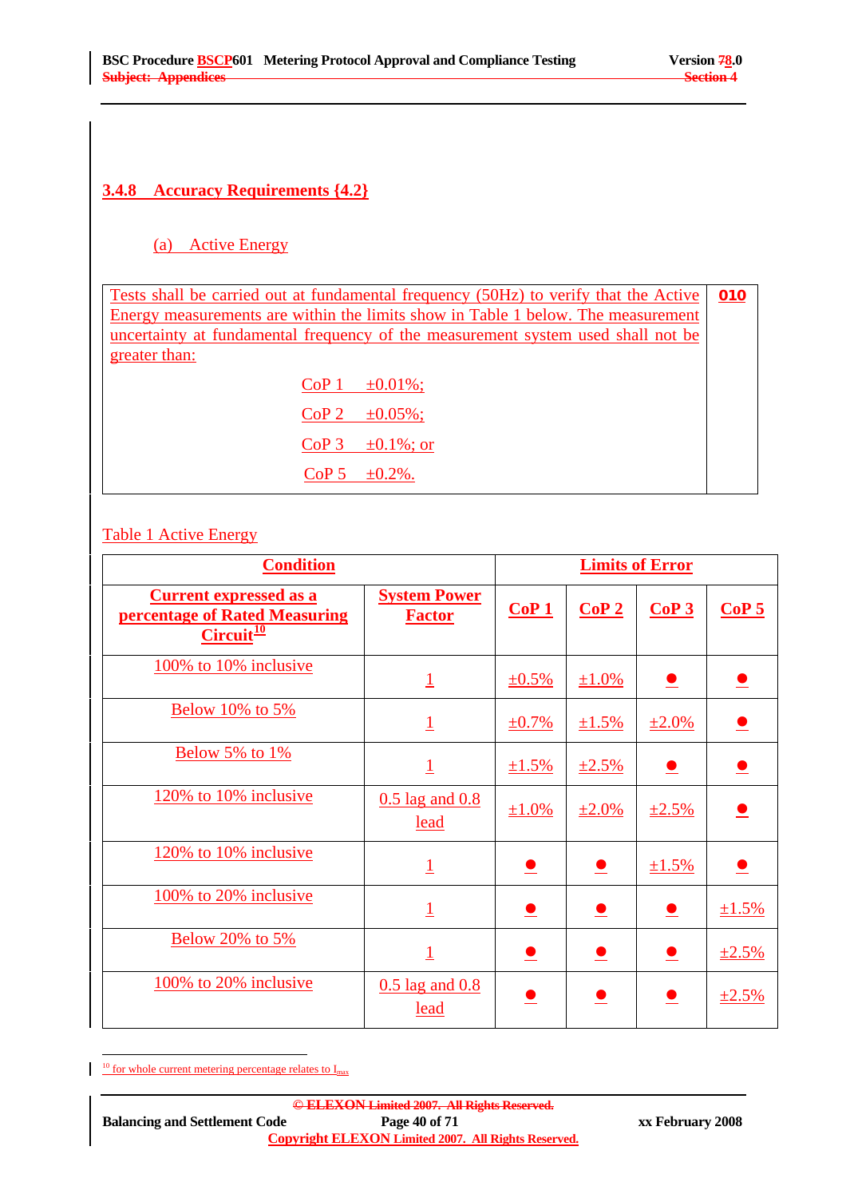### 3.4.8 Accuracy Requirements {4.2}

(a) Active Energy

| Tests shall be carried out at fundamental frequency (50Hz) to verify that the Active Energy measurements are within the limits show in Table 1 below. The measurement uncertainty at fundamental frequency of the measurement system used shall not be greater than:<br><br>CoP 1 ±0.01%;<br>CoP 2 ±0.05%;<br>CoP 3 ±0.1%; or<br>CoP 5 ±0.2%. | **010** |
|---|---|

Table 1 Active Energy

| **Condition** | | **Limits of Error** | | | |
|---|---|---|---|---|---|
| **Current expressed as a percentage of Rated Measuring Circuit**[10] | **System Power Factor** | **CoP 1** | **CoP 2** | **CoP 3** | **CoP 5** |
| 100% to 10% inclusive | 1 | ±0.5% | ±1.0% | ● | ● |
| Below 10% to 5% | 1 | ±0.7% | ±1.5% | ±2.0% | ● |
| Below 5% to 1% | 1 | ±1.5% | ±2.5% | ● | ● |
| 120% to 10% inclusive | 0.5 lag and 0.8 lead | ±1.0% | ±2.0% | ±2.5% | ● |
| 120% to 10% inclusive | 1 | ● | ● | ±1.5% | ● |
| 100% to 20% inclusive | 1 | ● | ● | ● | ±1.5% |
| Below 20% to 5% | 1 | ● | ● | ● | ±2.5% |
| 100% to 20% inclusive | 0.5 lag and 0.8 lead | ● | ● | ● | ±2.5% |

[10] for whole current metering percentage relates to $I_{max}$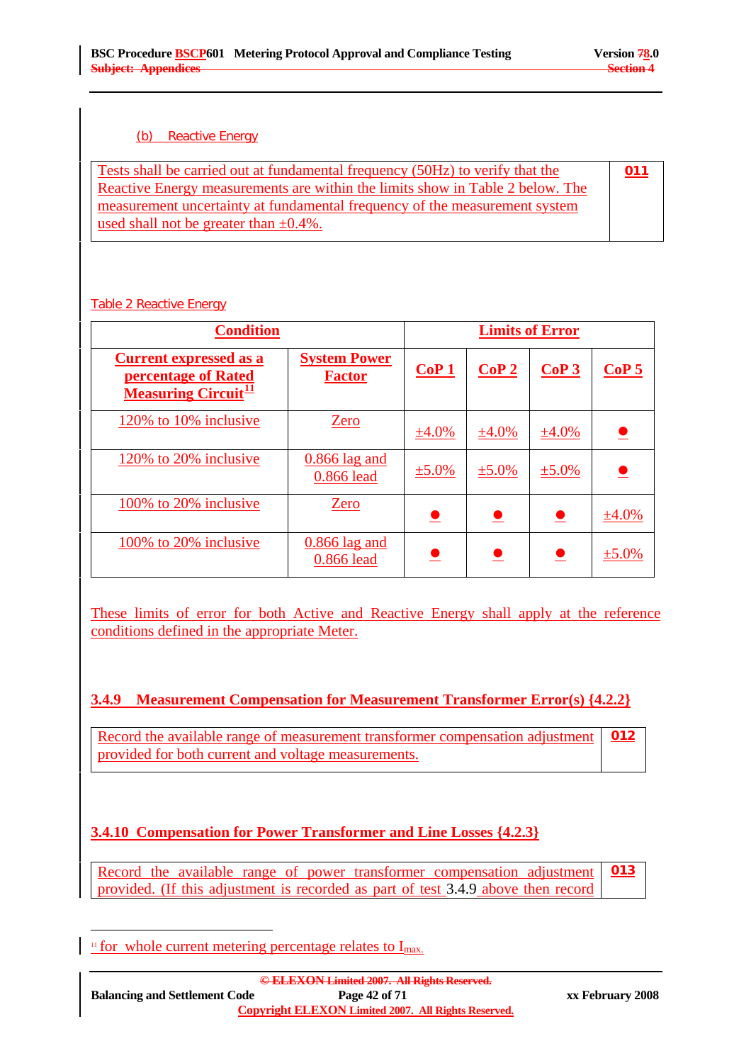(b) Reactive Energy

| Tests shall be carried out at fundamental frequency (50Hz) to verify that the Reactive Energy measurements are within the limits show in Table 2 below. The measurement uncertainty at fundamental frequency of the measurement system used shall not be greater than ±0.4%. | **011** |
|---|---|

Table 2 Reactive Energy

| **Condition** | | **Limits of Error** | | | |
|---|---|---|---|---|---|
| **Current expressed as a percentage of Rated Measuring Circuit**[11] | **System Power Factor** | **CoP 1** | **CoP 2** | **CoP 3** | **CoP 5** |
| 120% to 10% inclusive | Zero | ±4.0% | ±4.0% | ±4.0% | ● |
| 120% to 20% inclusive | 0.866 lag and 0.866 lead | ±5.0% | ±5.0% | ±5.0% | ● |
| 100% to 20% inclusive | Zero | ● | ● | ● | ±4.0% |
| 100% to 20% inclusive | 0.866 lag and 0.866 lead | ● | ● | ● | ±5.0% |

These limits of error for both Active and Reactive Energy shall apply at the reference conditions defined in the appropriate Meter.

### 3.4.9 Measurement Compensation for Measurement Transformer Error(s) {4.2.2}

| Record the available range of measurement transformer compensation adjustment provided for both current and voltage measurements. | **012** |
|---|---|

### 3.4.10 Compensation for Power Transformer and Line Losses {4.2.3}

| Record the available range of power transformer compensation adjustment provided. (If this adjustment is recorded as part of test 3.4.9 above then record | **013** |
|---|---|

[11] for whole current metering percentage relates to $I_{max}$.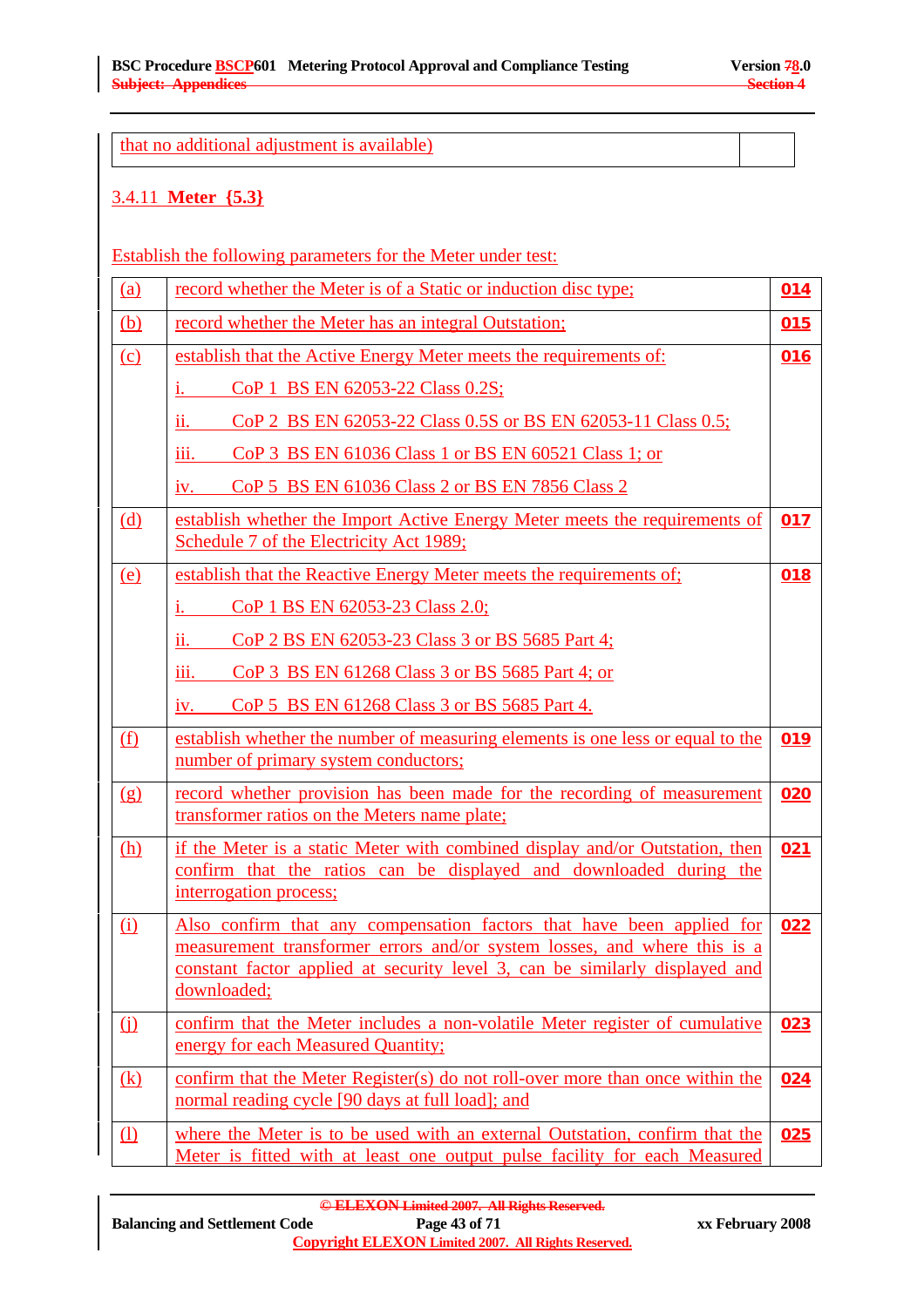| that no additional adjustment is available) | |
|---|---|

### 3.4.11 Meter {5.3}

Establish the following parameters for the Meter under test:

| | | |
|---|---|---|
| (a) | record whether the Meter is of a Static or induction disc type; | **014** |
| (b) | record whether the Meter has an integral Outstation; | **015** |
| (c) | establish that the Active Energy Meter meets the requirements of:<br>i. CoP 1 BS EN 62053-22 Class 0.2S;<br>ii. CoP 2 BS EN 62053-22 Class 0.5S or BS EN 62053-11 Class 0.5;<br>iii. CoP 3 BS EN 61036 Class 1 or BS EN 60521 Class 1; or<br>iv. CoP 5 BS EN 61036 Class 2 or BS EN 7856 Class 2 | **016** |
| (d) | establish whether the Import Active Energy Meter meets the requirements of Schedule 7 of the Electricity Act 1989; | **017** |
| (e) | establish that the Reactive Energy Meter meets the requirements of;<br>i. CoP 1 BS EN 62053-23 Class 2.0;<br>ii. CoP 2 BS EN 62053-23 Class 3 or BS 5685 Part 4;<br>iii. CoP 3 BS EN 61268 Class 3 or BS 5685 Part 4; or<br>iv. CoP 5 BS EN 61268 Class 3 or BS 5685 Part 4. | **018** |
| (f) | establish whether the number of measuring elements is one less or equal to the number of primary system conductors; | **019** |
| (g) | record whether provision has been made for the recording of measurement transformer ratios on the Meters name plate; | **020** |
| (h) | if the Meter is a static Meter with combined display and/or Outstation, then confirm that the ratios can be displayed and downloaded during the interrogation process; | **021** |
| (i) | Also confirm that any compensation factors that have been applied for measurement transformer errors and/or system losses, and where this is a constant factor applied at security level 3, can be similarly displayed and downloaded; | **022** |
| (j) | confirm that the Meter includes a non-volatile Meter register of cumulative energy for each Measured Quantity; | **023** |
| (k) | confirm that the Meter Register(s) do not roll-over more than once within the normal reading cycle [90 days at full load]; and | **024** |
| (l) | where the Meter is to be used with an external Outstation, confirm that the Meter is fitted with at least one output pulse facility for each Measured | **025** |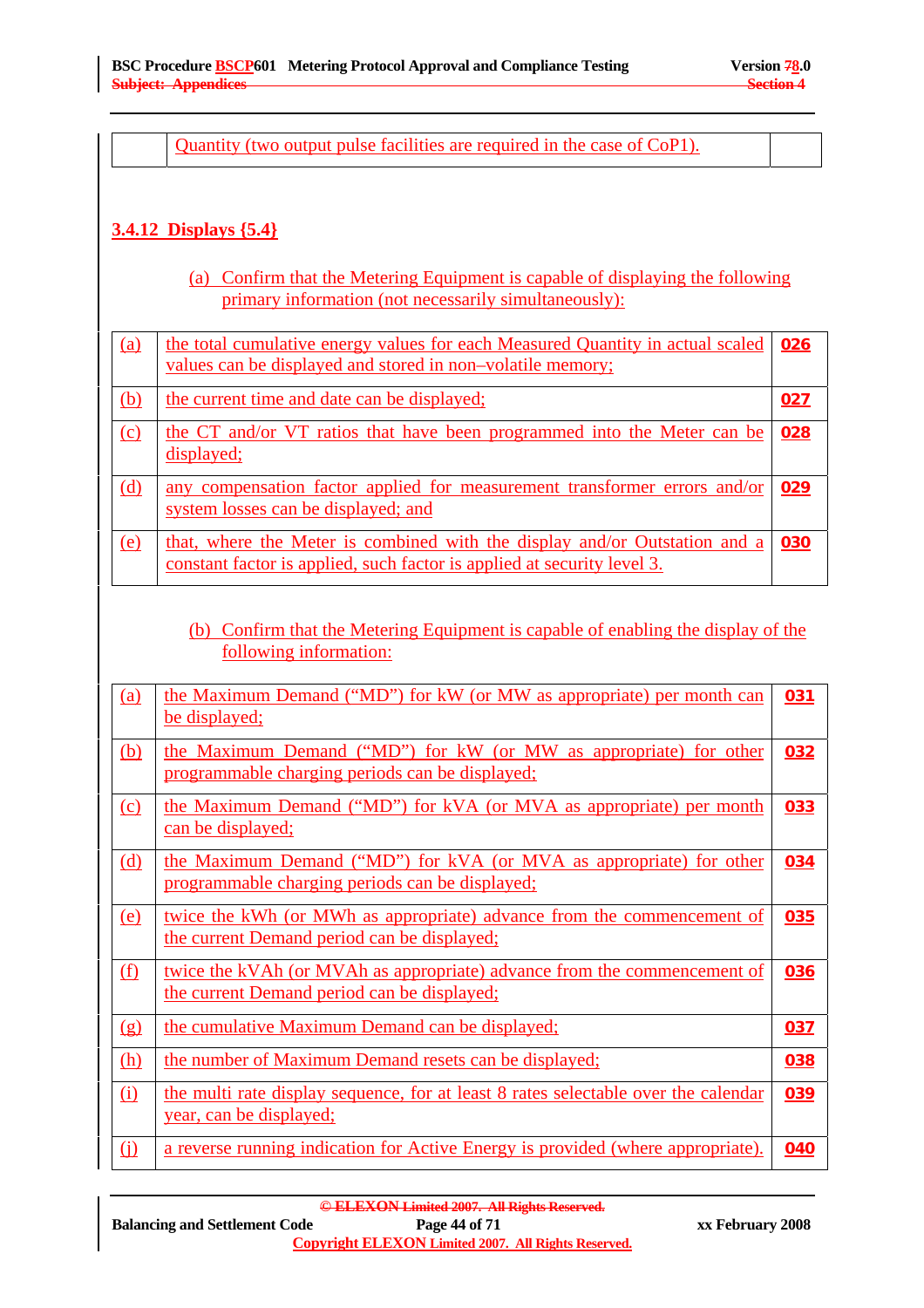| | Quantity (two output pulse facilities are required in the case of CoP1). | |
|---|---|---|

### 3.4.12 Displays {5.4}

(a) Confirm that the Metering Equipment is capable of displaying the following primary information (not necessarily simultaneously):

| | | |
|---|---|---|
| (a) | the total cumulative energy values for each Measured Quantity in actual scaled values can be displayed and stored in non–volatile memory; | **026** |
| (b) | the current time and date can be displayed; | **027** |
| (c) | the CT and/or VT ratios that have been programmed into the Meter can be displayed; | **028** |
| (d) | any compensation factor applied for measurement transformer errors and/or system losses can be displayed; and | **029** |
| (e) | that, where the Meter is combined with the display and/or Outstation and a constant factor is applied, such factor is applied at security level 3. | **030** |

(b) Confirm that the Metering Equipment is capable of enabling the display of the following information:

| | | |
|---|---|---|
| (a) | the Maximum Demand ("MD") for kW (or MW as appropriate) per month can be displayed; | **031** |
| (b) | the Maximum Demand ("MD") for kW (or MW as appropriate) for other programmable charging periods can be displayed; | **032** |
| (c) | the Maximum Demand ("MD") for kVA (or MVA as appropriate) per month can be displayed; | **033** |
| (d) | the Maximum Demand ("MD") for kVA (or MVA as appropriate) for other programmable charging periods can be displayed; | **034** |
| (e) | twice the kWh (or MWh as appropriate) advance from the commencement of the current Demand period can be displayed; | **035** |
| (f) | twice the kVAh (or MVAh as appropriate) advance from the commencement of the current Demand period can be displayed; | **036** |
| (g) | the cumulative Maximum Demand can be displayed; | **037** |
| (h) | the number of Maximum Demand resets can be displayed; | **038** |
| (i) | the multi rate display sequence, for at least 8 rates selectable over the calendar year, can be displayed; | **039** |
| (j) | a reverse running indication for Active Energy is provided (where appropriate). | **040** |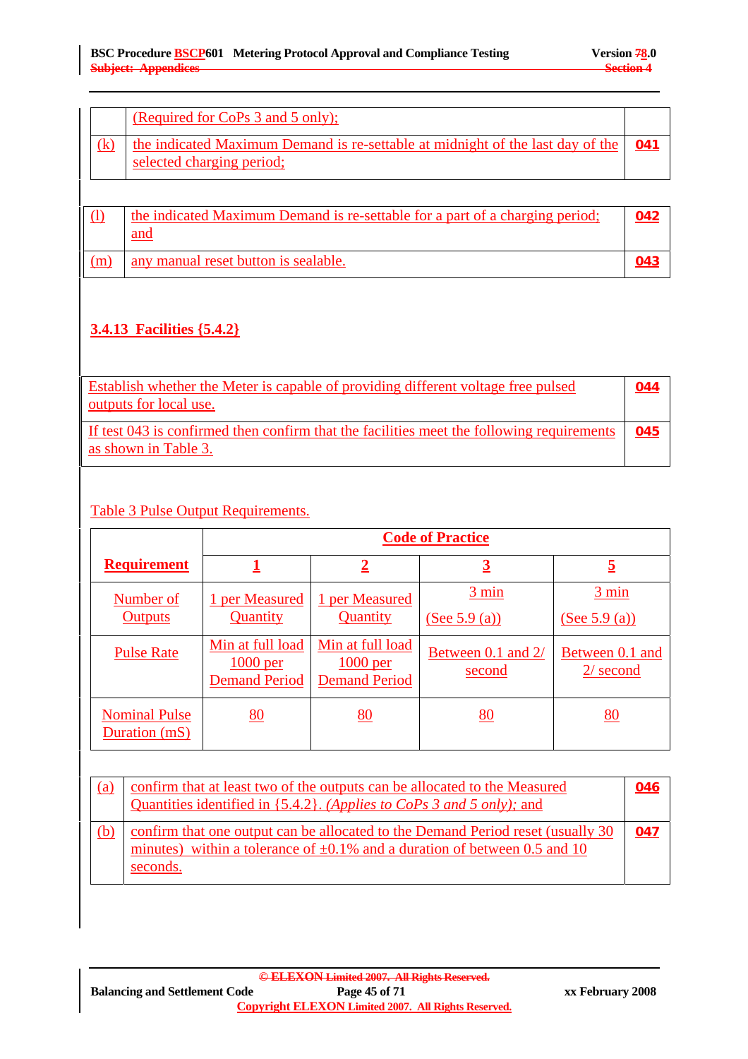| | (Required for CoPs 3 and 5 only); | |
|---|---|---|
| (k) | the indicated Maximum Demand is re-settable at midnight of the last day of the selected charging period; | **041** |

| | | |
|---|---|---|
| (l) | the indicated Maximum Demand is re-settable for a part of a charging period; and | **042** |
| (m) | any manual reset button is sealable. | **043** |

### 3.4.13 Facilities {5.4.2}

| | |
|---|---|
| Establish whether the Meter is capable of providing different voltage free pulsed outputs for local use. | **044** |
| If test 043 is confirmed then confirm that the facilities meet the following requirements as shown in Table 3. | **045** |

Table 3 Pulse Output Requirements.

| **Requirement** | **Code of Practice** | | | |
|---|---|---|---|---|
| | **1** | **2** | **3** | **5** |
| Number of Outputs | 1 per Measured Quantity | 1 per Measured Quantity | 3 min (See 5.9 (a)) | 3 min (See 5.9 (a)) |
| Pulse Rate | Min at full load 1000 per Demand Period | Min at full load 1000 per Demand Period | Between 0.1 and 2/ second | Between 0.1 and 2/ second |
| Nominal Pulse Duration (mS) | 80 | 80 | 80 | 80 |

| | | |
|---|---|---|
| (a) | confirm that at least two of the outputs can be allocated to the Measured Quantities identified in {5.4.2}. *(Applies to CoPs 3 and 5 only);* and | **046** |
| (b) | confirm that one output can be allocated to the Demand Period reset (usually 30 minutes) within a tolerance of ±0.1% and a duration of between 0.5 and 10 seconds. | **047** |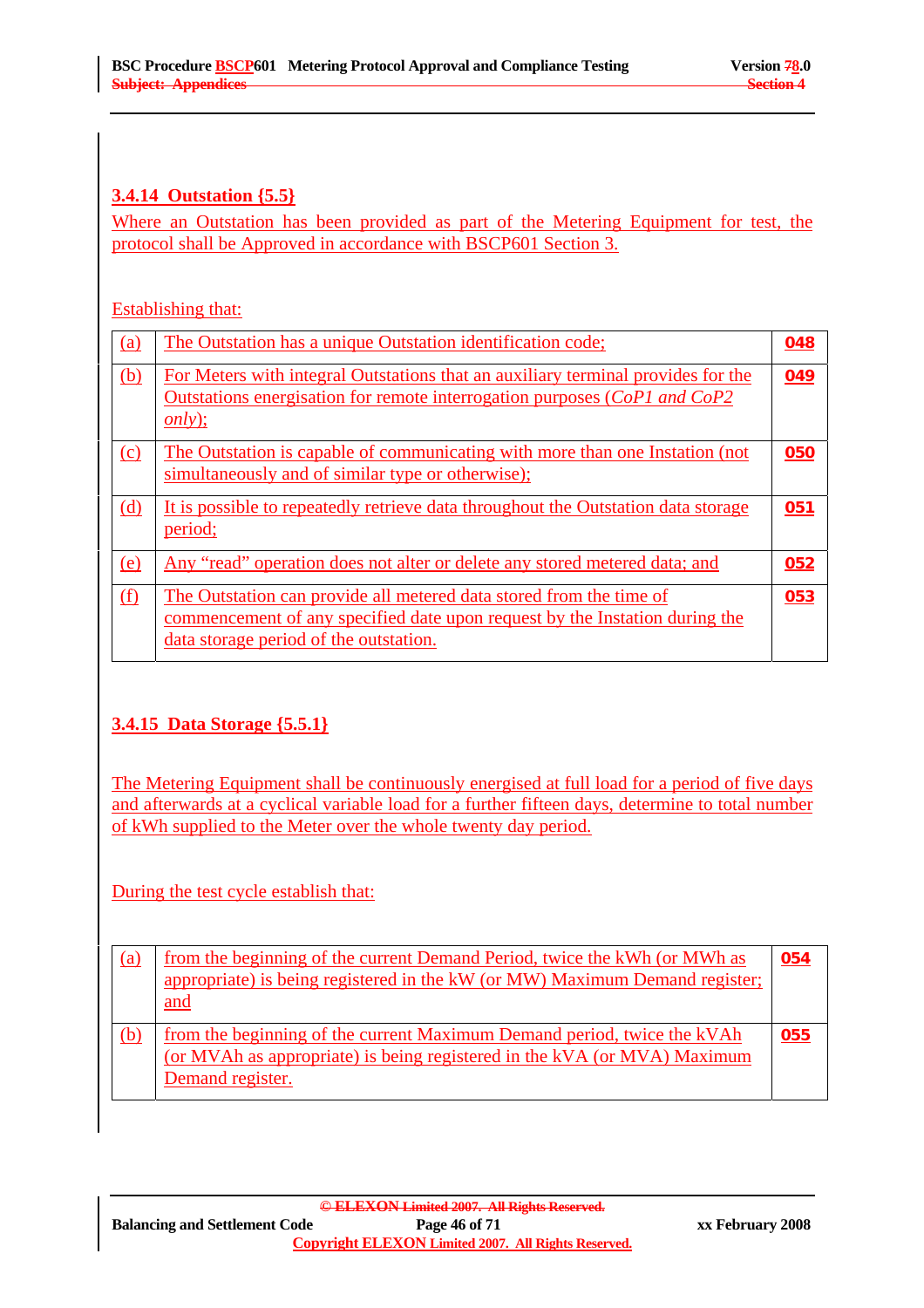### 3.4.14 Outstation {5.5}

Where an Outstation has been provided as part of the Metering Equipment for test, the protocol shall be Approved in accordance with BSCP601 Section 3.

Establishing that:

| | | |
|---|---|---|
| (a) | The Outstation has a unique Outstation identification code; | **048** |
| (b) | For Meters with integral Outstations that an auxiliary terminal provides for the Outstations energisation for remote interrogation purposes (*CoP1 and CoP2 only*); | **049** |
| (c) | The Outstation is capable of communicating with more than one Instation (not simultaneously and of similar type or otherwise); | **050** |
| (d) | It is possible to repeatedly retrieve data throughout the Outstation data storage period; | **051** |
| (e) | Any "read" operation does not alter or delete any stored metered data; and | **052** |
| (f) | The Outstation can provide all metered data stored from the time of commencement of any specified date upon request by the Instation during the data storage period of the outstation. | **053** |

### 3.4.15 Data Storage {5.5.1}

The Metering Equipment shall be continuously energised at full load for a period of five days and afterwards at a cyclical variable load for a further fifteen days, determine to total number of kWh supplied to the Meter over the whole twenty day period.

During the test cycle establish that:

| | | |
|---|---|---|
| (a) | from the beginning of the current Demand Period, twice the kWh (or MWh as appropriate) is being registered in the kW (or MW) Maximum Demand register; and | **054** |
| (b) | from the beginning of the current Maximum Demand period, twice the kVAh (or MVAh as appropriate) is being registered in the kVA (or MVA) Maximum Demand register. | **055** |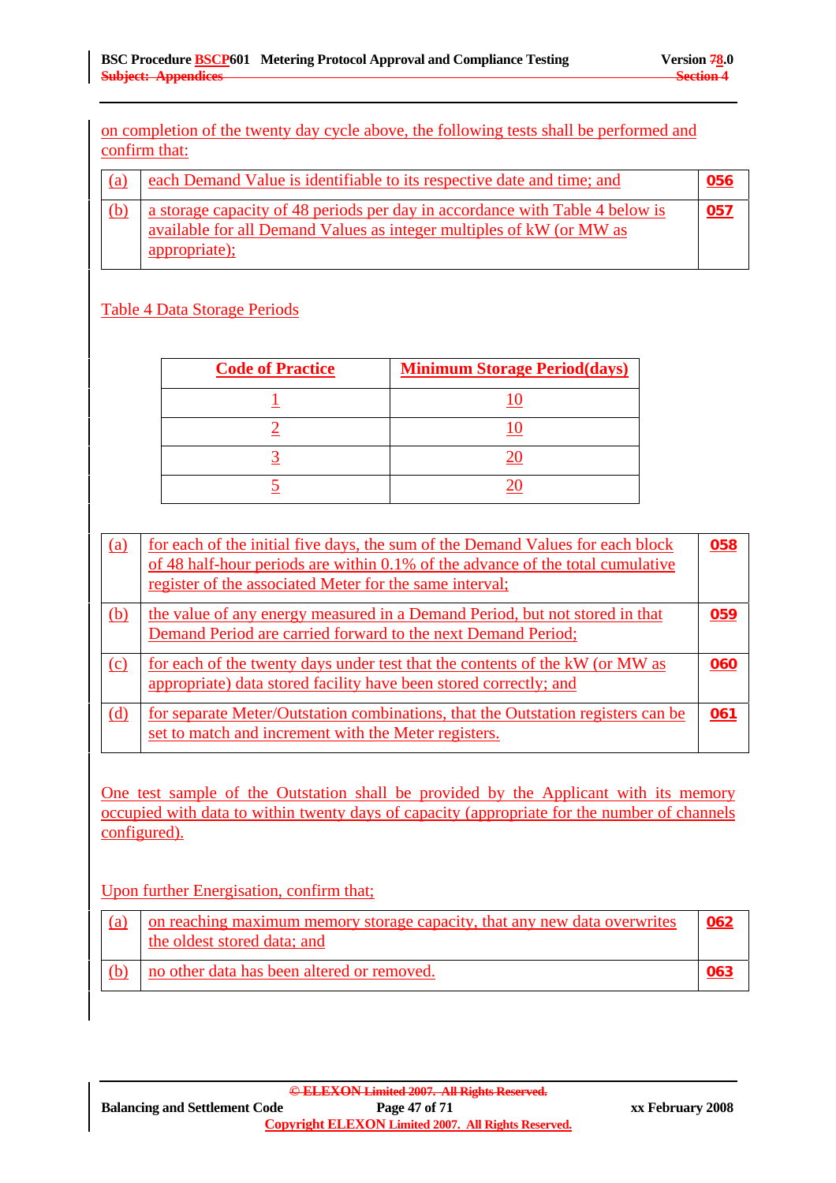on completion of the twenty day cycle above, the following tests shall be performed and confirm that:

| | | |
|---|---|---|
| (a) | each Demand Value is identifiable to its respective date and time; and | **056** |
| (b) | a storage capacity of 48 periods per day in accordance with Table 4 below is available for all Demand Values as integer multiples of kW (or MW as appropriate); | **057** |

Table 4 Data Storage Periods

| **Code of Practice** | **Minimum Storage Period(days)** |
|---|---|
| 1 | 10 |
| 2 | 10 |
| 3 | 20 |
| 5 | 20 |

| | | |
|---|---|---|
| (a) | for each of the initial five days, the sum of the Demand Values for each block of 48 half-hour periods are within 0.1% of the advance of the total cumulative register of the associated Meter for the same interval; | **058** |
| (b) | the value of any energy measured in a Demand Period, but not stored in that Demand Period are carried forward to the next Demand Period; | **059** |
| (c) | for each of the twenty days under test that the contents of the kW (or MW as appropriate) data stored facility have been stored correctly; and | **060** |
| (d) | for separate Meter/Outstation combinations, that the Outstation registers can be set to match and increment with the Meter registers. | **061** |

One test sample of the Outstation shall be provided by the Applicant with its memory occupied with data to within twenty days of capacity (appropriate for the number of channels configured).

Upon further Energisation, confirm that;

| | | |
|---|---|---|
| (a) | on reaching maximum memory storage capacity, that any new data overwrites the oldest stored data; and | **062** |
| (b) | no other data has been altered or removed. | **063** |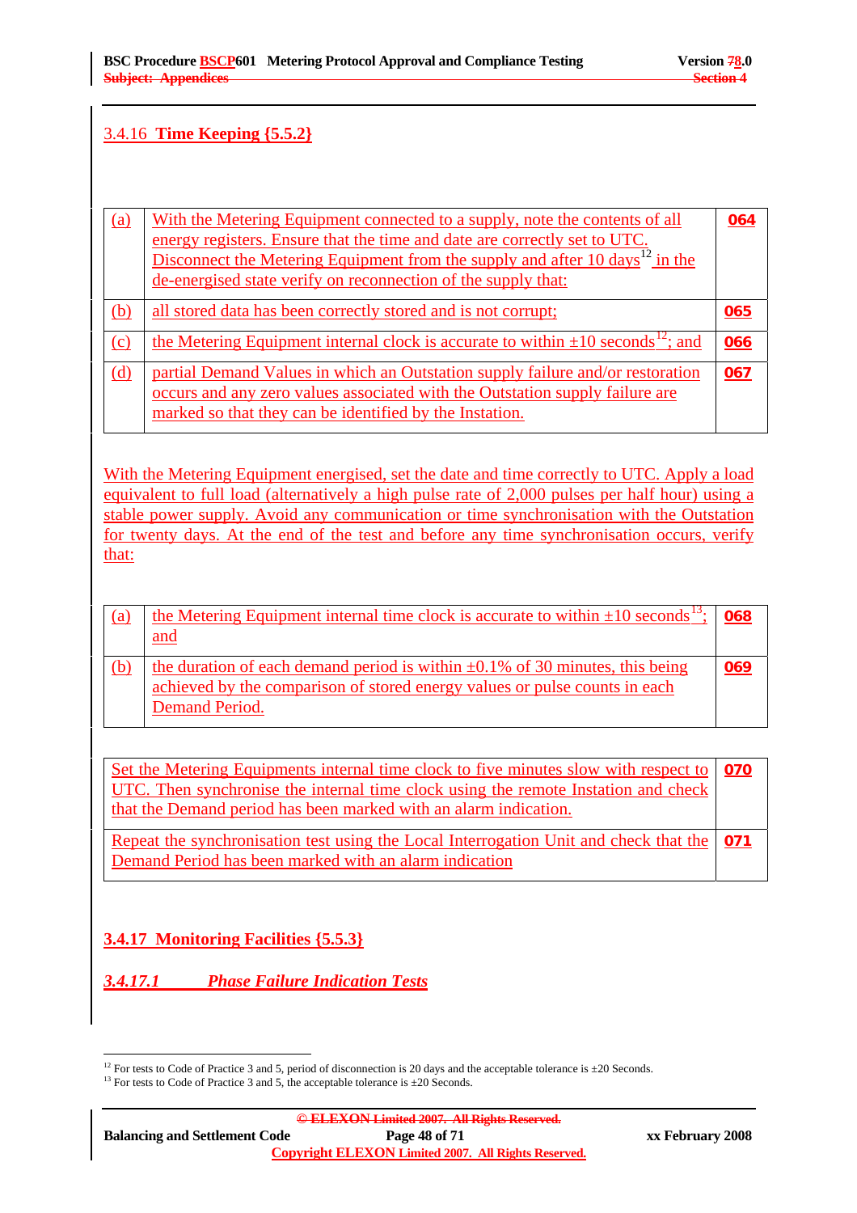### 3.4.16 Time Keeping {5.5.2}

| | | |
|---|---|---|
| (a) | With the Metering Equipment connected to a supply, note the contents of all energy registers. Ensure that the time and date are correctly set to UTC. Disconnect the Metering Equipment from the supply and after 10 days[12] in the de-energised state verify on reconnection of the supply that: | **064** |
| (b) | all stored data has been correctly stored and is not corrupt; | **065** |
| (c) | the Metering Equipment internal clock is accurate to within ±10 seconds[12]; and | **066** |
| (d) | partial Demand Values in which an Outstation supply failure and/or restoration occurs and any zero values associated with the Outstation supply failure are marked so that they can be identified by the Instation. | **067** |

With the Metering Equipment energised, set the date and time correctly to UTC. Apply a load equivalent to full load (alternatively a high pulse rate of 2,000 pulses per half hour) using a stable power supply. Avoid any communication or time synchronisation with the Outstation for twenty days. At the end of the test and before any time synchronisation occurs, verify that:

| | | |
|---|---|---|
| (a) | the Metering Equipment internal time clock is accurate to within ±10 seconds[13]; and | **068** |
| (b) | the duration of each demand period is within ±0.1% of 30 minutes, this being achieved by the comparison of stored energy values or pulse counts in each Demand Period. | **069** |

| | |
|---|---|
| Set the Metering Equipments internal time clock to five minutes slow with respect to UTC. Then synchronise the internal time clock using the remote Instation and check that the Demand period has been marked with an alarm indication. | **070** |
| Repeat the synchronisation test using the Local Interrogation Unit and check that the Demand Period has been marked with an alarm indication | **071** |

### 3.4.17 Monitoring Facilities {5.5.3}

#### *3.4.17.1 Phase Failure Indication Tests*

[12] For tests to Code of Practice 3 and 5, period of disconnection is 20 days and the acceptable tolerance is ±20 Seconds.

[13] For tests to Code of Practice 3 and 5, the acceptable tolerance is ±20 Seconds.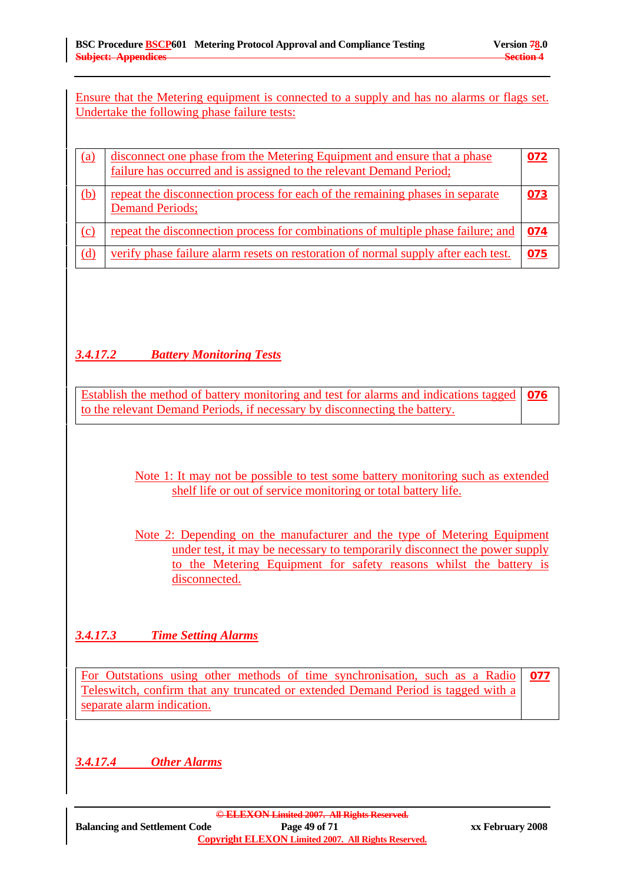Ensure that the Metering equipment is connected to a supply and has no alarms or flags set. Undertake the following phase failure tests:

| | | |
|---|---|---|
| (a) | disconnect one phase from the Metering Equipment and ensure that a phase failure has occurred and is assigned to the relevant Demand Period; | **072** |
| (b) | repeat the disconnection process for each of the remaining phases in separate Demand Periods; | **073** |
| (c) | repeat the disconnection process for combinations of multiple phase failure; and | **074** |
| (d) | verify phase failure alarm resets on restoration of normal supply after each test. | **075** |

### *3.4.17.2 Battery Monitoring Tests*

| | |
|---|---|
| Establish the method of battery monitoring and test for alarms and indications tagged to the relevant Demand Periods, if necessary by disconnecting the battery. | **076** |

Note 1: It may not be possible to test some battery monitoring such as extended shelf life or out of service monitoring or total battery life.

Note 2: Depending on the manufacturer and the type of Metering Equipment under test, it may be necessary to temporarily disconnect the power supply to the Metering Equipment for safety reasons whilst the battery is disconnected.

### *3.4.17.3 Time Setting Alarms*

| | |
|---|---|
| For Outstations using other methods of time synchronisation, such as a Radio Teleswitch, confirm that any truncated or extended Demand Period is tagged with a separate alarm indication. | **077** |

### *3.4.17.4 Other Alarms*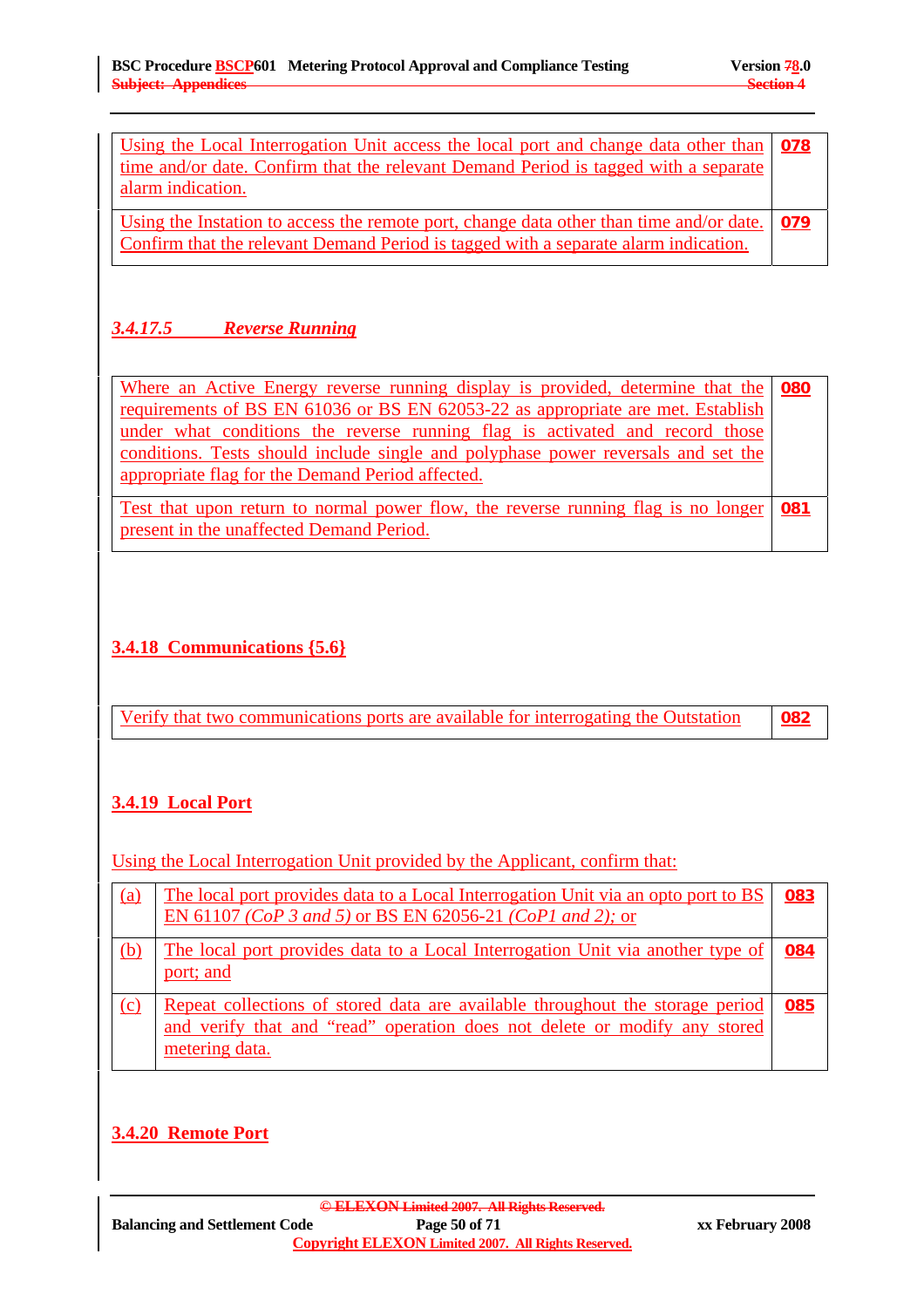| | |
|---|---|
| Using the Local Interrogation Unit access the local port and change data other than time and/or date. Confirm that the relevant Demand Period is tagged with a separate alarm indication. | **078** |
| Using the Instation to access the remote port, change data other than time and/or date. Confirm that the relevant Demand Period is tagged with a separate alarm indication. | **079** |

#### *3.4.17.5 Reverse Running*

| | |
|---|---|
| Where an Active Energy reverse running display is provided, determine that the requirements of BS EN 61036 or BS EN 62053-22 as appropriate are met. Establish under what conditions the reverse running flag is activated and record those conditions. Tests should include single and polyphase power reversals and set the appropriate flag for the Demand Period affected. | **080** |
| Test that upon return to normal power flow, the reverse running flag is no longer present in the unaffected Demand Period. | **081** |

### 3.4.18 Communications {5.6}

| | |
|---|---|
| Verify that two communications ports are available for interrogating the Outstation | **082** |

### 3.4.19 Local Port

Using the Local Interrogation Unit provided by the Applicant, confirm that:

| | | |
|---|---|---|
| (a) | The local port provides data to a Local Interrogation Unit via an opto port to BS EN 61107 *(CoP 3 and 5)* or BS EN 62056-21 *(CoP1 and 2);* or | **083** |
| (b) | The local port provides data to a Local Interrogation Unit via another type of port; and | **084** |
| (c) | Repeat collections of stored data are available throughout the storage period and verify that and "read" operation does not delete or modify any stored metering data. | **085** |

### 3.4.20 Remote Port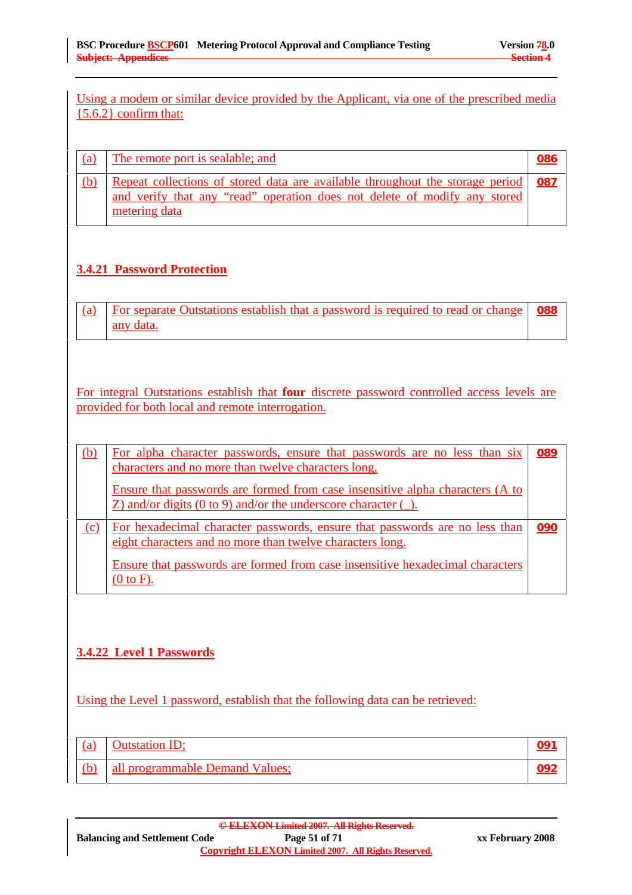Using a modem or similar device provided by the Applicant, via one of the prescribed media {5.6.2} confirm that:

| | | |
|---|---|---|
| (a) | The remote port is sealable; and | **086** |
| (b) | Repeat collections of stored data are available throughout the storage period and verify that any “read” operation does not delete of modify any stored metering data | **087** |

### 3.4.21 Password Protection

| | | |
|---|---|---|
| (a) | For separate Outstations establish that a password is required to read or change any data. | **088** |

For integral Outstations establish that **four** discrete password controlled access levels are provided for both local and remote interrogation.

| | | |
|---|---|---|
| (b) | For alpha character passwords, ensure that passwords are no less than six characters and no more than twelve characters long.<br><br>Ensure that passwords are formed from case insensitive alpha characters (A to Z) and/or digits (0 to 9) and/or the underscore character (_). | **089** |
| (c) | For hexadecimal character passwords, ensure that passwords are no less than eight characters and no more than twelve characters long.<br><br>Ensure that passwords are formed from case insensitive hexadecimal characters (0 to F). | **090** |

### 3.4.22 Level 1 Passwords

Using the Level 1 password, establish that the following data can be retrieved:

| | | |
|---|---|---|
| (a) | Outstation ID; | **091** |
| (b) | all programmable Demand Values; | **092** |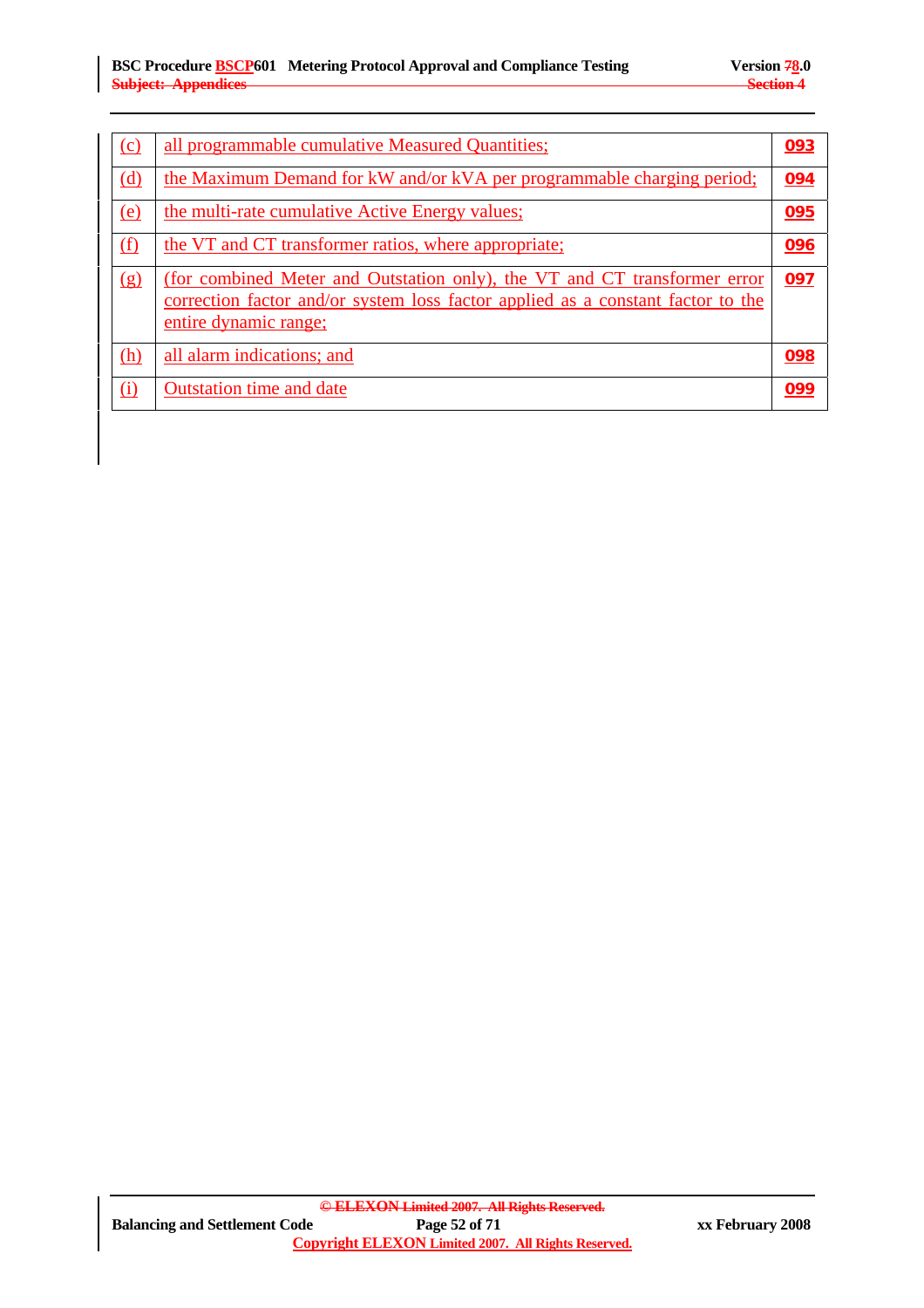| | | |
|---|---|---|
| (c) | all programmable cumulative Measured Quantities; | 093 |
| (d) | the Maximum Demand for kW and/or kVA per programmable charging period; | 094 |
| (e) | the multi-rate cumulative Active Energy values; | 095 |
| (f) | the VT and CT transformer ratios, where appropriate; | 096 |
| (g) | (for combined Meter and Outstation only), the VT and CT transformer error correction factor and/or system loss factor applied as a constant factor to the entire dynamic range; | 097 |
| (h) | all alarm indications; and | 098 |
| (i) | Outstation time and date | 099 |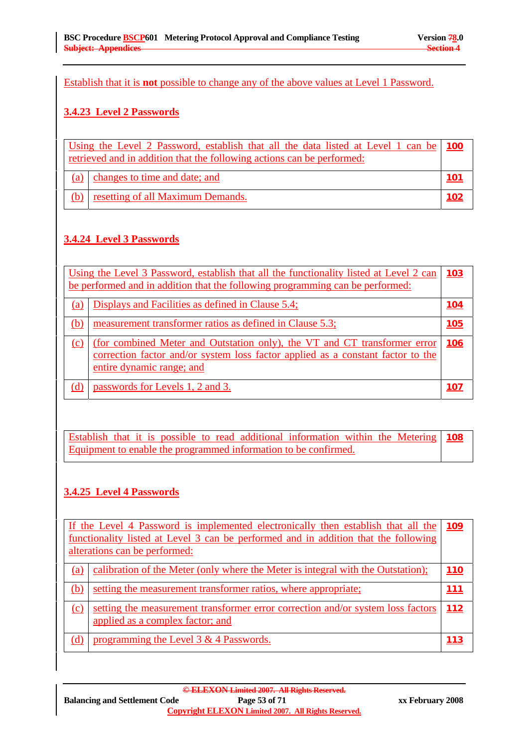Establish that it is **not** possible to change any of the above values at Level 1 Password.

### 3.4.23 Level 2 Passwords

| | | |
|---|---|---|
| Using the Level 2 Password, establish that all the data listed at Level 1 can be retrieved and in addition that the following actions can be performed: | | **100** |
| (a) | changes to time and date; and | **101** |
| (b) | resetting of all Maximum Demands. | **102** |

### 3.4.24 Level 3 Passwords

| | | |
|---|---|---|
| Using the Level 3 Password, establish that all the functionality listed at Level 2 can be performed and in addition that the following programming can be performed: | | **103** |
| (a) | Displays and Facilities as defined in Clause 5.4; | **104** |
| (b) | measurement transformer ratios as defined in Clause 5.3; | **105** |
| (c) | (for combined Meter and Outstation only), the VT and CT transformer error correction factor and/or system loss factor applied as a constant factor to the entire dynamic range; and | **106** |
| (d) | passwords for Levels 1, 2 and 3. | **107** |

| | |
|---|---|
| Establish that it is possible to read additional information within the Metering Equipment to enable the programmed information to be confirmed. | **108** |

### 3.4.25 Level 4 Passwords

| | | |
|---|---|---|
| If the Level 4 Password is implemented electronically then establish that all the functionality listed at Level 3 can be performed and in addition that the following alterations can be performed: | | **109** |
| (a) | calibration of the Meter (only where the Meter is integral with the Outstation); | **110** |
| (b) | setting the measurement transformer ratios, where appropriate; | **111** |
| (c) | setting the measurement transformer error correction and/or system loss factors applied as a complex factor; and | **112** |
| (d) | programming the Level 3 & 4 Passwords. | **113** |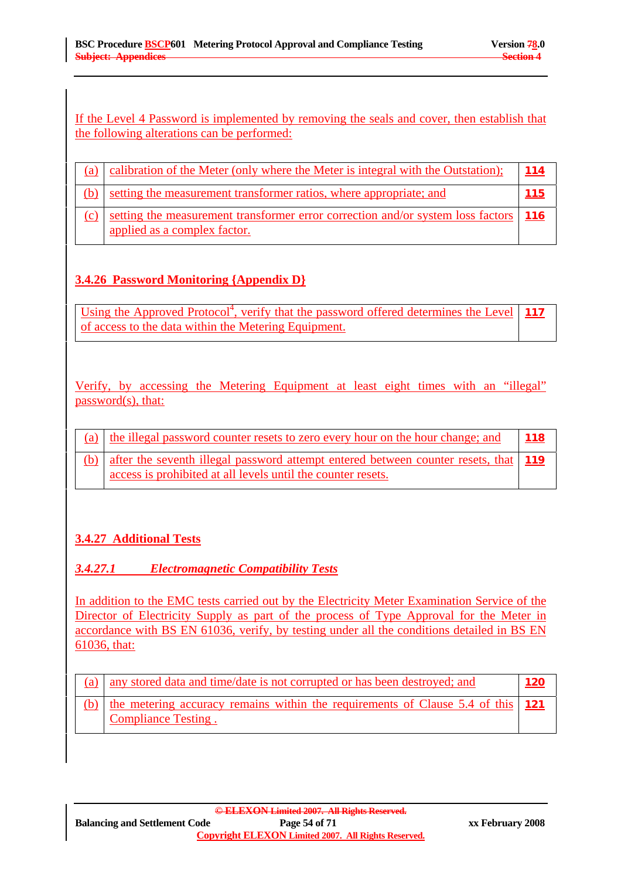If the Level 4 Password is implemented by removing the seals and cover, then establish that the following alterations can be performed:

| | | |
|---|---|---|
| (a) | calibration of the Meter (only where the Meter is integral with the Outstation); | **114** |
| (b) | setting the measurement transformer ratios, where appropriate; and | **115** |
| (c) | setting the measurement transformer error correction and/or system loss factors applied as a complex factor. | **116** |

### 3.4.26 Password Monitoring {Appendix D}

| | |
|---|---|
| Using the Approved Protocol[4], verify that the password offered determines the Level of access to the data within the Metering Equipment. | **117** |

Verify, by accessing the Metering Equipment at least eight times with an "illegal" password(s), that:

| | | |
|---|---|---|
| (a) | the illegal password counter resets to zero every hour on the hour change; and | **118** |
| (b) | after the seventh illegal password attempt entered between counter resets, that access is prohibited at all levels until the counter resets. | **119** |

### 3.4.27 Additional Tests

#### *3.4.27.1 Electromagnetic Compatibility Tests*

In addition to the EMC tests carried out by the Electricity Meter Examination Service of the Director of Electricity Supply as part of the process of Type Approval for the Meter in accordance with BS EN 61036, verify, by testing under all the conditions detailed in BS EN 61036, that:

| | | |
|---|---|---|
| (a) | any stored data and time/date is not corrupted or has been destroyed; and | **120** |
| (b) | the metering accuracy remains within the requirements of Clause 5.4 of this Compliance Testing . | **121** |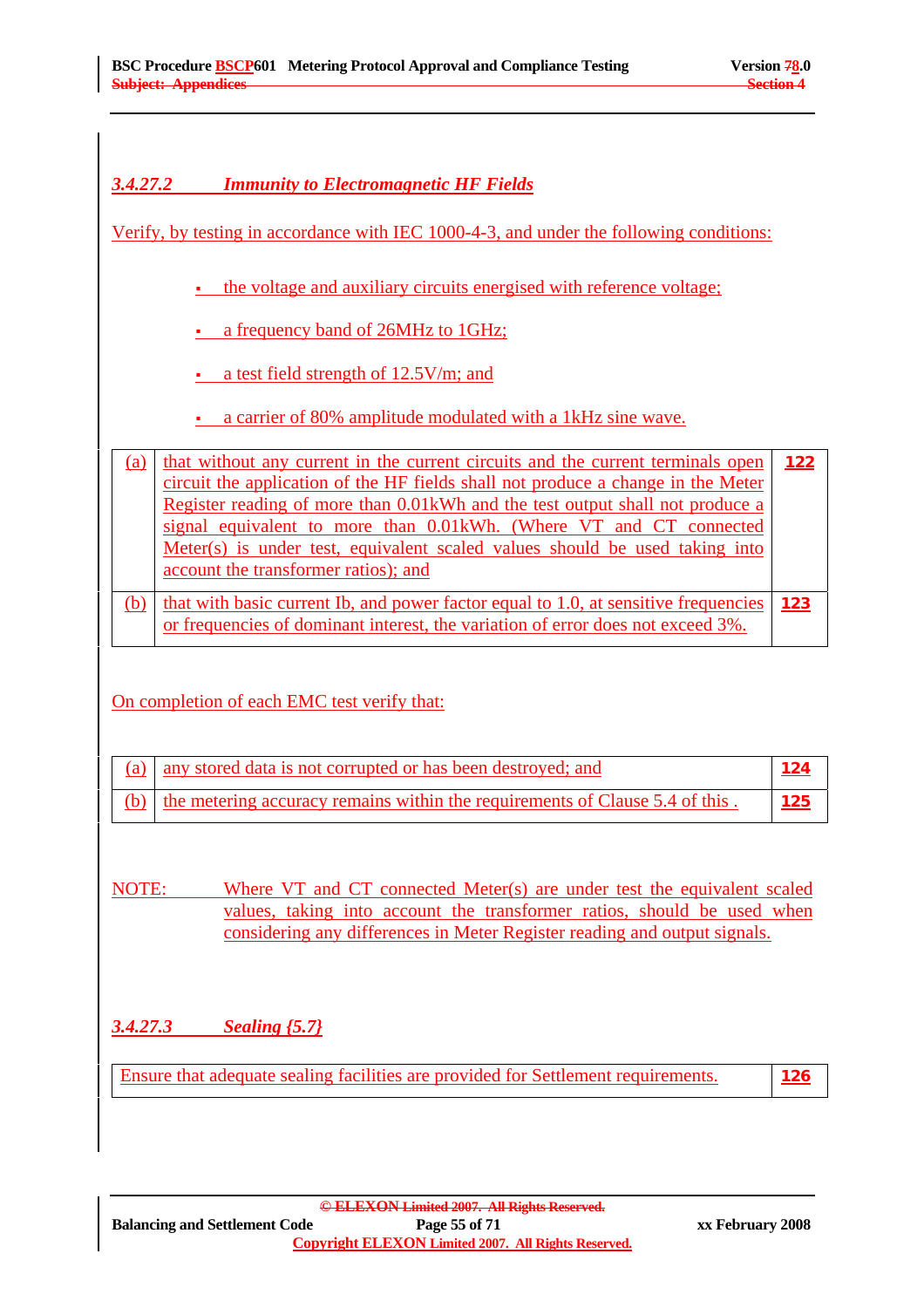### *3.4.27.2 Immunity to Electromagnetic HF Fields*

Verify, by testing in accordance with IEC 1000-4-3, and under the following conditions:

- the voltage and auxiliary circuits energised with reference voltage;
- a frequency band of 26MHz to 1GHz;
- a test field strength of 12.5V/m; and
- a carrier of 80% amplitude modulated with a 1kHz sine wave.

| | | |
|---|---|---|
| (a) | that without any current in the current circuits and the current terminals open circuit the application of the HF fields shall not produce a change in the Meter Register reading of more than 0.01kWh and the test output shall not produce a signal equivalent to more than 0.01kWh. (Where VT and CT connected Meter(s) is under test, equivalent scaled values should be used taking into account the transformer ratios); and | **122** |
| (b) | that with basic current Ib, and power factor equal to 1.0, at sensitive frequencies or frequencies of dominant interest, the variation of error does not exceed 3%. | **123** |

On completion of each EMC test verify that:

| | | |
|---|---|---|
| (a) | any stored data is not corrupted or has been destroyed; and | **124** |
| (b) | the metering accuracy remains within the requirements of Clause 5.4 of this . | **125** |

NOTE: Where VT and CT connected Meter(s) are under test the equivalent scaled values, taking into account the transformer ratios, should be used when considering any differences in Meter Register reading and output signals.

### *3.4.27.3 Sealing {5.7}*

| | |
|---|---|
| Ensure that adequate sealing facilities are provided for Settlement requirements. | **126** |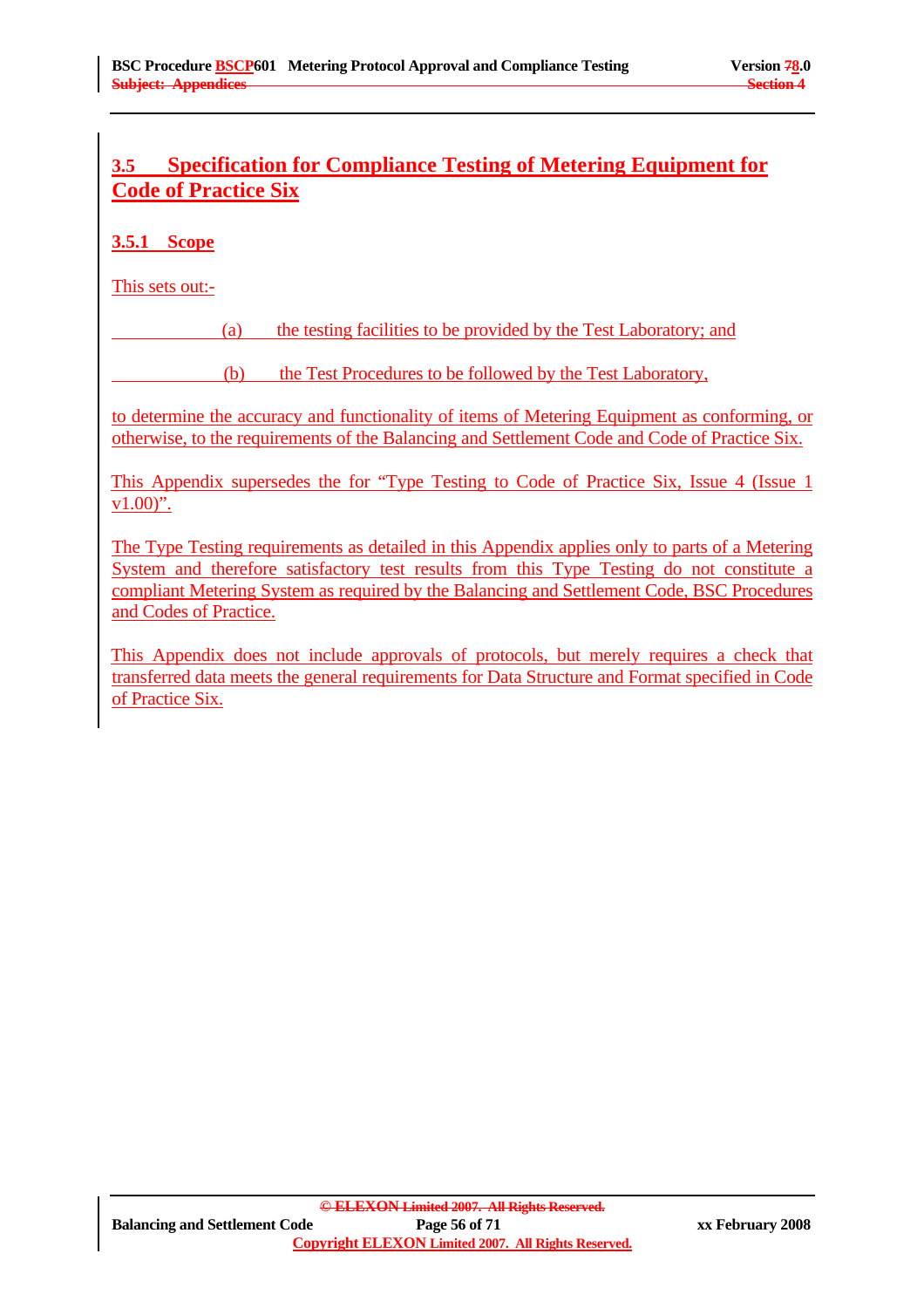## 3.5 Specification for Compliance Testing of Metering Equipment for Code of Practice Six

### 3.5.1 Scope

This sets out:-

(a) the testing facilities to be provided by the Test Laboratory; and

(b) the Test Procedures to be followed by the Test Laboratory,

to determine the accuracy and functionality of items of Metering Equipment as conforming, or otherwise, to the requirements of the Balancing and Settlement Code and Code of Practice Six.

This Appendix supersedes the for "Type Testing to Code of Practice Six, Issue 4 (Issue 1 v1.00)".

The Type Testing requirements as detailed in this Appendix applies only to parts of a Metering System and therefore satisfactory test results from this Type Testing do not constitute a compliant Metering System as required by the Balancing and Settlement Code, BSC Procedures and Codes of Practice.

This Appendix does not include approvals of protocols, but merely requires a check that transferred data meets the general requirements for Data Structure and Format specified in Code of Practice Six.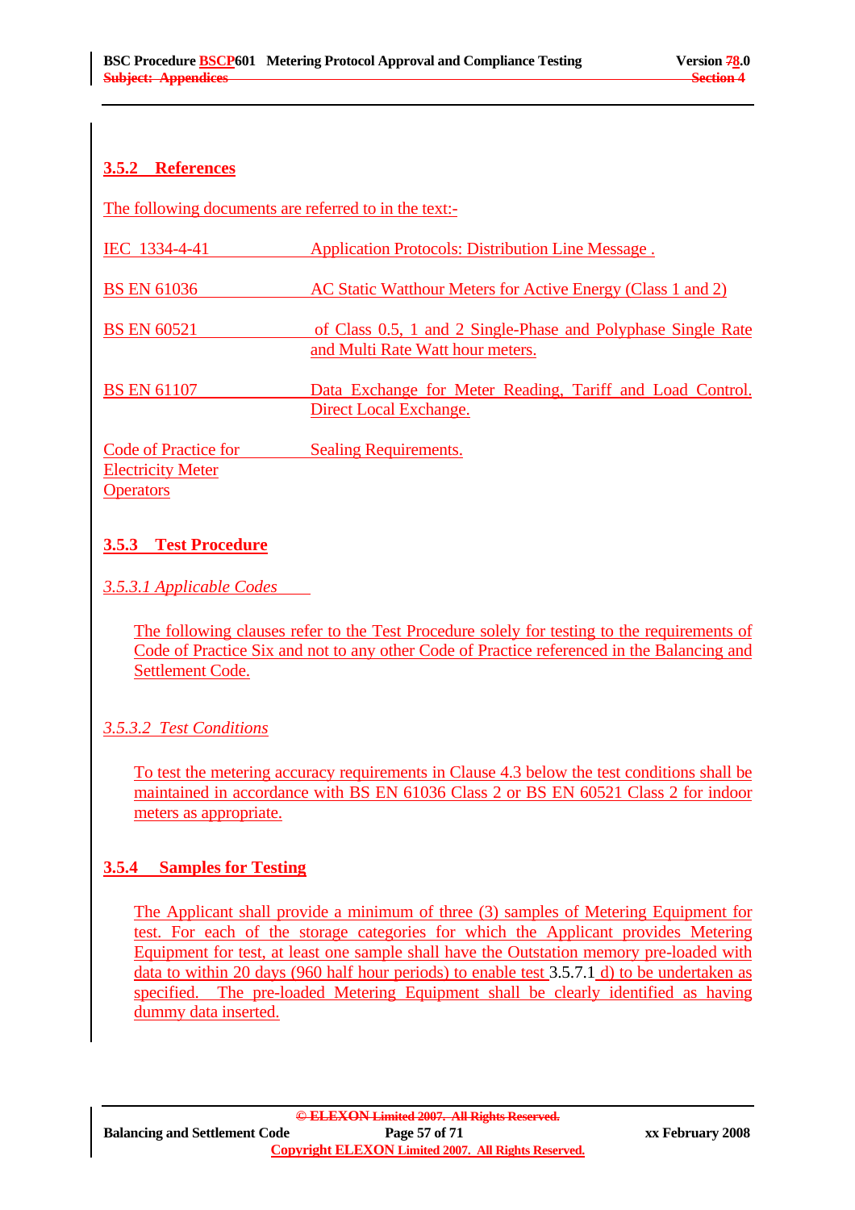### 3.5.2 References

The following documents are referred to in the text:-

| | |
|---|---|
| IEC 1334-4-41 | Application Protocols: Distribution Line Message . |
| BS EN 61036 | AC Static Watthour Meters for Active Energy (Class 1 and 2) |
| BS EN 60521 | of Class 0.5, 1 and 2 Single-Phase and Polyphase Single Rate and Multi Rate Watt hour meters. |
| BS EN 61107 | Data Exchange for Meter Reading, Tariff and Load Control. Direct Local Exchange. |
| Code of Practice for Electricity Meter Operators | Sealing Requirements. |

### 3.5.3 Test Procedure

*3.5.3.1 Applicable Codes*

The following clauses refer to the Test Procedure solely for testing to the requirements of Code of Practice Six and not to any other Code of Practice referenced in the Balancing and Settlement Code.

*3.5.3.2 Test Conditions*

To test the metering accuracy requirements in Clause 4.3 below the test conditions shall be maintained in accordance with BS EN 61036 Class 2 or BS EN 60521 Class 2 for indoor meters as appropriate.

### 3.5.4 Samples for Testing

The Applicant shall provide a minimum of three (3) samples of Metering Equipment for test. For each of the storage categories for which the Applicant provides Metering Equipment for test, at least one sample shall have the Outstation memory pre-loaded with data to within 20 days (960 half hour periods) to enable test 3.5.7.1 d) to be undertaken as specified. The pre-loaded Metering Equipment shall be clearly identified as having dummy data inserted.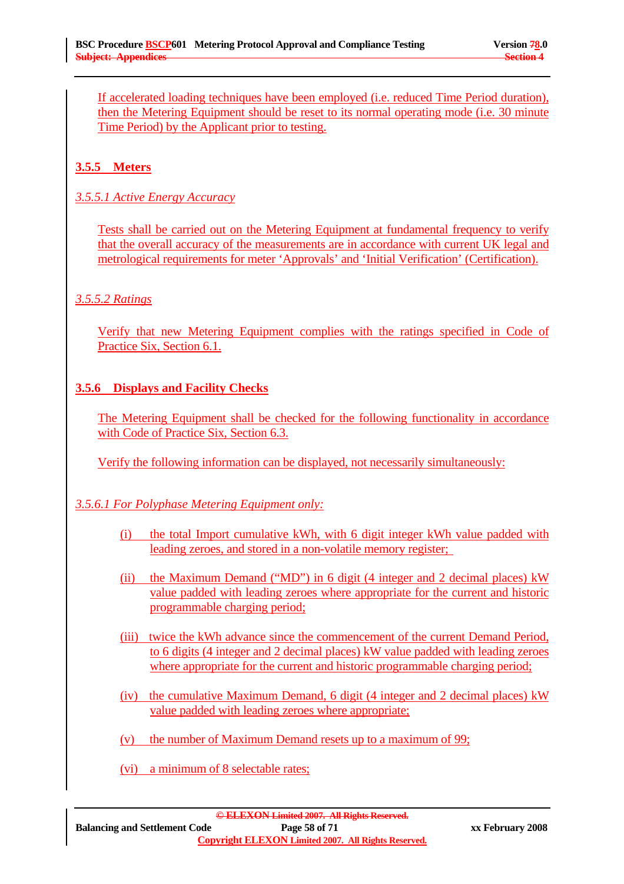If accelerated loading techniques have been employed (i.e. reduced Time Period duration), then the Metering Equipment should be reset to its normal operating mode (i.e. 30 minute Time Period) by the Applicant prior to testing.

### 3.5.5 Meters

*3.5.5.1 Active Energy Accuracy*

Tests shall be carried out on the Metering Equipment at fundamental frequency to verify that the overall accuracy of the measurements are in accordance with current UK legal and metrological requirements for meter 'Approvals' and 'Initial Verification' (Certification).

*3.5.5.2 Ratings*

Verify that new Metering Equipment complies with the ratings specified in Code of Practice Six, Section 6.1.

### 3.5.6 Displays and Facility Checks

The Metering Equipment shall be checked for the following functionality in accordance with Code of Practice Six, Section 6.3.

Verify the following information can be displayed, not necessarily simultaneously:

*3.5.6.1 For Polyphase Metering Equipment only:*

(i) the total Import cumulative kWh, with 6 digit integer kWh value padded with leading zeroes, and stored in a non-volatile memory register;

(ii) the Maximum Demand ("MD") in 6 digit (4 integer and 2 decimal places) kW value padded with leading zeroes where appropriate for the current and historic programmable charging period;

(iii) twice the kWh advance since the commencement of the current Demand Period, to 6 digits (4 integer and 2 decimal places) kW value padded with leading zeroes where appropriate for the current and historic programmable charging period;

(iv) the cumulative Maximum Demand, 6 digit (4 integer and 2 decimal places) kW value padded with leading zeroes where appropriate;

(v) the number of Maximum Demand resets up to a maximum of 99;

(vi) a minimum of 8 selectable rates;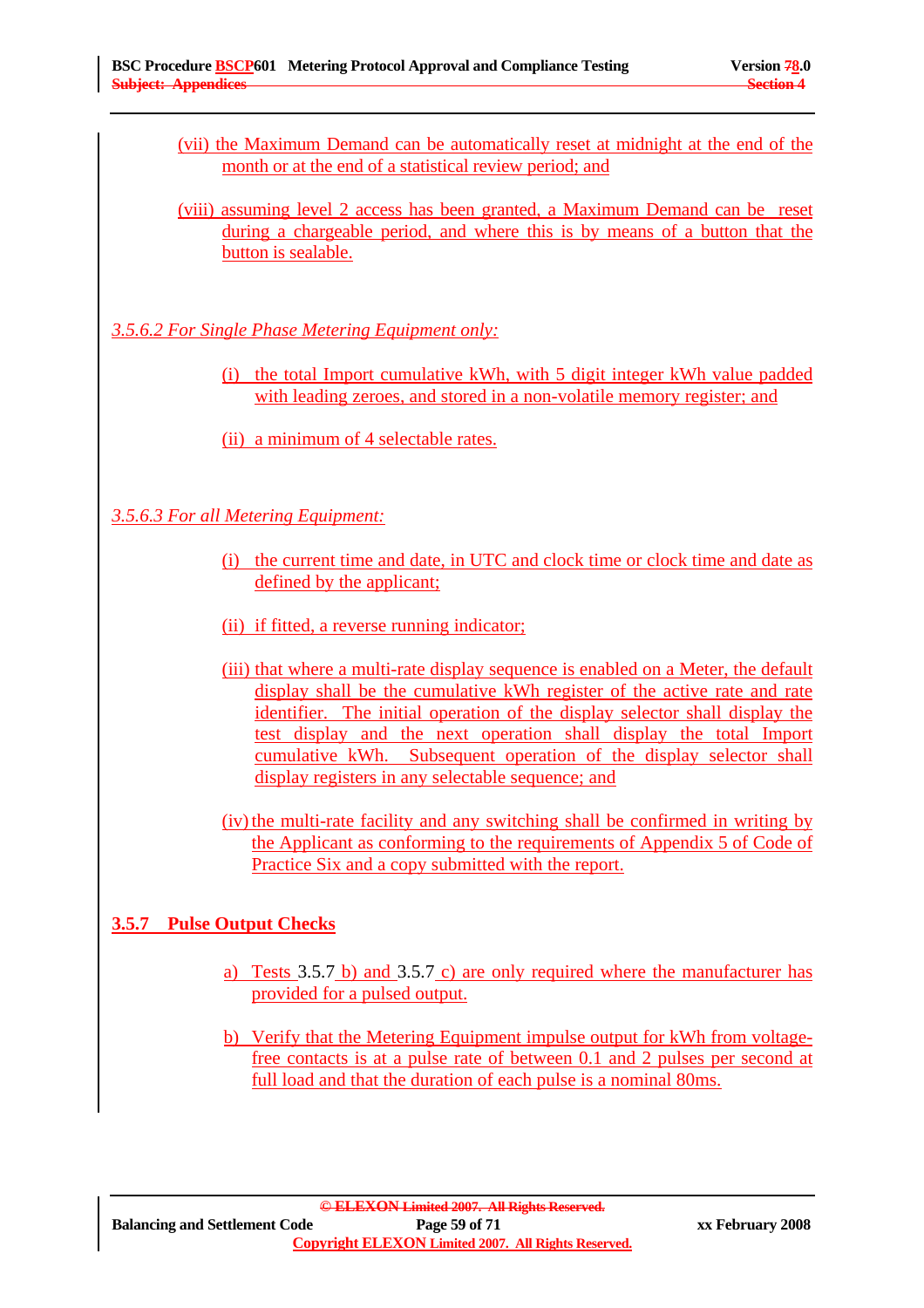(vii) the Maximum Demand can be automatically reset at midnight at the end of the month or at the end of a statistical review period; and

(viii) assuming level 2 access has been granted, a Maximum Demand can be reset during a chargeable period, and where this is by means of a button that the button is sealable.

*3.5.6.2 For Single Phase Metering Equipment only:*

(i) the total Import cumulative kWh, with 5 digit integer kWh value padded with leading zeroes, and stored in a non-volatile memory register; and

(ii) a minimum of 4 selectable rates.

*3.5.6.3 For all Metering Equipment:*

(i) the current time and date, in UTC and clock time or clock time and date as defined by the applicant;

(ii) if fitted, a reverse running indicator;

(iii) that where a multi-rate display sequence is enabled on a Meter, the default display shall be the cumulative kWh register of the active rate and rate identifier. The initial operation of the display selector shall display the test display and the next operation shall display the total Import cumulative kWh. Subsequent operation of the display selector shall display registers in any selectable sequence; and

(iv) the multi-rate facility and any switching shall be confirmed in writing by the Applicant as conforming to the requirements of Appendix 5 of Code of Practice Six and a copy submitted with the report.

### 3.5.7 Pulse Output Checks

a) Tests 3.5.7 b) and 3.5.7 c) are only required where the manufacturer has provided for a pulsed output.

b) Verify that the Metering Equipment impulse output for kWh from voltage-free contacts is at a pulse rate of between 0.1 and 2 pulses per second at full load and that the duration of each pulse is a nominal 80ms.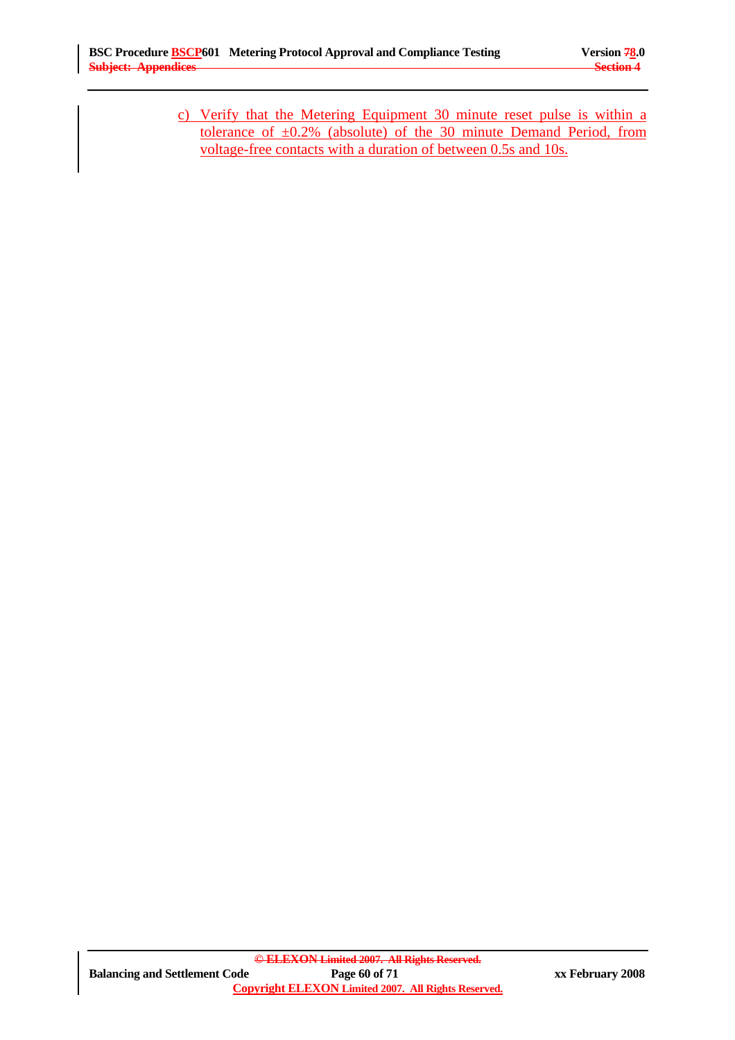c) Verify that the Metering Equipment 30 minute reset pulse is within a tolerance of ±0.2% (absolute) of the 30 minute Demand Period, from voltage-free contacts with a duration of between 0.5s and 10s.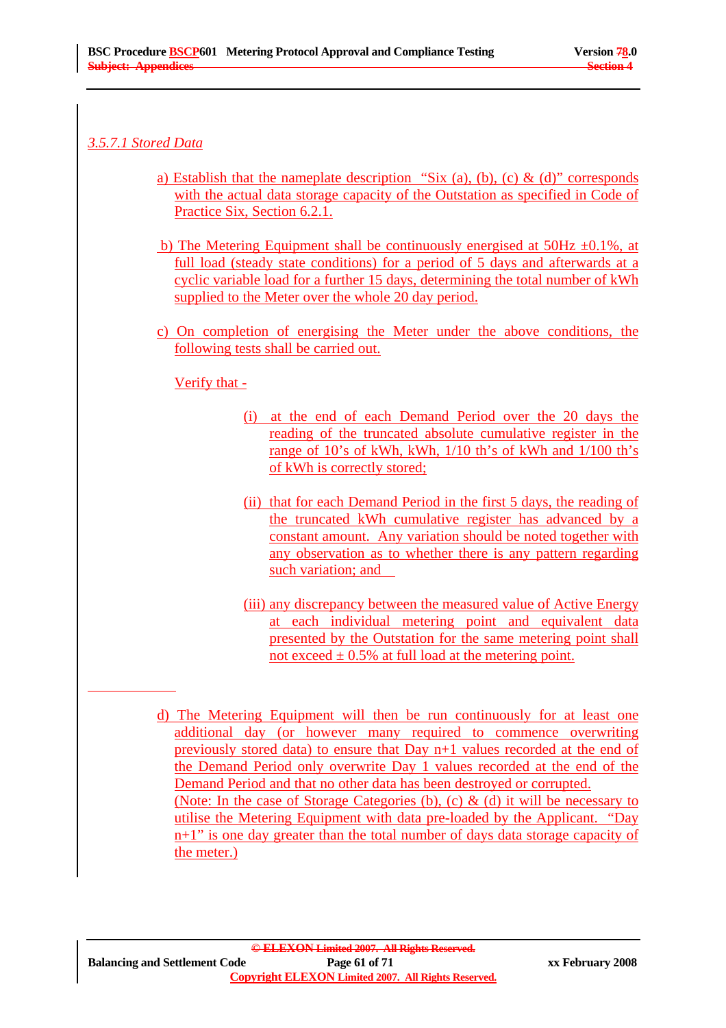*3.5.7.1 Stored Data*

a) Establish that the nameplate description "Six (a), (b), (c) & (d)" corresponds with the actual data storage capacity of the Outstation as specified in Code of Practice Six, Section 6.2.1.

b) The Metering Equipment shall be continuously energised at 50Hz ±0.1%, at full load (steady state conditions) for a period of 5 days and afterwards at a cyclic variable load for a further 15 days, determining the total number of kWh supplied to the Meter over the whole 20 day period.

c) On completion of energising the Meter under the above conditions, the following tests shall be carried out.

Verify that -

(i) at the end of each Demand Period over the 20 days the reading of the truncated absolute cumulative register in the range of 10's of kWh, kWh, 1/10 th's of kWh and 1/100 th's of kWh is correctly stored;

(ii) that for each Demand Period in the first 5 days, the reading of the truncated kWh cumulative register has advanced by a constant amount. Any variation should be noted together with any observation as to whether there is any pattern regarding such variation; and

(iii) any discrepancy between the measured value of Active Energy at each individual metering point and equivalent data presented by the Outstation for the same metering point shall not exceed ± 0.5% at full load at the metering point.

d) The Metering Equipment will then be run continuously for at least one additional day (or however many required to commence overwriting previously stored data) to ensure that Day n+1 values recorded at the end of the Demand Period only overwrite Day 1 values recorded at the end of the Demand Period and that no other data has been destroyed or corrupted. (Note: In the case of Storage Categories (b), (c) & (d) it will be necessary to utilise the Metering Equipment with data pre-loaded by the Applicant. "Day n+1" is one day greater than the total number of days data storage capacity of the meter.)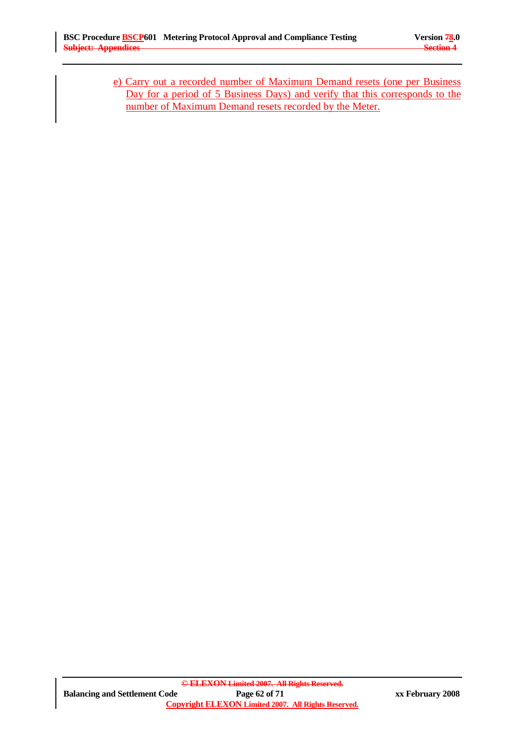e) Carry out a recorded number of Maximum Demand resets (one per Business Day for a period of 5 Business Days) and verify that this corresponds to the number of Maximum Demand resets recorded by the Meter.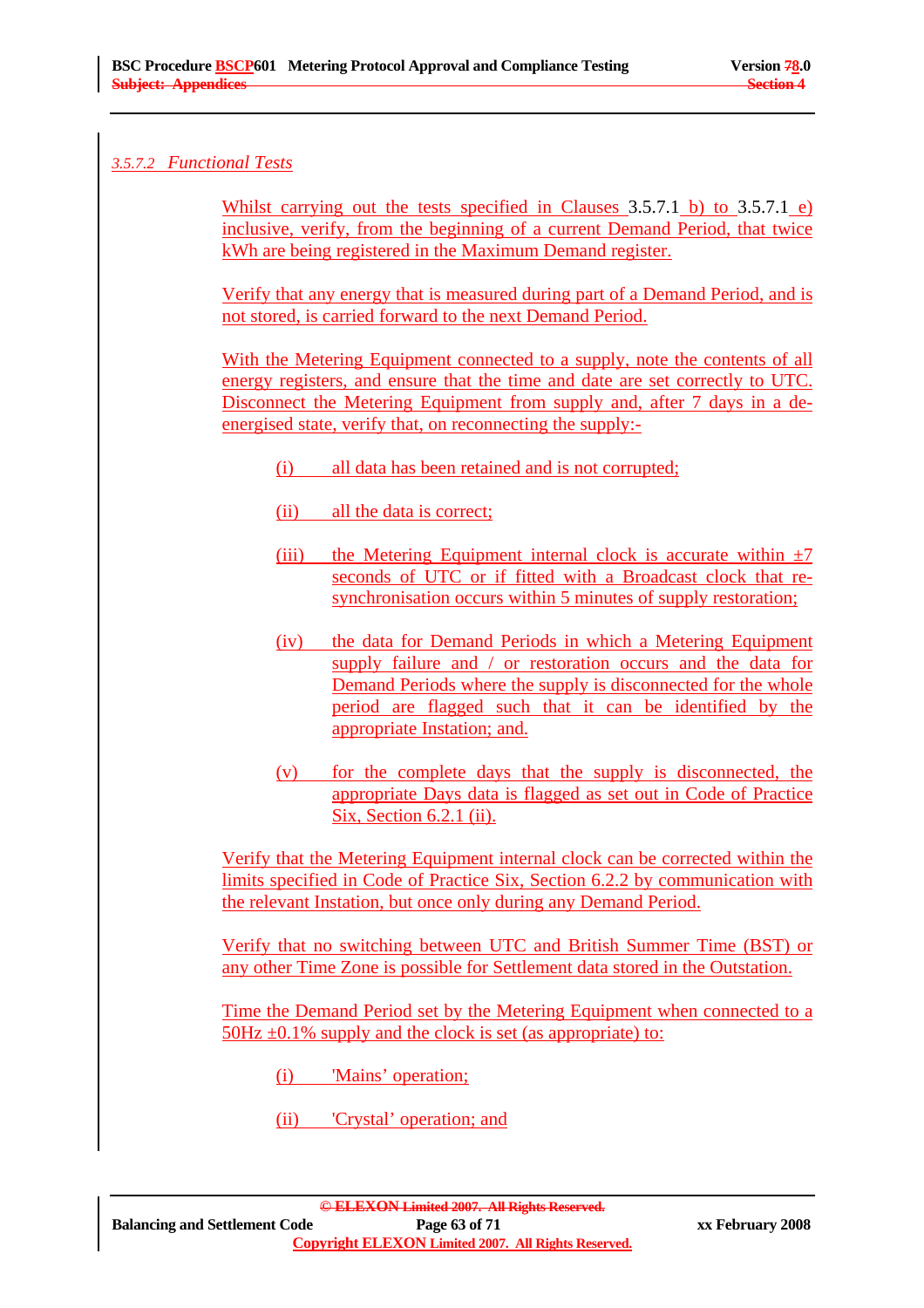### *3.5.7.2 Functional Tests*

Whilst carrying out the tests specified in Clauses 3.5.7.1 b) to 3.5.7.1 e) inclusive, verify, from the beginning of a current Demand Period, that twice kWh are being registered in the Maximum Demand register.

Verify that any energy that is measured during part of a Demand Period, and is not stored, is carried forward to the next Demand Period.

With the Metering Equipment connected to a supply, note the contents of all energy registers, and ensure that the time and date are set correctly to UTC. Disconnect the Metering Equipment from supply and, after 7 days in a de-energised state, verify that, on reconnecting the supply:-

(i) all data has been retained and is not corrupted;

(ii) all the data is correct;

(iii) the Metering Equipment internal clock is accurate within ±7 seconds of UTC or if fitted with a Broadcast clock that re-synchronisation occurs within 5 minutes of supply restoration;

(iv) the data for Demand Periods in which a Metering Equipment supply failure and / or restoration occurs and the data for Demand Periods where the supply is disconnected for the whole period are flagged such that it can be identified by the appropriate Instation; and.

(v) for the complete days that the supply is disconnected, the appropriate Days data is flagged as set out in Code of Practice Six, Section 6.2.1 (ii).

Verify that the Metering Equipment internal clock can be corrected within the limits specified in Code of Practice Six, Section 6.2.2 by communication with the relevant Instation, but once only during any Demand Period.

Verify that no switching between UTC and British Summer Time (BST) or any other Time Zone is possible for Settlement data stored in the Outstation.

Time the Demand Period set by the Metering Equipment when connected to a 50Hz ±0.1% supply and the clock is set (as appropriate) to:

(i) 'Mains' operation;

(ii) 'Crystal' operation; and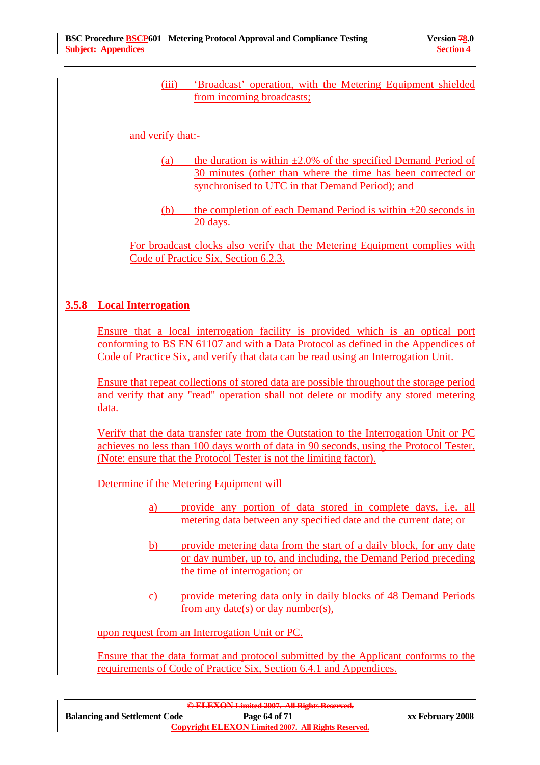(iii) 'Broadcast' operation, with the Metering Equipment shielded from incoming broadcasts;

and verify that:-

(a) the duration is within ±2.0% of the specified Demand Period of 30 minutes (other than where the time has been corrected or synchronised to UTC in that Demand Period); and

(b) the completion of each Demand Period is within ±20 seconds in 20 days.

For broadcast clocks also verify that the Metering Equipment complies with Code of Practice Six, Section 6.2.3.

### 3.5.8 Local Interrogation

Ensure that a local interrogation facility is provided which is an optical port conforming to BS EN 61107 and with a Data Protocol as defined in the Appendices of Code of Practice Six, and verify that data can be read using an Interrogation Unit.

Ensure that repeat collections of stored data are possible throughout the storage period and verify that any "read" operation shall not delete or modify any stored metering data.

Verify that the data transfer rate from the Outstation to the Interrogation Unit or PC achieves no less than 100 days worth of data in 90 seconds, using the Protocol Tester. (Note: ensure that the Protocol Tester is not the limiting factor).

Determine if the Metering Equipment will

a) provide any portion of data stored in complete days, i.e. all metering data between any specified date and the current date; or

b) provide metering data from the start of a daily block, for any date or day number, up to, and including, the Demand Period preceding the time of interrogation; or

c) provide metering data only in daily blocks of 48 Demand Periods from any date(s) or day number(s),

upon request from an Interrogation Unit or PC.

Ensure that the data format and protocol submitted by the Applicant conforms to the requirements of Code of Practice Six, Section 6.4.1 and Appendices.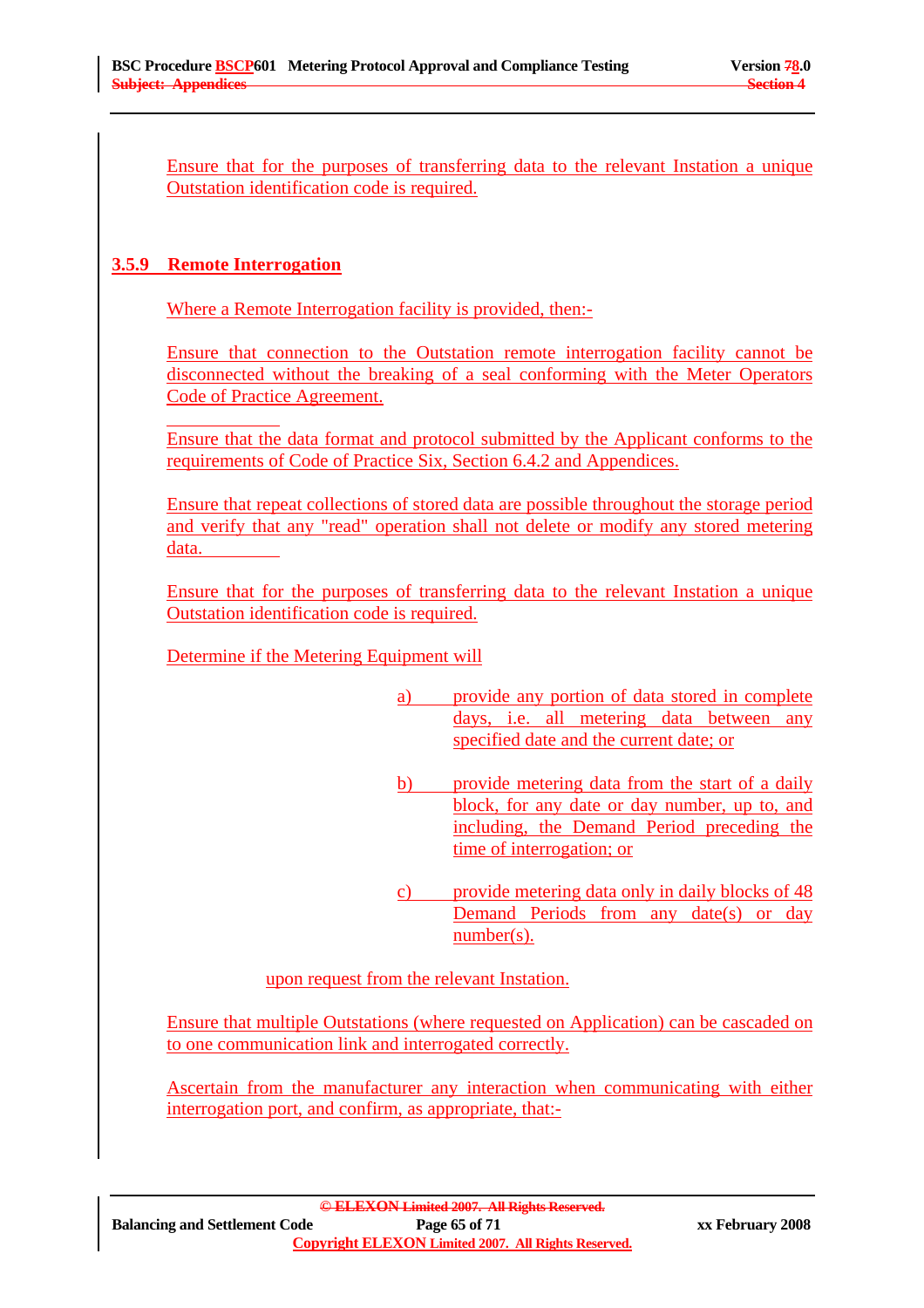Ensure that for the purposes of transferring data to the relevant Instation a unique Outstation identification code is required.

### 3.5.9 Remote Interrogation

Where a Remote Interrogation facility is provided, then:-

Ensure that connection to the Outstation remote interrogation facility cannot be disconnected without the breaking of a seal conforming with the Meter Operators Code of Practice Agreement.

Ensure that the data format and protocol submitted by the Applicant conforms to the requirements of Code of Practice Six, Section 6.4.2 and Appendices.

Ensure that repeat collections of stored data are possible throughout the storage period and verify that any "read" operation shall not delete or modify any stored metering data.

Ensure that for the purposes of transferring data to the relevant Instation a unique Outstation identification code is required.

Determine if the Metering Equipment will

a) provide any portion of data stored in complete days, i.e. all metering data between any specified date and the current date; or

b) provide metering data from the start of a daily block, for any date or day number, up to, and including, the Demand Period preceding the time of interrogation; or

c) provide metering data only in daily blocks of 48 Demand Periods from any date(s) or day number(s).

upon request from the relevant Instation.

Ensure that multiple Outstations (where requested on Application) can be cascaded on to one communication link and interrogated correctly.

Ascertain from the manufacturer any interaction when communicating with either interrogation port, and confirm, as appropriate, that:-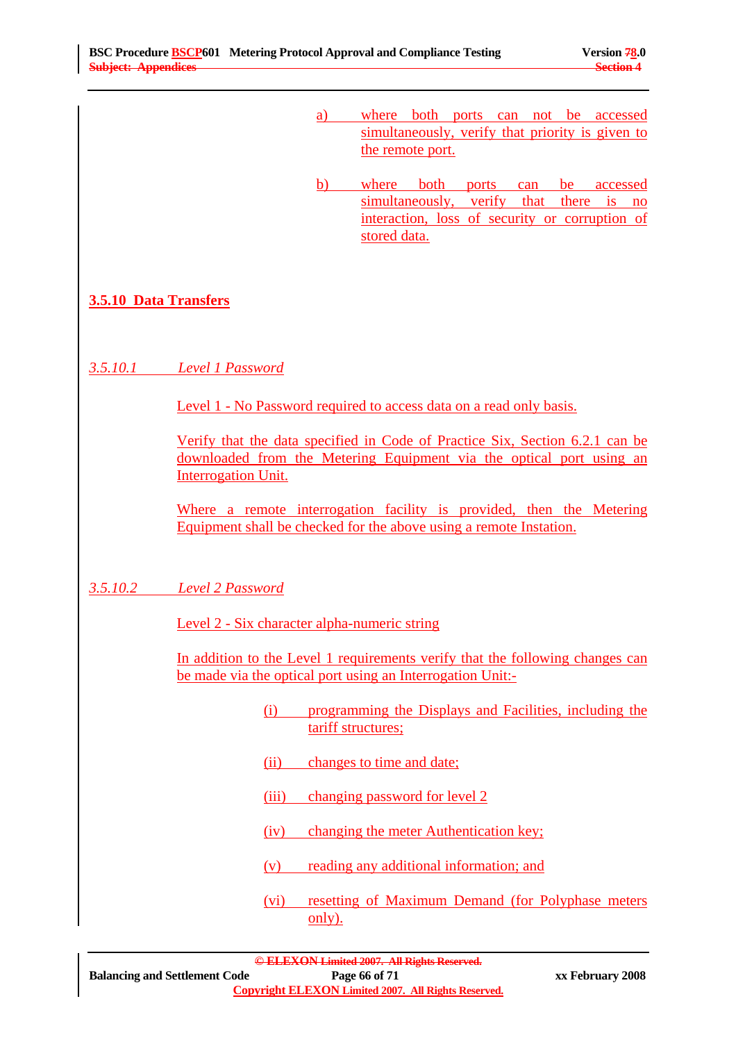a) where both ports can not be accessed simultaneously, verify that priority is given to the remote port.

b) where both ports can be accessed simultaneously, verify that there is no interaction, loss of security or corruption of stored data.

### 3.5.10 Data Transfers

*3.5.10.1 Level 1 Password*

Level 1 - No Password required to access data on a read only basis.

Verify that the data specified in Code of Practice Six, Section 6.2.1 can be downloaded from the Metering Equipment via the optical port using an Interrogation Unit.

Where a remote interrogation facility is provided, then the Metering Equipment shall be checked for the above using a remote Instation.

*3.5.10.2 Level 2 Password*

Level 2 - Six character alpha-numeric string

In addition to the Level 1 requirements verify that the following changes can be made via the optical port using an Interrogation Unit:-

(i) programming the Displays and Facilities, including the tariff structures;

(ii) changes to time and date;

(iii) changing password for level 2

(iv) changing the meter Authentication key;

(v) reading any additional information; and

(vi) resetting of Maximum Demand (for Polyphase meters only).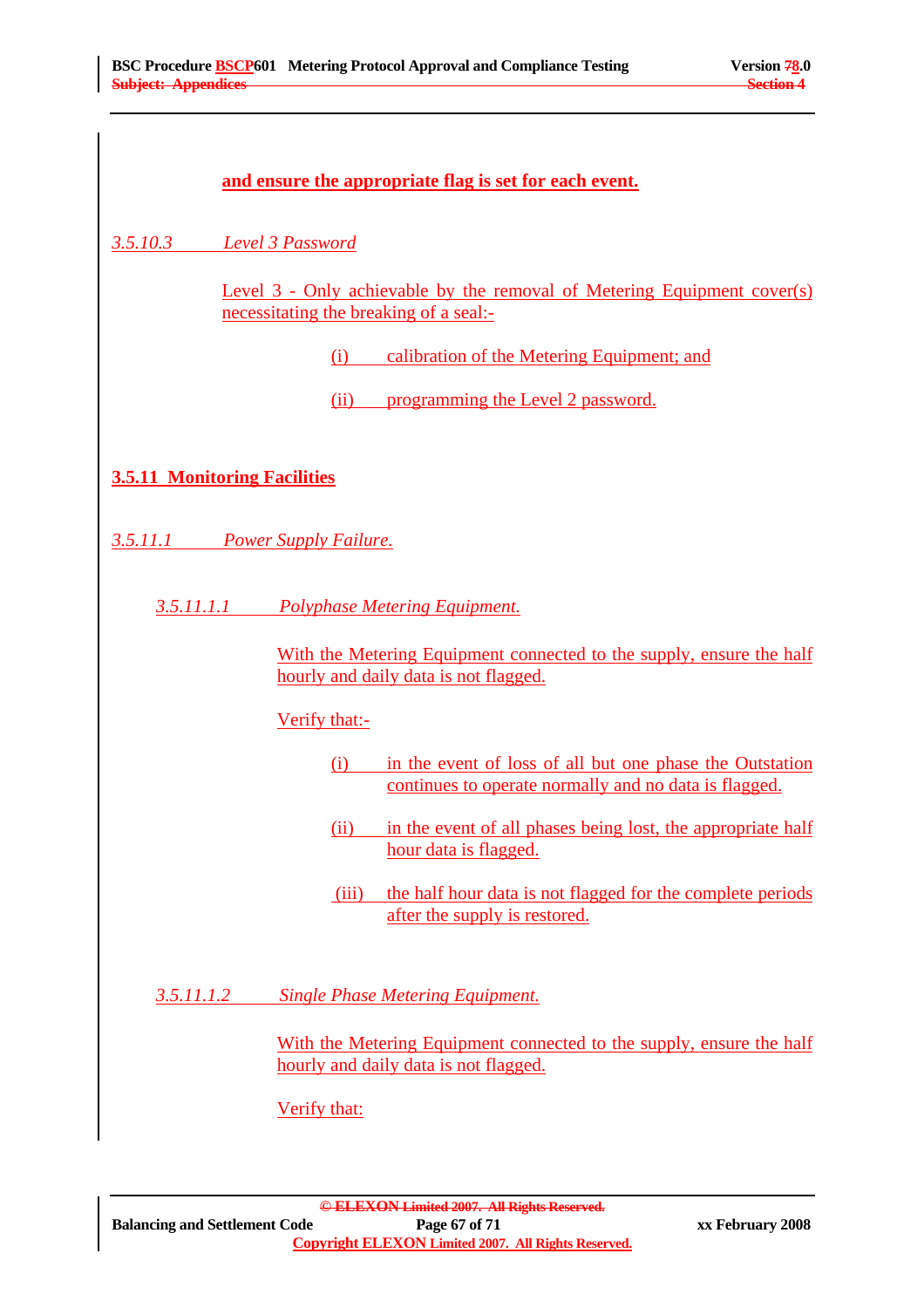**and ensure the appropriate flag is set for each event.**

*3.5.10.3 Level 3 Password*

Level 3 - Only achievable by the removal of Metering Equipment cover(s) necessitating the breaking of a seal:-

(i) calibration of the Metering Equipment; and

(ii) programming the Level 2 password.

### 3.5.11 Monitoring Facilities

*3.5.11.1 Power Supply Failure.*

*3.5.11.1.1 Polyphase Metering Equipment.*

With the Metering Equipment connected to the supply, ensure the half hourly and daily data is not flagged.

Verify that:-

(i) in the event of loss of all but one phase the Outstation continues to operate normally and no data is flagged.

(ii) in the event of all phases being lost, the appropriate half hour data is flagged.

(iii) the half hour data is not flagged for the complete periods after the supply is restored.

*3.5.11.1.2 Single Phase Metering Equipment.*

With the Metering Equipment connected to the supply, ensure the half hourly and daily data is not flagged.

Verify that: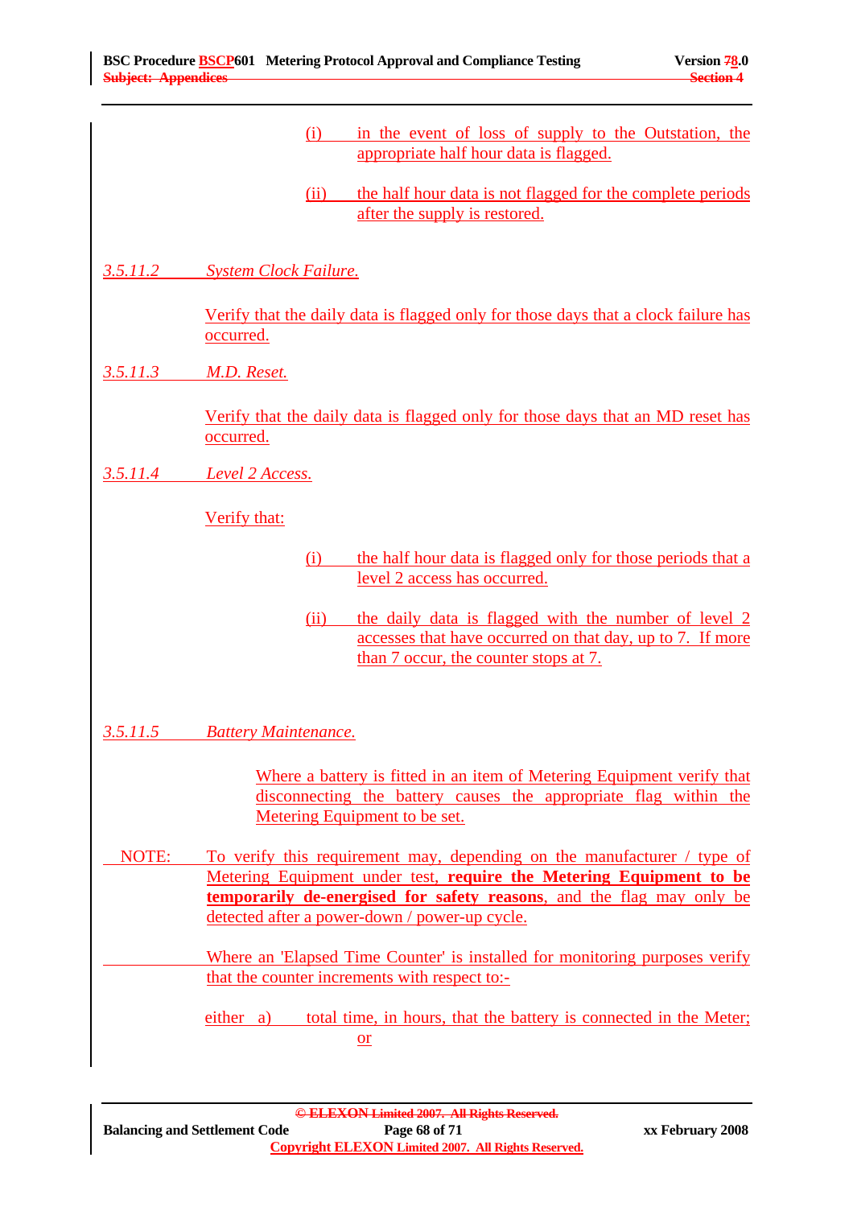(i) in the event of loss of supply to the Outstation, the appropriate half hour data is flagged.

(ii) the half hour data is not flagged for the complete periods after the supply is restored.

*3.5.11.2 System Clock Failure.*

Verify that the daily data is flagged only for those days that a clock failure has occurred.

*3.5.11.3 M.D. Reset.*

Verify that the daily data is flagged only for those days that an MD reset has occurred.

*3.5.11.4 Level 2 Access.*

Verify that:

(i) the half hour data is flagged only for those periods that a level 2 access has occurred.

(ii) the daily data is flagged with the number of level 2 accesses that have occurred on that day, up to 7. If more than 7 occur, the counter stops at 7.

*3.5.11.5 Battery Maintenance.*

Where a battery is fitted in an item of Metering Equipment verify that disconnecting the battery causes the appropriate flag within the Metering Equipment to be set.

NOTE: To verify this requirement may, depending on the manufacturer / type of Metering Equipment under test, **require the Metering Equipment to be temporarily de-energised for safety reasons**, and the flag may only be detected after a power-down / power-up cycle.

Where an 'Elapsed Time Counter' is installed for monitoring purposes verify that the counter increments with respect to:-

either a) total time, in hours, that the battery is connected in the Meter; or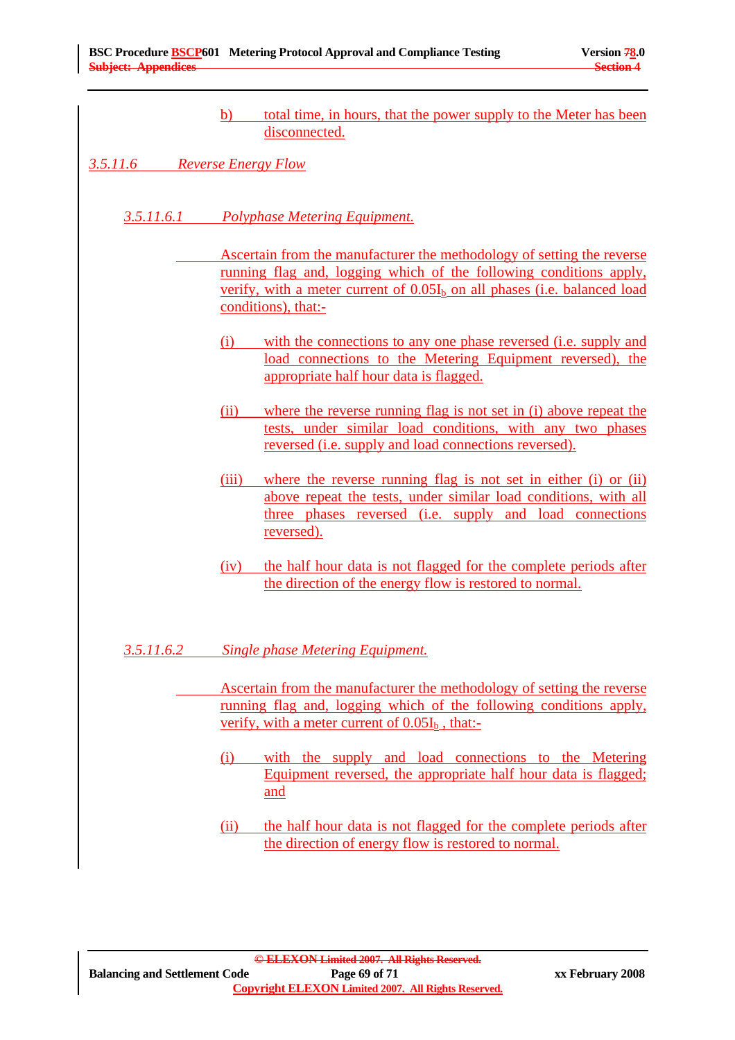b) total time, in hours, that the power supply to the Meter has been disconnected.

### *3.5.11.6 Reverse Energy Flow*

#### *3.5.11.6.1 Polyphase Metering Equipment.*

Ascertain from the manufacturer the methodology of setting the reverse running flag and, logging which of the following conditions apply, verify, with a meter current of $0.05I_b$ on all phases (i.e. balanced load conditions), that:-

(i) with the connections to any one phase reversed (i.e. supply and load connections to the Metering Equipment reversed), the appropriate half hour data is flagged.

(ii) where the reverse running flag is not set in (i) above repeat the tests, under similar load conditions, with any two phases reversed (i.e. supply and load connections reversed).

(iii) where the reverse running flag is not set in either (i) or (ii) above repeat the tests, under similar load conditions, with all three phases reversed (i.e. supply and load connections reversed).

(iv) the half hour data is not flagged for the complete periods after the direction of the energy flow is restored to normal.

#### *3.5.11.6.2 Single phase Metering Equipment.*

Ascertain from the manufacturer the methodology of setting the reverse running flag and, logging which of the following conditions apply, verify, with a meter current of $0.05I_b$ , that:-

(i) with the supply and load connections to the Metering Equipment reversed, the appropriate half hour data is flagged; and

(ii) the half hour data is not flagged for the complete periods after the direction of energy flow is restored to normal.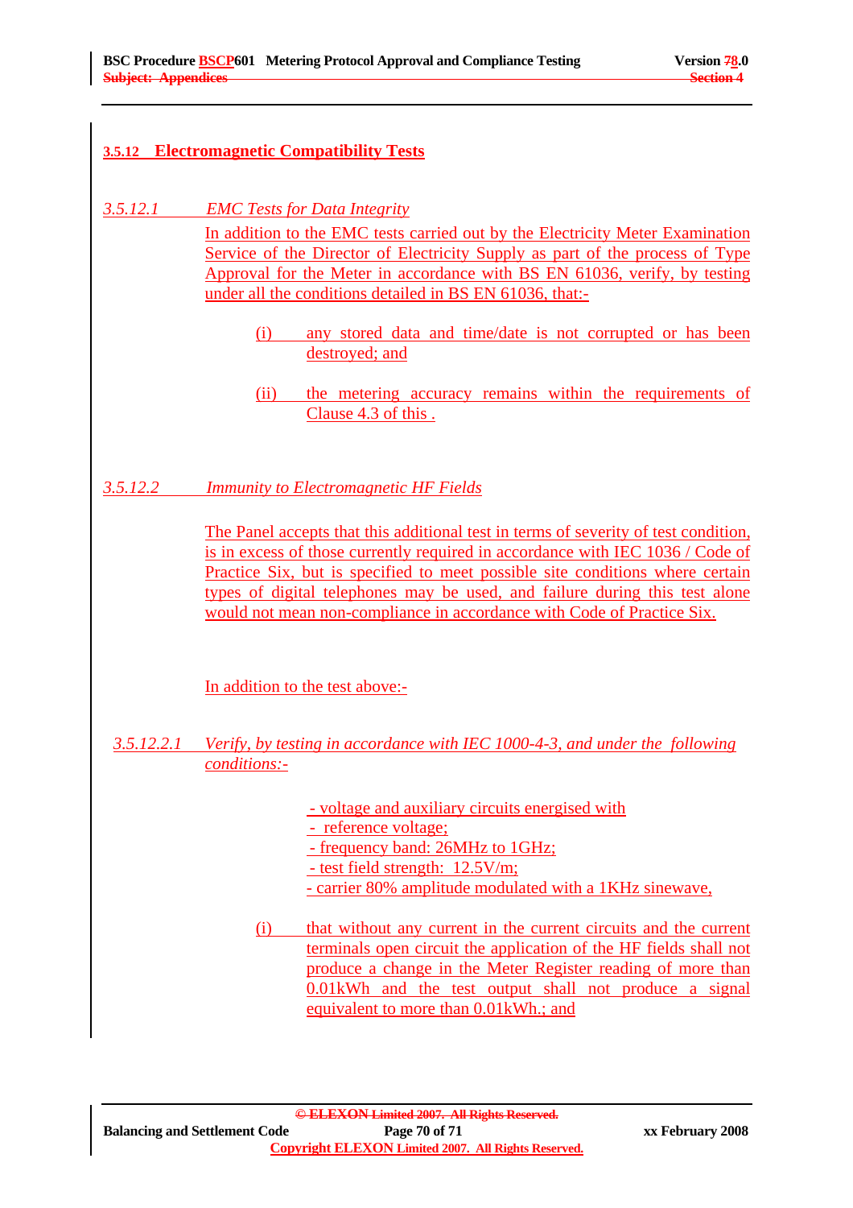### 3.5.12 Electromagnetic Compatibility Tests

*3.5.12.1 EMC Tests for Data Integrity*

In addition to the EMC tests carried out by the Electricity Meter Examination Service of the Director of Electricity Supply as part of the process of Type Approval for the Meter in accordance with BS EN 61036, verify, by testing under all the conditions detailed in BS EN 61036, that:-

(i) any stored data and time/date is not corrupted or has been destroyed; and

(ii) the metering accuracy remains within the requirements of Clause 4.3 of this .

*3.5.12.2 Immunity to Electromagnetic HF Fields*

The Panel accepts that this additional test in terms of severity of test condition, is in excess of those currently required in accordance with IEC 1036 / Code of Practice Six, but is specified to meet possible site conditions where certain types of digital telephones may be used, and failure during this test alone would not mean non-compliance in accordance with Code of Practice Six.

In addition to the test above:-

*3.5.12.2.1 Verify, by testing in accordance with IEC 1000-4-3, and under the following conditions:-*

- voltage and auxiliary circuits energised with
- reference voltage;
- frequency band: 26MHz to 1GHz;
- test field strength: 12.5V/m;
- carrier 80% amplitude modulated with a 1KHz sinewave,

(i) that without any current in the current circuits and the current terminals open circuit the application of the HF fields shall not produce a change in the Meter Register reading of more than 0.01kWh and the test output shall not produce a signal equivalent to more than 0.01kWh.; and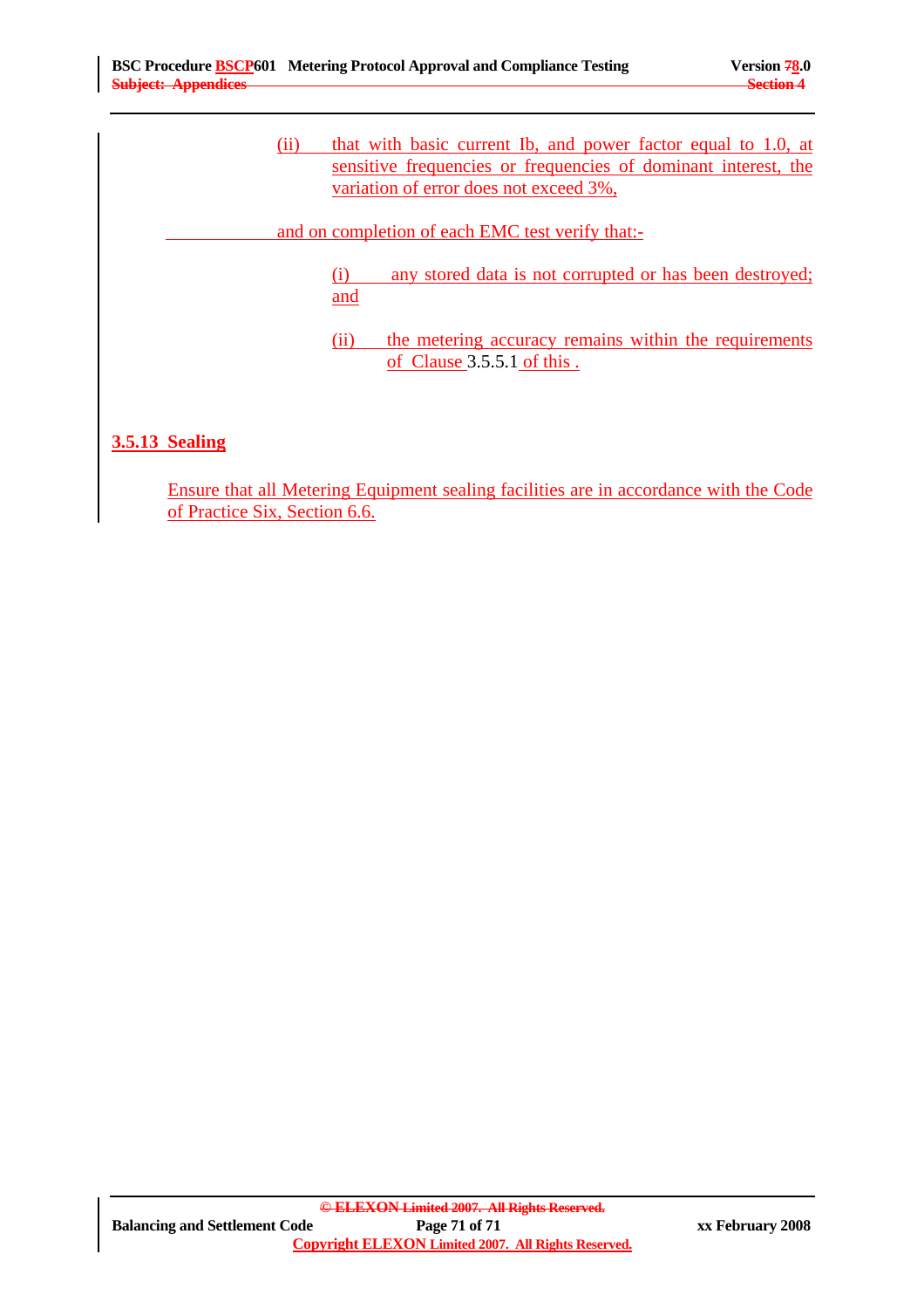(ii) that with basic current Ib, and power factor equal to 1.0, at sensitive frequencies or frequencies of dominant interest, the variation of error does not exceed 3%,

and on completion of each EMC test verify that:-

(i) any stored data is not corrupted or has been destroyed; and

(ii) the metering accuracy remains within the requirements of Clause 3.5.5.1 of this .

### 3.5.13 Sealing

Ensure that all Metering Equipment sealing facilities are in accordance with the Code of Practice Six, Section 6.6.